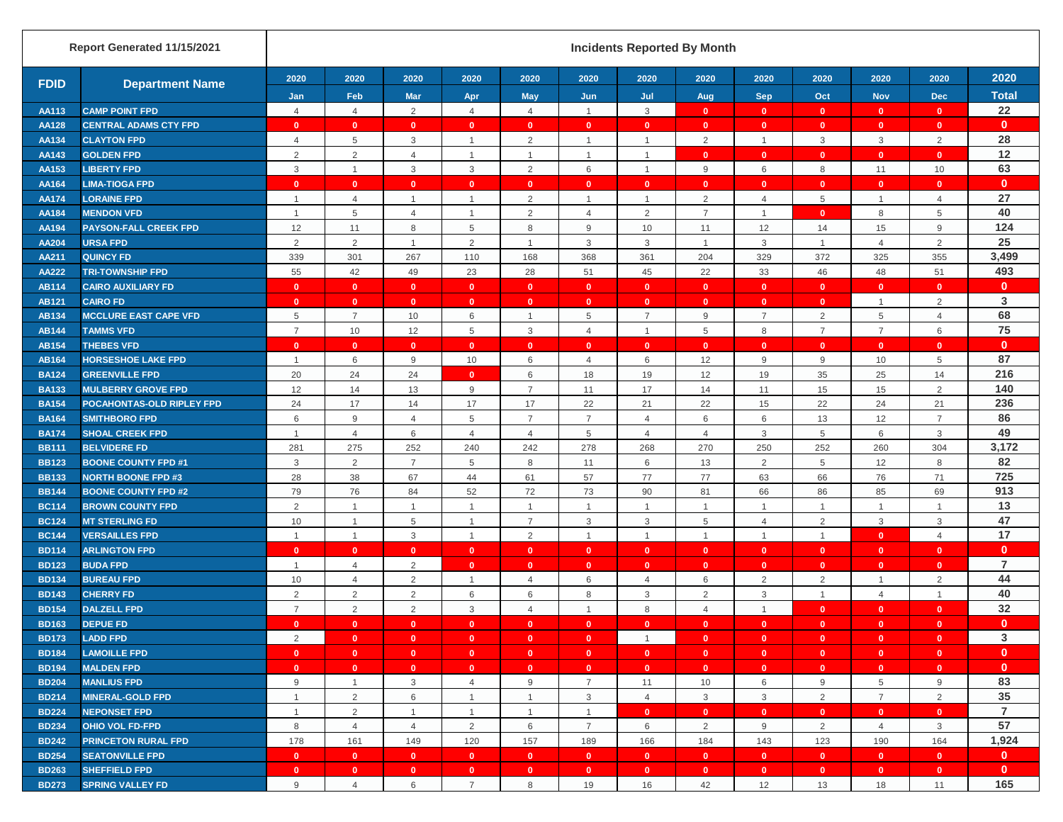| Report Generated 11/15/2021 | | Incidents Reported By Month | | | | | | | | | | | | |
|---|---|---|---|---|---|---|---|---|---|---|---|---|---|---|
| FDID | Department Name | 2020 Jan | 2020 Feb | 2020 Mar | 2020 Apr | 2020 May | 2020 Jun | 2020 Jul | 2020 Aug | 2020 Sep | 2020 Oct | 2020 Nov | 2020 Dec | 2020 Total |
| AA113 | CAMP POINT FPD | 4 | 4 | 2 | 4 | 4 | 1 | 3 | 0 | 0 | 0 | 0 | 0 | 22 |
| AA128 | CENTRAL ADAMS CTY FPD | 0 | 0 | 0 | 0 | 0 | 0 | 0 | 0 | 0 | 0 | 0 | 0 | 0 |
| AA134 | CLAYTON FPD | 4 | 5 | 3 | 1 | 2 | 1 | 1 | 2 | 1 | 3 | 3 | 2 | 28 |
| AA143 | GOLDEN FPD | 2 | 2 | 4 | 1 | 1 | 1 | 1 | 0 | 0 | 0 | 0 | 0 | 12 |
| AA153 | LIBERTY FPD | 3 | 1 | 3 | 3 | 2 | 6 | 1 | 9 | 6 | 8 | 11 | 10 | 63 |
| AA164 | LIMA-TIOGA FPD | 0 | 0 | 0 | 0 | 0 | 0 | 0 | 0 | 0 | 0 | 0 | 0 | 0 |
| AA174 | LORAINE FPD | 1 | 4 | 1 | 1 | 2 | 1 | 1 | 2 | 4 | 5 | 1 | 4 | 27 |
| AA184 | MENDON VFD | 1 | 5 | 4 | 1 | 2 | 4 | 2 | 7 | 1 | 0 | 8 | 5 | 40 |
| AA194 | PAYSON-FALL CREEK FPD | 12 | 11 | 8 | 5 | 8 | 9 | 10 | 11 | 12 | 14 | 15 | 9 | 124 |
| AA204 | URSA FPD | 2 | 2 | 1 | 2 | 1 | 3 | 3 | 1 | 3 | 1 | 4 | 2 | 25 |
| AA211 | QUINCY FD | 339 | 301 | 267 | 110 | 168 | 368 | 361 | 204 | 329 | 372 | 325 | 355 | 3,499 |
| AA222 | TRI-TOWNSHIP FPD | 55 | 42 | 49 | 23 | 28 | 51 | 45 | 22 | 33 | 46 | 48 | 51 | 493 |
| AB114 | CAIRO AUXILIARY FD | 0 | 0 | 0 | 0 | 0 | 0 | 0 | 0 | 0 | 0 | 0 | 0 | 0 |
| AB121 | CAIRO FD | 0 | 0 | 0 | 0 | 0 | 0 | 0 | 0 | 0 | 0 | 1 | 2 | 3 |
| AB134 | MCCLURE EAST CAPE VFD | 5 | 7 | 10 | 6 | 1 | 5 | 7 | 9 | 7 | 2 | 5 | 4 | 68 |
| AB144 | TAMMS VFD | 7 | 10 | 12 | 5 | 3 | 4 | 1 | 5 | 8 | 7 | 7 | 6 | 75 |
| AB154 | THEBES VFD | 0 | 0 | 0 | 0 | 0 | 0 | 0 | 0 | 0 | 0 | 0 | 0 | 0 |
| AB164 | HORSESHOE LAKE FPD | 1 | 6 | 9 | 10 | 6 | 4 | 6 | 12 | 9 | 9 | 10 | 5 | 87 |
| BA124 | GREENVILLE FPD | 20 | 24 | 24 | 0 | 6 | 18 | 19 | 12 | 19 | 35 | 25 | 14 | 216 |
| BA133 | MULBERRY GROVE FPD | 12 | 14 | 13 | 9 | 7 | 11 | 17 | 14 | 11 | 15 | 15 | 2 | 140 |
| BA154 | POCAHONTAS-OLD RIPLEY FPD | 24 | 17 | 14 | 17 | 17 | 22 | 21 | 22 | 15 | 22 | 24 | 21 | 236 |
| BA164 | SMITHBORO FPD | 6 | 9 | 4 | 5 | 7 | 7 | 4 | 6 | 6 | 13 | 12 | 7 | 86 |
| BA174 | SHOAL CREEK FPD | 1 | 4 | 6 | 4 | 4 | 5 | 4 | 4 | 3 | 5 | 6 | 3 | 49 |
| BB111 | BELVIDERE FD | 281 | 275 | 252 | 240 | 242 | 278 | 268 | 270 | 250 | 252 | 260 | 304 | 3,172 |
| BB123 | BOONE COUNTY FPD #1 | 3 | 2 | 7 | 5 | 8 | 11 | 6 | 13 | 2 | 5 | 12 | 8 | 82 |
| BB133 | NORTH BOONE FPD #3 | 28 | 38 | 67 | 44 | 61 | 57 | 77 | 77 | 63 | 66 | 76 | 71 | 725 |
| BB144 | BOONE COUNTY FPD #2 | 79 | 76 | 84 | 52 | 72 | 73 | 90 | 81 | 66 | 86 | 85 | 69 | 913 |
| BC114 | BROWN COUNTY FPD | 2 | 1 | 1 | 1 | 1 | 1 | 1 | 1 | 1 | 1 | 1 | 1 | 13 |
| BC124 | MT STERLING FD | 10 | 1 | 5 | 1 | 7 | 3 | 3 | 5 | 4 | 2 | 3 | 3 | 47 |
| BC144 | VERSAILLES FPD | 1 | 1 | 3 | 1 | 2 | 1 | 1 | 1 | 1 | 1 | 0 | 4 | 17 |
| BD114 | ARLINGTON FPD | 0 | 0 | 0 | 0 | 0 | 0 | 0 | 0 | 0 | 0 | 0 | 0 | 0 |
| BD123 | BUDA FPD | 1 | 4 | 2 | 0 | 0 | 0 | 0 | 0 | 0 | 0 | 0 | 0 | 7 |
| BD134 | BUREAU FPD | 10 | 4 | 2 | 1 | 4 | 6 | 4 | 6 | 2 | 2 | 1 | 2 | 44 |
| BD143 | CHERRY FD | 2 | 2 | 2 | 6 | 6 | 8 | 3 | 2 | 3 | 1 | 4 | 1 | 40 |
| BD154 | DALZELL FPD | 7 | 2 | 2 | 3 | 4 | 1 | 8 | 4 | 1 | 0 | 0 | 0 | 32 |
| BD163 | DEPUE FD | 0 | 0 | 0 | 0 | 0 | 0 | 0 | 0 | 0 | 0 | 0 | 0 | 0 |
| BD173 | LADD FPD | 2 | 0 | 0 | 0 | 0 | 0 | 1 | 0 | 0 | 0 | 0 | 0 | 3 |
| BD184 | LAMOILLE FPD | 0 | 0 | 0 | 0 | 0 | 0 | 0 | 0 | 0 | 0 | 0 | 0 | 0 |
| BD194 | MALDEN FPD | 0 | 0 | 0 | 0 | 0 | 0 | 0 | 0 | 0 | 0 | 0 | 0 | 0 |
| BD204 | MANLIUS FPD | 9 | 1 | 3 | 4 | 9 | 7 | 11 | 10 | 6 | 9 | 5 | 9 | 83 |
| BD214 | MINERAL-GOLD FPD | 1 | 2 | 6 | 1 | 1 | 3 | 4 | 3 | 3 | 2 | 7 | 2 | 35 |
| BD224 | NEPONSET FPD | 1 | 2 | 1 | 1 | 1 | 1 | 0 | 0 | 0 | 0 | 0 | 0 | 7 |
| BD234 | OHIO VOL FD-FPD | 8 | 4 | 4 | 2 | 6 | 7 | 6 | 2 | 9 | 2 | 4 | 3 | 57 |
| BD242 | PRINCETON RURAL FPD | 178 | 161 | 149 | 120 | 157 | 189 | 166 | 184 | 143 | 123 | 190 | 164 | 1,924 |
| BD254 | SEATONVILLE FPD | 0 | 0 | 0 | 0 | 0 | 0 | 0 | 0 | 0 | 0 | 0 | 0 | 0 |
| BD263 | SHEFFIELD FPD | 0 | 0 | 0 | 0 | 0 | 0 | 0 | 0 | 0 | 0 | 0 | 0 | 0 |
| BD273 | SPRING VALLEY FD | 9 | 4 | 6 | 7 | 8 | 19 | 16 | 42 | 12 | 13 | 18 | 11 | 165 |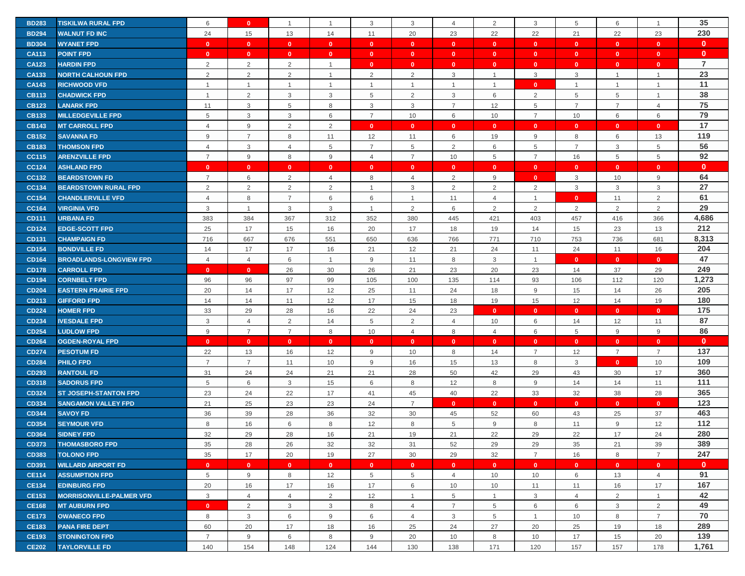| | | | | | | | | | | | | | | |
|---|---|---|---|---|---|---|---|---|---|---|---|---|---|---|
| BD283 | TISKILWA RURAL FPD | 6 | 0 | 1 | 1 | 3 | 3 | 4 | 2 | 3 | 5 | 6 | 1 | 35 |
| BD294 | WALNUT FD INC | 24 | 15 | 13 | 14 | 11 | 20 | 23 | 22 | 22 | 21 | 22 | 23 | 230 |
| BD304 | WYANET FPD | 0 | 0 | 0 | 0 | 0 | 0 | 0 | 0 | 0 | 0 | 0 | 0 | 0 |
| CA113 | POINT FPD | 0 | 0 | 0 | 0 | 0 | 0 | 0 | 0 | 0 | 0 | 0 | 0 | 0 |
| CA123 | HARDIN FPD | 2 | 2 | 2 | 1 | 0 | 0 | 0 | 0 | 0 | 0 | 0 | 0 | 7 |
| CA133 | NORTH CALHOUN FPD | 2 | 2 | 2 | 1 | 2 | 2 | 3 | 1 | 3 | 3 | 1 | 1 | 23 |
| CA143 | RICHWOOD VFD | 1 | 1 | 1 | 1 | 1 | 1 | 1 | 1 | 0 | 1 | 1 | 1 | 11 |
| CB113 | CHADWICK FPD | 1 | 2 | 3 | 3 | 5 | 2 | 3 | 6 | 2 | 5 | 5 | 1 | 38 |
| CB123 | LANARK FPD | 11 | 3 | 5 | 8 | 3 | 3 | 7 | 12 | 5 | 7 | 7 | 4 | 75 |
| CB133 | MILLEDGEVILLE FPD | 5 | 3 | 3 | 6 | 7 | 10 | 6 | 10 | 7 | 10 | 6 | 6 | 79 |
| CB143 | MT CARROLL FPD | 4 | 9 | 2 | 2 | 0 | 0 | 0 | 0 | 0 | 0 | 0 | 0 | 17 |
| CB152 | SAVANNA FD | 9 | 7 | 8 | 11 | 12 | 11 | 6 | 19 | 9 | 8 | 6 | 13 | 119 |
| CB183 | THOMSON FPD | 4 | 3 | 4 | 5 | 7 | 5 | 2 | 6 | 5 | 7 | 3 | 5 | 56 |
| CC115 | ARENZVILLE FPD | 7 | 9 | 8 | 9 | 4 | 7 | 10 | 5 | 7 | 16 | 5 | 5 | 92 |
| CC124 | ASHLAND FPD | 0 | 0 | 0 | 0 | 0 | 0 | 0 | 0 | 0 | 0 | 0 | 0 | 0 |
| CC132 | BEARDSTOWN FD | 7 | 6 | 2 | 4 | 8 | 4 | 2 | 9 | 0 | 3 | 10 | 9 | 64 |
| CC134 | BEARDSTOWN RURAL FPD | 2 | 2 | 2 | 2 | 1 | 3 | 2 | 2 | 2 | 3 | 3 | 3 | 27 |
| CC154 | CHANDLERVILLE VFD | 4 | 8 | 7 | 6 | 6 | 1 | 11 | 4 | 1 | 0 | 11 | 2 | 61 |
| CC164 | VIRGINIA VFD | 3 | 1 | 3 | 3 | 1 | 2 | 6 | 2 | 2 | 2 | 2 | 2 | 29 |
| CD111 | URBANA FD | 383 | 384 | 367 | 312 | 352 | 380 | 445 | 421 | 403 | 457 | 416 | 366 | 4,686 |
| CD124 | EDGE-SCOTT FPD | 25 | 17 | 15 | 16 | 20 | 17 | 18 | 19 | 14 | 15 | 23 | 13 | 212 |
| CD131 | CHAMPAIGN FD | 716 | 667 | 676 | 551 | 650 | 636 | 766 | 771 | 710 | 753 | 736 | 681 | 8,313 |
| CD154 | BONDVILLE FD | 14 | 17 | 17 | 16 | 21 | 12 | 21 | 24 | 11 | 24 | 11 | 16 | 204 |
| CD164 | BROADLANDS-LONGVIEW FPD | 4 | 4 | 6 | 1 | 9 | 11 | 8 | 3 | 1 | 0 | 0 | 0 | 47 |
| CD178 | CARROLL FPD | 0 | 0 | 26 | 30 | 26 | 21 | 23 | 20 | 23 | 14 | 37 | 29 | 249 |
| CD194 | CORNBELT FPD | 96 | 96 | 97 | 99 | 105 | 100 | 135 | 114 | 93 | 106 | 112 | 120 | 1,273 |
| CD204 | EASTERN PRAIRIE FPD | 20 | 14 | 17 | 12 | 25 | 11 | 24 | 18 | 9 | 15 | 14 | 26 | 205 |
| CD213 | GIFFORD FPD | 14 | 14 | 11 | 12 | 17 | 15 | 18 | 19 | 15 | 12 | 14 | 19 | 180 |
| CD224 | HOMER FPD | 33 | 29 | 28 | 16 | 22 | 24 | 23 | 0 | 0 | 0 | 0 | 0 | 175 |
| CD234 | IVESDALE FPD | 3 | 4 | 2 | 14 | 5 | 2 | 4 | 10 | 6 | 14 | 12 | 11 | 87 |
| CD254 | LUDLOW FPD | 9 | 7 | 7 | 8 | 10 | 4 | 8 | 4 | 6 | 5 | 9 | 9 | 86 |
| CD264 | OGDEN-ROYAL FPD | 0 | 0 | 0 | 0 | 0 | 0 | 0 | 0 | 0 | 0 | 0 | 0 | 0 |
| CD274 | PESOTUM FD | 22 | 13 | 16 | 12 | 9 | 10 | 8 | 14 | 7 | 12 | 7 | 7 | 137 |
| CD284 | PHILO FPD | 7 | 7 | 11 | 10 | 9 | 16 | 15 | 13 | 8 | 3 | 0 | 10 | 109 |
| CD293 | RANTOUL FD | 31 | 24 | 24 | 21 | 21 | 28 | 50 | 42 | 29 | 43 | 30 | 17 | 360 |
| CD318 | SADORUS FPD | 5 | 6 | 3 | 15 | 6 | 8 | 12 | 8 | 9 | 14 | 14 | 11 | 111 |
| CD324 | ST JOSEPH-STANTON FPD | 23 | 24 | 22 | 17 | 41 | 45 | 40 | 22 | 33 | 32 | 38 | 28 | 365 |
| CD334 | SANGAMON VALLEY FPD | 21 | 25 | 23 | 23 | 24 | 7 | 0 | 0 | 0 | 0 | 0 | 0 | 123 |
| CD344 | SAVOY FD | 36 | 39 | 28 | 36 | 32 | 30 | 45 | 52 | 60 | 43 | 25 | 37 | 463 |
| CD354 | SEYMOUR VFD | 8 | 16 | 6 | 8 | 12 | 8 | 5 | 9 | 8 | 11 | 9 | 12 | 112 |
| CD364 | SIDNEY FPD | 32 | 29 | 28 | 16 | 21 | 19 | 21 | 22 | 29 | 22 | 17 | 24 | 280 |
| CD373 | THOMASBORO FPD | 35 | 28 | 26 | 32 | 32 | 31 | 52 | 29 | 29 | 35 | 21 | 39 | 389 |
| CD383 | TOLONO FPD | 35 | 17 | 20 | 19 | 27 | 30 | 29 | 32 | 7 | 16 | 8 | 7 | 247 |
| CD391 | WILLARD AIRPORT FD | 0 | 0 | 0 | 0 | 0 | 0 | 0 | 0 | 0 | 0 | 0 | 0 | 0 |
| CE114 | ASSUMPTION FPD | 5 | 9 | 8 | 12 | 5 | 5 | 4 | 10 | 10 | 6 | 13 | 4 | 91 |
| CE134 | EDINBURG FPD | 20 | 16 | 17 | 16 | 17 | 6 | 10 | 10 | 11 | 11 | 16 | 17 | 167 |
| CE153 | MORRISONVILLE-PALMER VFD | 3 | 4 | 4 | 2 | 12 | 1 | 5 | 1 | 3 | 4 | 2 | 1 | 42 |
| CE168 | MT AUBURN FPD | 0 | 2 | 3 | 3 | 8 | 4 | 7 | 5 | 6 | 6 | 3 | 2 | 49 |
| CE173 | OWANECO FPD | 8 | 3 | 6 | 9 | 6 | 4 | 3 | 5 | 1 | 10 | 8 | 7 | 70 |
| CE183 | PANA FIRE DEPT | 60 | 20 | 17 | 18 | 16 | 25 | 24 | 27 | 20 | 25 | 19 | 18 | 289 |
| CE193 | STONINGTON FPD | 7 | 9 | 6 | 8 | 9 | 20 | 10 | 8 | 10 | 17 | 15 | 20 | 139 |
| CE202 | TAYLORVILLE FD | 140 | 154 | 148 | 124 | 144 | 130 | 138 | 171 | 120 | 157 | 157 | 178 | 1,761 |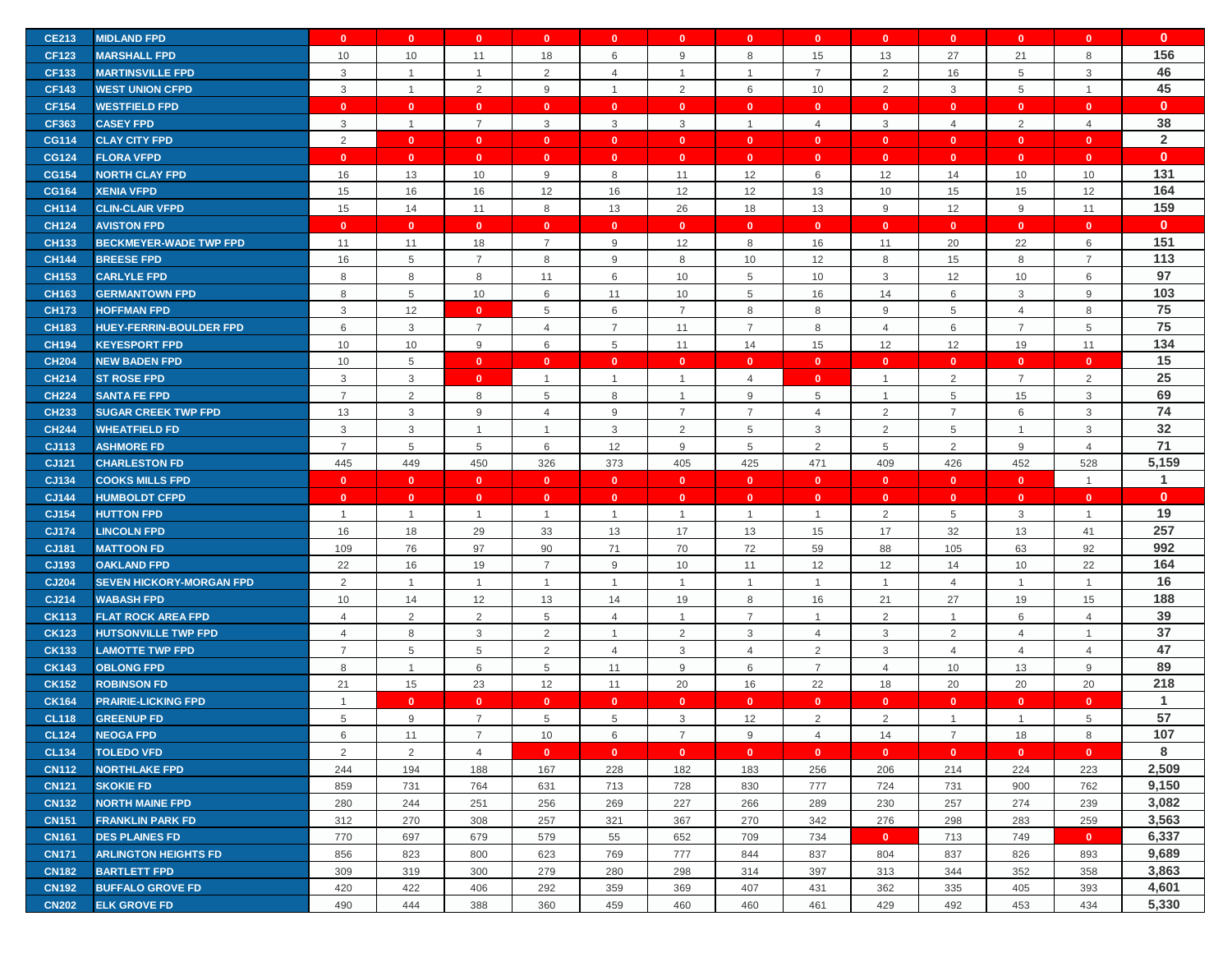| | | | | | | | | | | | | | | |
|---|---|---|---|---|---|---|---|---|---|---|---|---|---|---|
| CE213 | MIDLAND FPD | 0 | 0 | 0 | 0 | 0 | 0 | 0 | 0 | 0 | 0 | 0 | 0 | 0 |
| CF123 | MARSHALL FPD | 10 | 10 | 11 | 18 | 6 | 9 | 8 | 15 | 13 | 27 | 21 | 8 | 156 |
| CF133 | MARTINSVILLE FPD | 3 | 1 | 1 | 2 | 4 | 1 | 1 | 7 | 2 | 16 | 5 | 3 | 46 |
| CF143 | WEST UNION CFPD | 3 | 1 | 2 | 9 | 1 | 2 | 6 | 10 | 2 | 3 | 5 | 1 | 45 |
| CF154 | WESTFIELD FPD | 0 | 0 | 0 | 0 | 0 | 0 | 0 | 0 | 0 | 0 | 0 | 0 | 0 |
| CF363 | CASEY FPD | 3 | 1 | 7 | 3 | 3 | 3 | 1 | 4 | 3 | 4 | 2 | 4 | 38 |
| CG114 | CLAY CITY FPD | 2 | 0 | 0 | 0 | 0 | 0 | 0 | 0 | 0 | 0 | 0 | 0 | 2 |
| CG124 | FLORA VFPD | 0 | 0 | 0 | 0 | 0 | 0 | 0 | 0 | 0 | 0 | 0 | 0 | 0 |
| CG154 | NORTH CLAY FPD | 16 | 13 | 10 | 9 | 8 | 11 | 12 | 6 | 12 | 14 | 10 | 10 | 131 |
| CG164 | XENIA VFPD | 15 | 16 | 16 | 12 | 16 | 12 | 12 | 13 | 10 | 15 | 15 | 12 | 164 |
| CH114 | CLIN-CLAIR VFPD | 15 | 14 | 11 | 8 | 13 | 26 | 18 | 13 | 9 | 12 | 9 | 11 | 159 |
| CH124 | AVISTON FPD | 0 | 0 | 0 | 0 | 0 | 0 | 0 | 0 | 0 | 0 | 0 | 0 | 0 |
| CH133 | BECKMEYER-WADE TWP FPD | 11 | 11 | 18 | 7 | 9 | 12 | 8 | 16 | 11 | 20 | 22 | 6 | 151 |
| CH144 | BREESE FPD | 16 | 5 | 7 | 8 | 9 | 8 | 10 | 12 | 8 | 15 | 8 | 7 | 113 |
| CH153 | CARLYLE FPD | 8 | 8 | 8 | 11 | 6 | 10 | 5 | 10 | 3 | 12 | 10 | 6 | 97 |
| CH163 | GERMANTOWN FPD | 8 | 5 | 10 | 6 | 11 | 10 | 5 | 16 | 14 | 6 | 3 | 9 | 103 |
| CH173 | HOFFMAN FPD | 3 | 12 | 0 | 5 | 6 | 7 | 8 | 8 | 9 | 5 | 4 | 8 | 75 |
| CH183 | HUEY-FERRIN-BOULDER FPD | 6 | 3 | 7 | 4 | 7 | 11 | 7 | 8 | 4 | 6 | 7 | 5 | 75 |
| CH194 | KEYESPORT FPD | 10 | 10 | 9 | 6 | 5 | 11 | 14 | 15 | 12 | 12 | 19 | 11 | 134 |
| CH204 | NEW BADEN FPD | 10 | 5 | 0 | 0 | 0 | 0 | 0 | 0 | 0 | 0 | 0 | 0 | 15 |
| CH214 | ST ROSE FPD | 3 | 3 | 0 | 1 | 1 | 1 | 4 | 0 | 1 | 2 | 7 | 2 | 25 |
| CH224 | SANTA FE FPD | 7 | 2 | 8 | 5 | 8 | 1 | 9 | 5 | 1 | 5 | 15 | 3 | 69 |
| CH233 | SUGAR CREEK TWP FPD | 13 | 3 | 9 | 4 | 9 | 7 | 7 | 4 | 2 | 7 | 6 | 3 | 74 |
| CH244 | WHEATFIELD FD | 3 | 3 | 1 | 1 | 3 | 2 | 5 | 3 | 2 | 5 | 1 | 3 | 32 |
| CJ113 | ASHMORE FD | 7 | 5 | 5 | 6 | 12 | 9 | 5 | 2 | 5 | 2 | 9 | 4 | 71 |
| CJ121 | CHARLESTON FD | 445 | 449 | 450 | 326 | 373 | 405 | 425 | 471 | 409 | 426 | 452 | 528 | 5,159 |
| CJ134 | COOKS MILLS FPD | 0 | 0 | 0 | 0 | 0 | 0 | 0 | 0 | 0 | 0 | 0 | 1 | 1 |
| CJ144 | HUMBOLDT CFPD | 0 | 0 | 0 | 0 | 0 | 0 | 0 | 0 | 0 | 0 | 0 | 0 | 0 |
| CJ154 | HUTTON FPD | 1 | 1 | 1 | 1 | 1 | 1 | 1 | 1 | 2 | 5 | 3 | 1 | 19 |
| CJ174 | LINCOLN FPD | 16 | 18 | 29 | 33 | 13 | 17 | 13 | 15 | 17 | 32 | 13 | 41 | 257 |
| CJ181 | MATTOON FD | 109 | 76 | 97 | 90 | 71 | 70 | 72 | 59 | 88 | 105 | 63 | 92 | 992 |
| CJ193 | OAKLAND FPD | 22 | 16 | 19 | 7 | 9 | 10 | 11 | 12 | 12 | 14 | 10 | 22 | 164 |
| CJ204 | SEVEN HICKORY-MORGAN FPD | 2 | 1 | 1 | 1 | 1 | 1 | 1 | 1 | 1 | 4 | 1 | 1 | 16 |
| CJ214 | WABASH FPD | 10 | 14 | 12 | 13 | 14 | 19 | 8 | 16 | 21 | 27 | 19 | 15 | 188 |
| CK113 | FLAT ROCK AREA FPD | 4 | 2 | 2 | 5 | 4 | 1 | 7 | 1 | 2 | 1 | 6 | 4 | 39 |
| CK123 | HUTSONVILLE TWP FPD | 4 | 8 | 3 | 2 | 1 | 2 | 3 | 4 | 3 | 2 | 4 | 1 | 37 |
| CK133 | LAMOTTE TWP FPD | 7 | 5 | 5 | 2 | 4 | 3 | 4 | 2 | 3 | 4 | 4 | 4 | 47 |
| CK143 | OBLONG FPD | 8 | 1 | 6 | 5 | 11 | 9 | 6 | 7 | 4 | 10 | 13 | 9 | 89 |
| CK152 | ROBINSON FD | 21 | 15 | 23 | 12 | 11 | 20 | 16 | 22 | 18 | 20 | 20 | 20 | 218 |
| CK164 | PRAIRIE-LICKING FPD | 1 | 0 | 0 | 0 | 0 | 0 | 0 | 0 | 0 | 0 | 0 | 0 | 1 |
| CL118 | GREENUP FPD | 5 | 9 | 7 | 5 | 5 | 3 | 12 | 2 | 2 | 1 | 1 | 5 | 57 |
| CL124 | NEOGA FPD | 6 | 11 | 7 | 10 | 6 | 7 | 9 | 4 | 14 | 7 | 18 | 8 | 107 |
| CL134 | TOLEDO VFD | 2 | 2 | 4 | 0 | 0 | 0 | 0 | 0 | 0 | 0 | 0 | 0 | 8 |
| CN112 | NORTHLAKE FPD | 244 | 194 | 188 | 167 | 228 | 182 | 183 | 256 | 206 | 214 | 224 | 223 | 2,509 |
| CN121 | SKOKIE FD | 859 | 731 | 764 | 631 | 713 | 728 | 830 | 777 | 724 | 731 | 900 | 762 | 9,150 |
| CN132 | NORTH MAINE FPD | 280 | 244 | 251 | 256 | 269 | 227 | 266 | 289 | 230 | 257 | 274 | 239 | 3,082 |
| CN151 | FRANKLIN PARK FD | 312 | 270 | 308 | 257 | 321 | 367 | 270 | 342 | 276 | 298 | 283 | 259 | 3,563 |
| CN161 | DES PLAINES FD | 770 | 697 | 679 | 579 | 55 | 652 | 709 | 734 | 0 | 713 | 749 | 0 | 6,337 |
| CN171 | ARLINGTON HEIGHTS FD | 856 | 823 | 800 | 623 | 769 | 777 | 844 | 837 | 804 | 837 | 826 | 893 | 9,689 |
| CN182 | BARTLETT FPD | 309 | 319 | 300 | 279 | 280 | 298 | 314 | 397 | 313 | 344 | 352 | 358 | 3,863 |
| CN192 | BUFFALO GROVE FD | 420 | 422 | 406 | 292 | 359 | 369 | 407 | 431 | 362 | 335 | 405 | 393 | 4,601 |
| CN202 | ELK GROVE FD | 490 | 444 | 388 | 360 | 459 | 460 | 460 | 461 | 429 | 492 | 453 | 434 | 5,330 |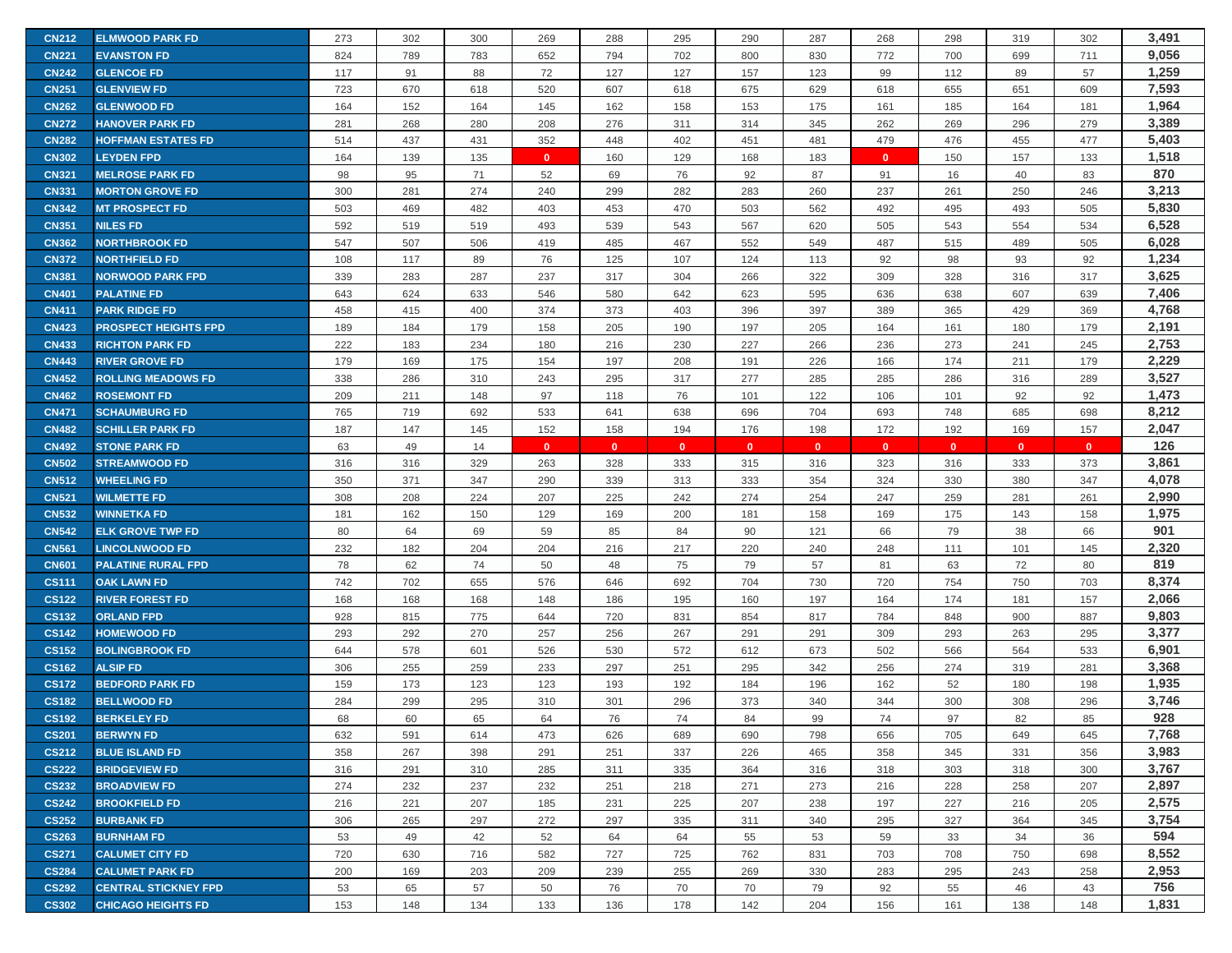| | | | | | | | | | | | | | | |
|---|---|---|---|---|---|---|---|---|---|---|---|---|---|---|
| CN212 | ELMWOOD PARK FD | 273 | 302 | 300 | 269 | 288 | 295 | 290 | 287 | 268 | 298 | 319 | 302 | **3,491** |
| CN221 | EVANSTON FD | 824 | 789 | 783 | 652 | 794 | 702 | 800 | 830 | 772 | 700 | 699 | 711 | **9,056** |
| CN242 | GLENCOE FD | 117 | 91 | 88 | 72 | 127 | 127 | 157 | 123 | 99 | 112 | 89 | 57 | **1,259** |
| CN251 | GLENVIEW FD | 723 | 670 | 618 | 520 | 607 | 618 | 675 | 629 | 618 | 655 | 651 | 609 | **7,593** |
| CN262 | GLENWOOD FD | 164 | 152 | 164 | 145 | 162 | 158 | 153 | 175 | 161 | 185 | 164 | 181 | **1,964** |
| CN272 | HANOVER PARK FD | 281 | 268 | 280 | 208 | 276 | 311 | 314 | 345 | 262 | 269 | 296 | 279 | **3,389** |
| CN282 | HOFFMAN ESTATES FD | 514 | 437 | 431 | 352 | 448 | 402 | 451 | 481 | 479 | 476 | 455 | 477 | **5,403** |
| CN302 | LEYDEN FPD | 164 | 139 | 135 | 0 | 160 | 129 | 168 | 183 | 0 | 150 | 157 | 133 | **1,518** |
| CN321 | MELROSE PARK FD | 98 | 95 | 71 | 52 | 69 | 76 | 92 | 87 | 91 | 16 | 40 | 83 | **870** |
| CN331 | MORTON GROVE FD | 300 | 281 | 274 | 240 | 299 | 282 | 283 | 260 | 237 | 261 | 250 | 246 | **3,213** |
| CN342 | MT PROSPECT FD | 503 | 469 | 482 | 403 | 453 | 470 | 503 | 562 | 492 | 495 | 493 | 505 | **5,830** |
| CN351 | NILES FD | 592 | 519 | 519 | 493 | 539 | 543 | 567 | 620 | 505 | 543 | 554 | 534 | **6,528** |
| CN362 | NORTHBROOK FD | 547 | 507 | 506 | 419 | 485 | 467 | 552 | 549 | 487 | 515 | 489 | 505 | **6,028** |
| CN372 | NORTHFIELD FD | 108 | 117 | 89 | 76 | 125 | 107 | 124 | 113 | 92 | 98 | 93 | 92 | **1,234** |
| CN381 | NORWOOD PARK FPD | 339 | 283 | 287 | 237 | 317 | 304 | 266 | 322 | 309 | 328 | 316 | 317 | **3,625** |
| CN401 | PALATINE FD | 643 | 624 | 633 | 546 | 580 | 642 | 623 | 595 | 636 | 638 | 607 | 639 | **7,406** |
| CN411 | PARK RIDGE FD | 458 | 415 | 400 | 374 | 373 | 403 | 396 | 397 | 389 | 365 | 429 | 369 | **4,768** |
| CN423 | PROSPECT HEIGHTS FPD | 189 | 184 | 179 | 158 | 205 | 190 | 197 | 205 | 164 | 161 | 180 | 179 | **2,191** |
| CN433 | RICHTON PARK FD | 222 | 183 | 234 | 180 | 216 | 230 | 227 | 266 | 236 | 273 | 241 | 245 | **2,753** |
| CN443 | RIVER GROVE FD | 179 | 169 | 175 | 154 | 197 | 208 | 191 | 226 | 166 | 174 | 211 | 179 | **2,229** |
| CN452 | ROLLING MEADOWS FD | 338 | 286 | 310 | 243 | 295 | 317 | 277 | 285 | 285 | 286 | 316 | 289 | **3,527** |
| CN462 | ROSEMONT FD | 209 | 211 | 148 | 97 | 118 | 76 | 101 | 122 | 106 | 101 | 92 | 92 | **1,473** |
| CN471 | SCHAUMBURG FD | 765 | 719 | 692 | 533 | 641 | 638 | 696 | 704 | 693 | 748 | 685 | 698 | **8,212** |
| CN482 | SCHILLER PARK FD | 187 | 147 | 145 | 152 | 158 | 194 | 176 | 198 | 172 | 192 | 169 | 157 | **2,047** |
| CN492 | STONE PARK FD | 63 | 49 | 14 | 0 | 0 | 0 | 0 | 0 | 0 | 0 | 0 | 0 | **126** |
| CN502 | STREAMWOOD FD | 316 | 316 | 329 | 263 | 328 | 333 | 315 | 316 | 323 | 316 | 333 | 373 | **3,861** |
| CN512 | WHEELING FD | 350 | 371 | 347 | 290 | 339 | 313 | 333 | 354 | 324 | 330 | 380 | 347 | **4,078** |
| CN521 | WILMETTE FD | 308 | 208 | 224 | 207 | 225 | 242 | 274 | 254 | 247 | 259 | 281 | 261 | **2,990** |
| CN532 | WINNETKA FD | 181 | 162 | 150 | 129 | 169 | 200 | 181 | 158 | 169 | 175 | 143 | 158 | **1,975** |
| CN542 | ELK GROVE TWP FD | 80 | 64 | 69 | 59 | 85 | 84 | 90 | 121 | 66 | 79 | 38 | 66 | **901** |
| CN561 | LINCOLNWOOD FD | 232 | 182 | 204 | 204 | 216 | 217 | 220 | 240 | 248 | 111 | 101 | 145 | **2,320** |
| CN601 | PALATINE RURAL FPD | 78 | 62 | 74 | 50 | 48 | 75 | 79 | 57 | 81 | 63 | 72 | 80 | **819** |
| CS111 | OAK LAWN FD | 742 | 702 | 655 | 576 | 646 | 692 | 704 | 730 | 720 | 754 | 750 | 703 | **8,374** |
| CS122 | RIVER FOREST FD | 168 | 168 | 168 | 148 | 186 | 195 | 160 | 197 | 164 | 174 | 181 | 157 | **2,066** |
| CS132 | ORLAND FPD | 928 | 815 | 775 | 644 | 720 | 831 | 854 | 817 | 784 | 848 | 900 | 887 | **9,803** |
| CS142 | HOMEWOOD FD | 293 | 292 | 270 | 257 | 256 | 267 | 291 | 291 | 309 | 293 | 263 | 295 | **3,377** |
| CS152 | BOLINGBROOK FD | 644 | 578 | 601 | 526 | 530 | 572 | 612 | 673 | 502 | 566 | 564 | 533 | **6,901** |
| CS162 | ALSIP FD | 306 | 255 | 259 | 233 | 297 | 251 | 295 | 342 | 256 | 274 | 319 | 281 | **3,368** |
| CS172 | BEDFORD PARK FD | 159 | 173 | 123 | 123 | 193 | 192 | 184 | 196 | 162 | 52 | 180 | 198 | **1,935** |
| CS182 | BELLWOOD FD | 284 | 299 | 295 | 310 | 301 | 296 | 373 | 340 | 344 | 300 | 308 | 296 | **3,746** |
| CS192 | BERKELEY FD | 68 | 60 | 65 | 64 | 76 | 74 | 84 | 99 | 74 | 97 | 82 | 85 | **928** |
| CS201 | BERWYN FD | 632 | 591 | 614 | 473 | 626 | 689 | 690 | 798 | 656 | 705 | 649 | 645 | **7,768** |
| CS212 | BLUE ISLAND FD | 358 | 267 | 398 | 291 | 251 | 337 | 226 | 465 | 358 | 345 | 331 | 356 | **3,983** |
| CS222 | BRIDGEVIEW FD | 316 | 291 | 310 | 285 | 311 | 335 | 364 | 316 | 318 | 303 | 318 | 300 | **3,767** |
| CS232 | BROADVIEW FD | 274 | 232 | 237 | 232 | 251 | 218 | 271 | 273 | 216 | 228 | 258 | 207 | **2,897** |
| CS242 | BROOKFIELD FD | 216 | 221 | 207 | 185 | 231 | 225 | 207 | 238 | 197 | 227 | 216 | 205 | **2,575** |
| CS252 | BURBANK FD | 306 | 265 | 297 | 272 | 297 | 335 | 311 | 340 | 295 | 327 | 364 | 345 | **3,754** |
| CS263 | BURNHAM FD | 53 | 49 | 42 | 52 | 64 | 64 | 55 | 53 | 59 | 33 | 34 | 36 | **594** |
| CS271 | CALUMET CITY FD | 720 | 630 | 716 | 582 | 727 | 725 | 762 | 831 | 703 | 708 | 750 | 698 | **8,552** |
| CS284 | CALUMET PARK FD | 200 | 169 | 203 | 209 | 239 | 255 | 269 | 330 | 283 | 295 | 243 | 258 | **2,953** |
| CS292 | CENTRAL STICKNEY FPD | 53 | 65 | 57 | 50 | 76 | 70 | 70 | 79 | 92 | 55 | 46 | 43 | **756** |
| CS302 | CHICAGO HEIGHTS FD | 153 | 148 | 134 | 133 | 136 | 178 | 142 | 204 | 156 | 161 | 138 | 148 | **1,831** |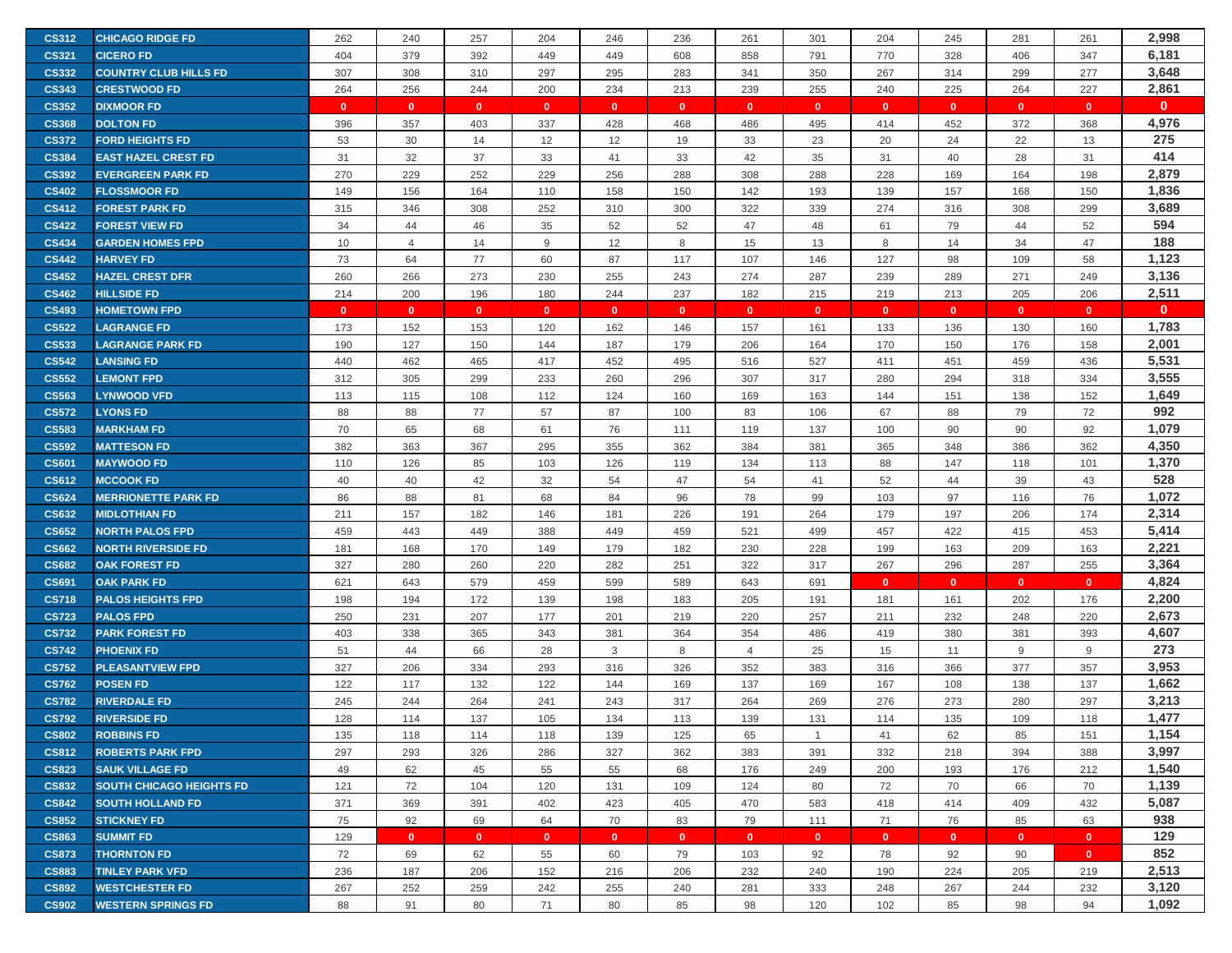| | | | | | | | | | | | | | | |
|---|---|---|---|---|---|---|---|---|---|---|---|---|---|---|
| CS312 | CHICAGO RIDGE FD | 262 | 240 | 257 | 204 | 246 | 236 | 261 | 301 | 204 | 245 | 281 | 261 | 2,998 |
| CS321 | CICERO FD | 404 | 379 | 392 | 449 | 449 | 608 | 858 | 791 | 770 | 328 | 406 | 347 | 6,181 |
| CS332 | COUNTRY CLUB HILLS FD | 307 | 308 | 310 | 297 | 295 | 283 | 341 | 350 | 267 | 314 | 299 | 277 | 3,648 |
| CS343 | CRESTWOOD FD | 264 | 256 | 244 | 200 | 234 | 213 | 239 | 255 | 240 | 225 | 264 | 227 | 2,861 |
| CS352 | DIXMOOR FD | 0 | 0 | 0 | 0 | 0 | 0 | 0 | 0 | 0 | 0 | 0 | 0 | 0 |
| CS368 | DOLTON FD | 396 | 357 | 403 | 337 | 428 | 468 | 486 | 495 | 414 | 452 | 372 | 368 | 4,976 |
| CS372 | FORD HEIGHTS FD | 53 | 30 | 14 | 12 | 12 | 19 | 33 | 23 | 20 | 24 | 22 | 13 | 275 |
| CS384 | EAST HAZEL CREST FD | 31 | 32 | 37 | 33 | 41 | 33 | 42 | 35 | 31 | 40 | 28 | 31 | 414 |
| CS392 | EVERGREEN PARK FD | 270 | 229 | 252 | 229 | 256 | 288 | 308 | 288 | 228 | 169 | 164 | 198 | 2,879 |
| CS402 | FLOSSMOOR FD | 149 | 156 | 164 | 110 | 158 | 150 | 142 | 193 | 139 | 157 | 168 | 150 | 1,836 |
| CS412 | FOREST PARK FD | 315 | 346 | 308 | 252 | 310 | 300 | 322 | 339 | 274 | 316 | 308 | 299 | 3,689 |
| CS422 | FOREST VIEW FD | 34 | 44 | 46 | 35 | 52 | 52 | 47 | 48 | 61 | 79 | 44 | 52 | 594 |
| CS434 | GARDEN HOMES FPD | 10 | 4 | 14 | 9 | 12 | 8 | 15 | 13 | 8 | 14 | 34 | 47 | 188 |
| CS442 | HARVEY FD | 73 | 64 | 77 | 60 | 87 | 117 | 107 | 146 | 127 | 98 | 109 | 58 | 1,123 |
| CS452 | HAZEL CREST DFR | 260 | 266 | 273 | 230 | 255 | 243 | 274 | 287 | 239 | 289 | 271 | 249 | 3,136 |
| CS462 | HILLSIDE FD | 214 | 200 | 196 | 180 | 244 | 237 | 182 | 215 | 219 | 213 | 205 | 206 | 2,511 |
| CS493 | HOMETOWN FPD | 0 | 0 | 0 | 0 | 0 | 0 | 0 | 0 | 0 | 0 | 0 | 0 | 0 |
| CS522 | LAGRANGE FD | 173 | 152 | 153 | 120 | 162 | 146 | 157 | 161 | 133 | 136 | 130 | 160 | 1,783 |
| CS533 | LAGRANGE PARK FD | 190 | 127 | 150 | 144 | 187 | 179 | 206 | 164 | 170 | 150 | 176 | 158 | 2,001 |
| CS542 | LANSING FD | 440 | 462 | 465 | 417 | 452 | 495 | 516 | 527 | 411 | 451 | 459 | 436 | 5,531 |
| CS552 | LEMONT FPD | 312 | 305 | 299 | 233 | 260 | 296 | 307 | 317 | 280 | 294 | 318 | 334 | 3,555 |
| CS563 | LYNWOOD VFD | 113 | 115 | 108 | 112 | 124 | 160 | 169 | 163 | 144 | 151 | 138 | 152 | 1,649 |
| CS572 | LYONS FD | 88 | 88 | 77 | 57 | 87 | 100 | 83 | 106 | 67 | 88 | 79 | 72 | 992 |
| CS583 | MARKHAM FD | 70 | 65 | 68 | 61 | 76 | 111 | 119 | 137 | 100 | 90 | 90 | 92 | 1,079 |
| CS592 | MATTESON FD | 382 | 363 | 367 | 295 | 355 | 362 | 384 | 381 | 365 | 348 | 386 | 362 | 4,350 |
| CS601 | MAYWOOD FD | 110 | 126 | 85 | 103 | 126 | 119 | 134 | 113 | 88 | 147 | 118 | 101 | 1,370 |
| CS612 | MCCOOK FD | 40 | 40 | 42 | 32 | 54 | 47 | 54 | 41 | 52 | 44 | 39 | 43 | 528 |
| CS624 | MERRIONETTE PARK FD | 86 | 88 | 81 | 68 | 84 | 96 | 78 | 99 | 103 | 97 | 116 | 76 | 1,072 |
| CS632 | MIDLOTHIAN FD | 211 | 157 | 182 | 146 | 181 | 226 | 191 | 264 | 179 | 197 | 206 | 174 | 2,314 |
| CS652 | NORTH PALOS FPD | 459 | 443 | 449 | 388 | 449 | 459 | 521 | 499 | 457 | 422 | 415 | 453 | 5,414 |
| CS662 | NORTH RIVERSIDE FD | 181 | 168 | 170 | 149 | 179 | 182 | 230 | 228 | 199 | 163 | 209 | 163 | 2,221 |
| CS682 | OAK FOREST FD | 327 | 280 | 260 | 220 | 282 | 251 | 322 | 317 | 267 | 296 | 287 | 255 | 3,364 |
| CS691 | OAK PARK FD | 621 | 643 | 579 | 459 | 599 | 589 | 643 | 691 | 0 | 0 | 0 | 0 | 4,824 |
| CS718 | PALOS HEIGHTS FPD | 198 | 194 | 172 | 139 | 198 | 183 | 205 | 191 | 181 | 161 | 202 | 176 | 2,200 |
| CS723 | PALOS FPD | 250 | 231 | 207 | 177 | 201 | 219 | 220 | 257 | 211 | 232 | 248 | 220 | 2,673 |
| CS732 | PARK FOREST FD | 403 | 338 | 365 | 343 | 381 | 364 | 354 | 486 | 419 | 380 | 381 | 393 | 4,607 |
| CS742 | PHOENIX FD | 51 | 44 | 66 | 28 | 3 | 8 | 4 | 25 | 15 | 11 | 9 | 9 | 273 |
| CS752 | PLEASANTVIEW FPD | 327 | 206 | 334 | 293 | 316 | 326 | 352 | 383 | 316 | 366 | 377 | 357 | 3,953 |
| CS762 | POSEN FD | 122 | 117 | 132 | 122 | 144 | 169 | 137 | 169 | 167 | 108 | 138 | 137 | 1,662 |
| CS782 | RIVERDALE FD | 245 | 244 | 264 | 241 | 243 | 317 | 264 | 269 | 276 | 273 | 280 | 297 | 3,213 |
| CS792 | RIVERSIDE FD | 128 | 114 | 137 | 105 | 134 | 113 | 139 | 131 | 114 | 135 | 109 | 118 | 1,477 |
| CS802 | ROBBINS FD | 135 | 118 | 114 | 118 | 139 | 125 | 65 | 1 | 41 | 62 | 85 | 151 | 1,154 |
| CS812 | ROBERTS PARK FPD | 297 | 293 | 326 | 286 | 327 | 362 | 383 | 391 | 332 | 218 | 394 | 388 | 3,997 |
| CS823 | SAUK VILLAGE FD | 49 | 62 | 45 | 55 | 55 | 68 | 176 | 249 | 200 | 193 | 176 | 212 | 1,540 |
| CS832 | SOUTH CHICAGO HEIGHTS FD | 121 | 72 | 104 | 120 | 131 | 109 | 124 | 80 | 72 | 70 | 66 | 70 | 1,139 |
| CS842 | SOUTH HOLLAND FD | 371 | 369 | 391 | 402 | 423 | 405 | 470 | 583 | 418 | 414 | 409 | 432 | 5,087 |
| CS852 | STICKNEY FD | 75 | 92 | 69 | 64 | 70 | 83 | 79 | 111 | 71 | 76 | 85 | 63 | 938 |
| CS863 | SUMMIT FD | 129 | 0 | 0 | 0 | 0 | 0 | 0 | 0 | 0 | 0 | 0 | 0 | 129 |
| CS873 | THORNTON FD | 72 | 69 | 62 | 55 | 60 | 79 | 103 | 92 | 78 | 92 | 90 | 0 | 852 |
| CS883 | TINLEY PARK VFD | 236 | 187 | 206 | 152 | 216 | 206 | 232 | 240 | 190 | 224 | 205 | 219 | 2,513 |
| CS892 | WESTCHESTER FD | 267 | 252 | 259 | 242 | 255 | 240 | 281 | 333 | 248 | 267 | 244 | 232 | 3,120 |
| CS902 | WESTERN SPRINGS FD | 88 | 91 | 80 | 71 | 80 | 85 | 98 | 120 | 102 | 85 | 98 | 94 | 1,092 |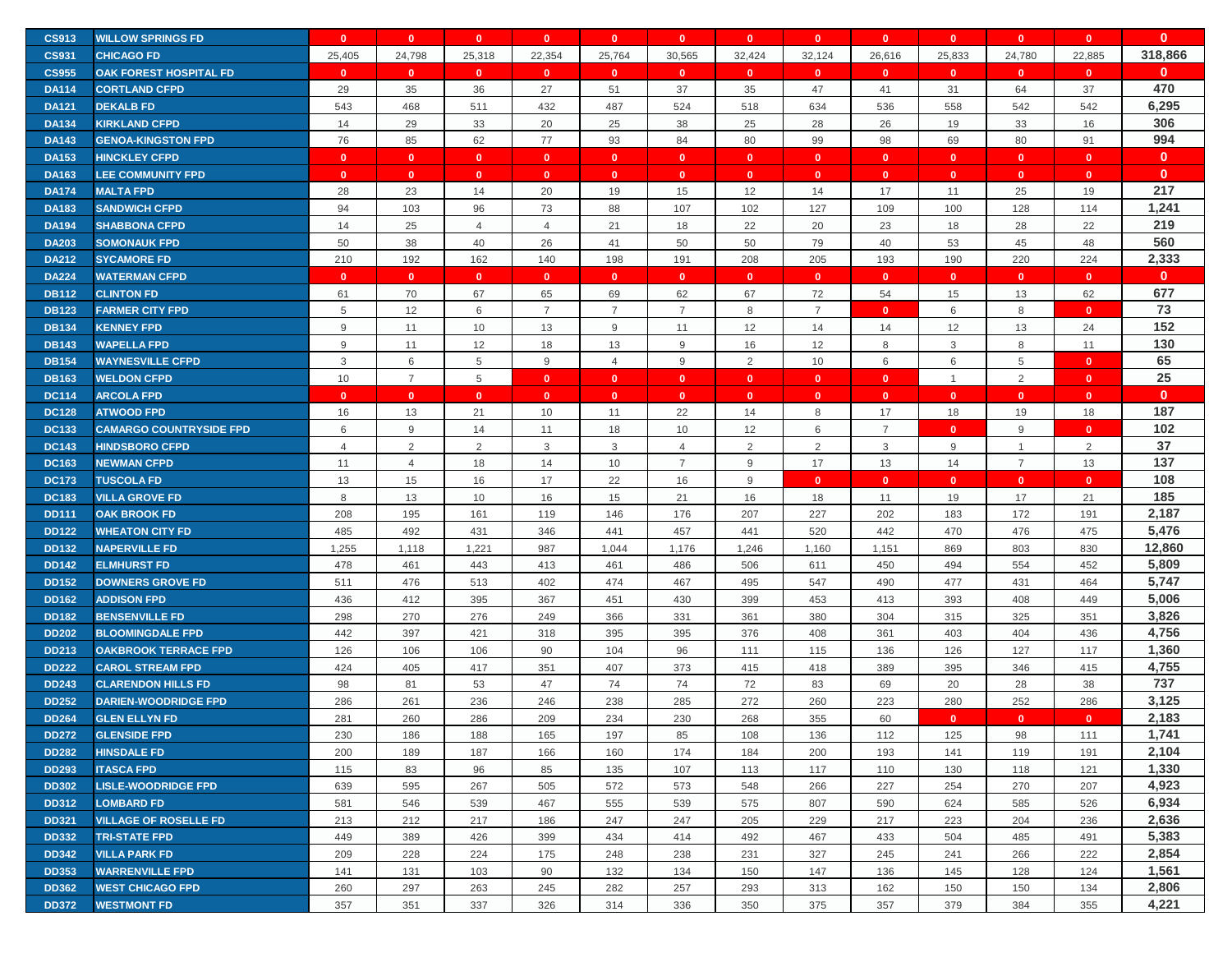| CS913 | WILLOW SPRINGS FD | 0 | 0 | 0 | 0 | 0 | 0 | 0 | 0 | 0 | 0 | 0 | 0 | 0 |
|---|---|---|---|---|---|---|---|---|---|---|---|---|---|---|
| CS931 | CHICAGO FD | 25,405 | 24,798 | 25,318 | 22,354 | 25,764 | 30,565 | 32,424 | 32,124 | 26,616 | 25,833 | 24,780 | 22,885 | 318,866 |
| CS955 | OAK FOREST HOSPITAL FD | 0 | 0 | 0 | 0 | 0 | 0 | 0 | 0 | 0 | 0 | 0 | 0 | 0 |
| DA114 | CORTLAND CFPD | 29 | 35 | 36 | 27 | 51 | 37 | 35 | 47 | 41 | 31 | 64 | 37 | 470 |
| DA121 | DEKALB FD | 543 | 468 | 511 | 432 | 487 | 524 | 518 | 634 | 536 | 558 | 542 | 542 | 6,295 |
| DA134 | KIRKLAND CFPD | 14 | 29 | 33 | 20 | 25 | 38 | 25 | 28 | 26 | 19 | 33 | 16 | 306 |
| DA143 | GENOA-KINGSTON FPD | 76 | 85 | 62 | 77 | 93 | 84 | 80 | 99 | 98 | 69 | 80 | 91 | 994 |
| DA153 | HINCKLEY CFPD | 0 | 0 | 0 | 0 | 0 | 0 | 0 | 0 | 0 | 0 | 0 | 0 | 0 |
| DA163 | LEE COMMUNITY FPD | 0 | 0 | 0 | 0 | 0 | 0 | 0 | 0 | 0 | 0 | 0 | 0 | 0 |
| DA174 | MALTA FPD | 28 | 23 | 14 | 20 | 19 | 15 | 12 | 14 | 17 | 11 | 25 | 19 | 217 |
| DA183 | SANDWICH CFPD | 94 | 103 | 96 | 73 | 88 | 107 | 102 | 127 | 109 | 100 | 128 | 114 | 1,241 |
| DA194 | SHABBONA CFPD | 14 | 25 | 4 | 4 | 21 | 18 | 22 | 20 | 23 | 18 | 28 | 22 | 219 |
| DA203 | SOMONAUK FPD | 50 | 38 | 40 | 26 | 41 | 50 | 50 | 79 | 40 | 53 | 45 | 48 | 560 |
| DA212 | SYCAMORE FD | 210 | 192 | 162 | 140 | 198 | 191 | 208 | 205 | 193 | 190 | 220 | 224 | 2,333 |
| DA224 | WATERMAN CFPD | 0 | 0 | 0 | 0 | 0 | 0 | 0 | 0 | 0 | 0 | 0 | 0 | 0 |
| DB112 | CLINTON FD | 61 | 70 | 67 | 65 | 69 | 62 | 67 | 72 | 54 | 15 | 13 | 62 | 677 |
| DB123 | FARMER CITY FPD | 5 | 12 | 6 | 7 | 7 | 7 | 8 | 7 | 0 | 6 | 8 | 0 | 73 |
| DB134 | KENNEY FPD | 9 | 11 | 10 | 13 | 9 | 11 | 12 | 14 | 14 | 12 | 13 | 24 | 152 |
| DB143 | WAPELLA FPD | 9 | 11 | 12 | 18 | 13 | 9 | 16 | 12 | 8 | 3 | 8 | 11 | 130 |
| DB154 | WAYNESVILLE CFPD | 3 | 6 | 5 | 9 | 4 | 9 | 2 | 10 | 6 | 6 | 5 | 0 | 65 |
| DB163 | WELDON CFPD | 10 | 7 | 5 | 0 | 0 | 0 | 0 | 0 | 0 | 1 | 2 | 0 | 25 |
| DC114 | ARCOLA FPD | 0 | 0 | 0 | 0 | 0 | 0 | 0 | 0 | 0 | 0 | 0 | 0 | 0 |
| DC128 | ATWOOD FPD | 16 | 13 | 21 | 10 | 11 | 22 | 14 | 8 | 17 | 18 | 19 | 18 | 187 |
| DC133 | CAMARGO COUNTRYSIDE FPD | 6 | 9 | 14 | 11 | 18 | 10 | 12 | 6 | 7 | 0 | 9 | 0 | 102 |
| DC143 | HINDSBORO CFPD | 4 | 2 | 2 | 3 | 3 | 4 | 2 | 2 | 3 | 9 | 1 | 2 | 37 |
| DC163 | NEWMAN CFPD | 11 | 4 | 18 | 14 | 10 | 7 | 9 | 17 | 13 | 14 | 7 | 13 | 137 |
| DC173 | TUSCOLA FD | 13 | 15 | 16 | 17 | 22 | 16 | 9 | 0 | 0 | 0 | 0 | 0 | 108 |
| DC183 | VILLA GROVE FD | 8 | 13 | 10 | 16 | 15 | 21 | 16 | 18 | 11 | 19 | 17 | 21 | 185 |
| DD111 | OAK BROOK FD | 208 | 195 | 161 | 119 | 146 | 176 | 207 | 227 | 202 | 183 | 172 | 191 | 2,187 |
| DD122 | WHEATON CITY FD | 485 | 492 | 431 | 346 | 441 | 457 | 441 | 520 | 442 | 470 | 476 | 475 | 5,476 |
| DD132 | NAPERVILLE FD | 1,255 | 1,118 | 1,221 | 987 | 1,044 | 1,176 | 1,246 | 1,160 | 1,151 | 869 | 803 | 830 | 12,860 |
| DD142 | ELMHURST FD | 478 | 461 | 443 | 413 | 461 | 486 | 506 | 611 | 450 | 494 | 554 | 452 | 5,809 |
| DD152 | DOWNERS GROVE FD | 511 | 476 | 513 | 402 | 474 | 467 | 495 | 547 | 490 | 477 | 431 | 464 | 5,747 |
| DD162 | ADDISON FPD | 436 | 412 | 395 | 367 | 451 | 430 | 399 | 453 | 413 | 393 | 408 | 449 | 5,006 |
| DD182 | BENSENVILLE FD | 298 | 270 | 276 | 249 | 366 | 331 | 361 | 380 | 304 | 315 | 325 | 351 | 3,826 |
| DD202 | BLOOMINGDALE FPD | 442 | 397 | 421 | 318 | 395 | 395 | 376 | 408 | 361 | 403 | 404 | 436 | 4,756 |
| DD213 | OAKBROOK TERRACE FPD | 126 | 106 | 106 | 90 | 104 | 96 | 111 | 115 | 136 | 126 | 127 | 117 | 1,360 |
| DD222 | CAROL STREAM FPD | 424 | 405 | 417 | 351 | 407 | 373 | 415 | 418 | 389 | 395 | 346 | 415 | 4,755 |
| DD243 | CLARENDON HILLS FD | 98 | 81 | 53 | 47 | 74 | 74 | 72 | 83 | 69 | 20 | 28 | 38 | 737 |
| DD252 | DARIEN-WOODRIDGE FPD | 286 | 261 | 236 | 246 | 238 | 285 | 272 | 260 | 223 | 280 | 252 | 286 | 3,125 |
| DD264 | GLEN ELLYN FD | 281 | 260 | 286 | 209 | 234 | 230 | 268 | 355 | 60 | 0 | 0 | 0 | 2,183 |
| DD272 | GLENSIDE FPD | 230 | 186 | 188 | 165 | 197 | 85 | 108 | 136 | 112 | 125 | 98 | 111 | 1,741 |
| DD282 | HINSDALE FD | 200 | 189 | 187 | 166 | 160 | 174 | 184 | 200 | 193 | 141 | 119 | 191 | 2,104 |
| DD293 | ITASCA FPD | 115 | 83 | 96 | 85 | 135 | 107 | 113 | 117 | 110 | 130 | 118 | 121 | 1,330 |
| DD302 | LISLE-WOODRIDGE FPD | 639 | 595 | 267 | 505 | 572 | 573 | 548 | 266 | 227 | 254 | 270 | 207 | 4,923 |
| DD312 | LOMBARD FD | 581 | 546 | 539 | 467 | 555 | 539 | 575 | 807 | 590 | 624 | 585 | 526 | 6,934 |
| DD321 | VILLAGE OF ROSELLE FD | 213 | 212 | 217 | 186 | 247 | 247 | 205 | 229 | 217 | 223 | 204 | 236 | 2,636 |
| DD332 | TRI-STATE FPD | 449 | 389 | 426 | 399 | 434 | 414 | 492 | 467 | 433 | 504 | 485 | 491 | 5,383 |
| DD342 | VILLA PARK FD | 209 | 228 | 224 | 175 | 248 | 238 | 231 | 327 | 245 | 241 | 266 | 222 | 2,854 |
| DD353 | WARRENVILLE FPD | 141 | 131 | 103 | 90 | 132 | 134 | 150 | 147 | 136 | 145 | 128 | 124 | 1,561 |
| DD362 | WEST CHICAGO FPD | 260 | 297 | 263 | 245 | 282 | 257 | 293 | 313 | 162 | 150 | 150 | 134 | 2,806 |
| DD372 | WESTMONT FD | 357 | 351 | 337 | 326 | 314 | 336 | 350 | 375 | 357 | 379 | 384 | 355 | 4,221 |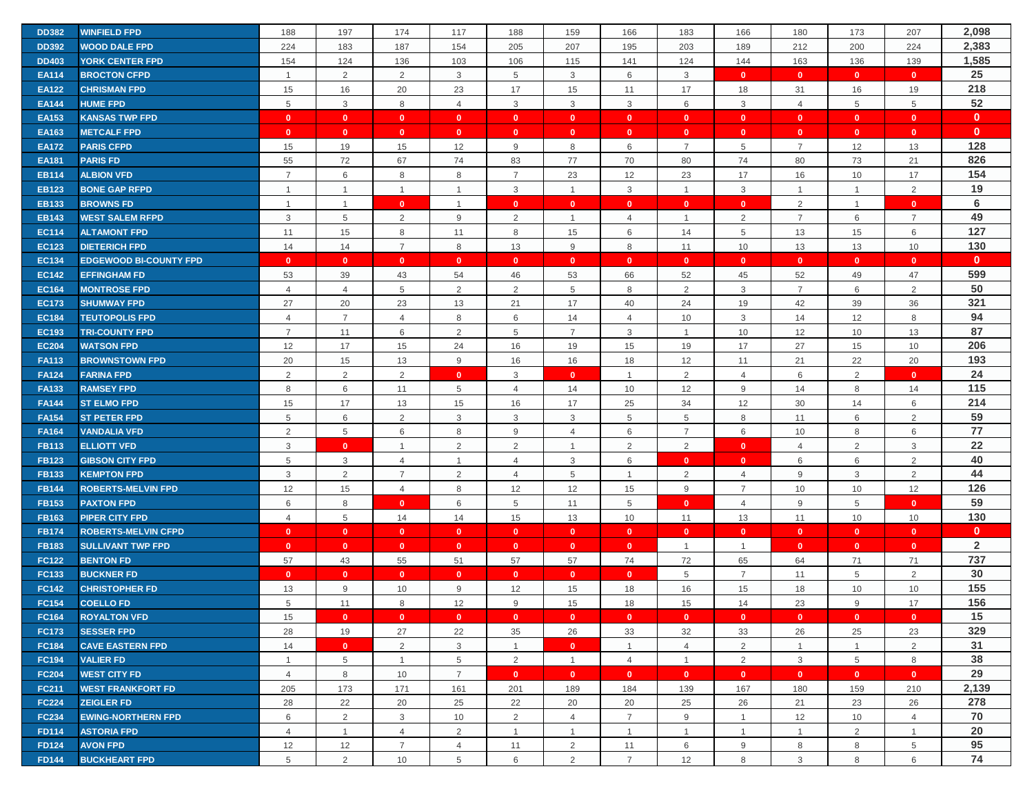| | | | | | | | | | | | | | | |
|---|---|---|---|---|---|---|---|---|---|---|---|---|---|---|
| DD382 | WINFIELD FPD | 188 | 197 | 174 | 117 | 188 | 159 | 166 | 183 | 166 | 180 | 173 | 207 | 2,098 |
| DD392 | WOOD DALE FPD | 224 | 183 | 187 | 154 | 205 | 207 | 195 | 203 | 189 | 212 | 200 | 224 | 2,383 |
| DD403 | YORK CENTER FPD | 154 | 124 | 136 | 103 | 106 | 115 | 141 | 124 | 144 | 163 | 136 | 139 | 1,585 |
| EA114 | BROCTON CFPD | 1 | 2 | 2 | 3 | 5 | 3 | 6 | 3 | 0 | 0 | 0 | 0 | 25 |
| EA122 | CHRISMAN FPD | 15 | 16 | 20 | 23 | 17 | 15 | 11 | 17 | 18 | 31 | 16 | 19 | 218 |
| EA144 | HUME FPD | 5 | 3 | 8 | 4 | 3 | 3 | 3 | 6 | 3 | 4 | 5 | 5 | 52 |
| EA153 | KANSAS TWP FPD | 0 | 0 | 0 | 0 | 0 | 0 | 0 | 0 | 0 | 0 | 0 | 0 | 0 |
| EA163 | METCALF FPD | 0 | 0 | 0 | 0 | 0 | 0 | 0 | 0 | 0 | 0 | 0 | 0 | 0 |
| EA172 | PARIS CFPD | 15 | 19 | 15 | 12 | 9 | 8 | 6 | 7 | 5 | 7 | 12 | 13 | 128 |
| EA181 | PARIS FD | 55 | 72 | 67 | 74 | 83 | 77 | 70 | 80 | 74 | 80 | 73 | 21 | 826 |
| EB114 | ALBION VFD | 7 | 6 | 8 | 8 | 7 | 23 | 12 | 23 | 17 | 16 | 10 | 17 | 154 |
| EB123 | BONE GAP RFPD | 1 | 1 | 1 | 1 | 3 | 1 | 3 | 1 | 3 | 1 | 1 | 2 | 19 |
| EB133 | BROWNS FD | 1 | 1 | 0 | 1 | 0 | 0 | 0 | 0 | 0 | 2 | 1 | 0 | 6 |
| EB143 | WEST SALEM RFPD | 3 | 5 | 2 | 9 | 2 | 1 | 4 | 1 | 2 | 7 | 6 | 7 | 49 |
| EC114 | ALTAMONT FPD | 11 | 15 | 8 | 11 | 8 | 15 | 6 | 14 | 5 | 13 | 15 | 6 | 127 |
| EC123 | DIETERICH FPD | 14 | 14 | 7 | 8 | 13 | 9 | 8 | 11 | 10 | 13 | 13 | 10 | 130 |
| EC134 | EDGEWOOD BI-COUNTY FPD | 0 | 0 | 0 | 0 | 0 | 0 | 0 | 0 | 0 | 0 | 0 | 0 | 0 |
| EC142 | EFFINGHAM FD | 53 | 39 | 43 | 54 | 46 | 53 | 66 | 52 | 45 | 52 | 49 | 47 | 599 |
| EC164 | MONTROSE FPD | 4 | 4 | 5 | 2 | 2 | 5 | 8 | 2 | 3 | 7 | 6 | 2 | 50 |
| EC173 | SHUMWAY FPD | 27 | 20 | 23 | 13 | 21 | 17 | 40 | 24 | 19 | 42 | 39 | 36 | 321 |
| EC184 | TEUTOPOLIS FPD | 4 | 7 | 4 | 8 | 6 | 14 | 4 | 10 | 3 | 14 | 12 | 8 | 94 |
| EC193 | TRI-COUNTY FPD | 7 | 11 | 6 | 2 | 5 | 7 | 3 | 1 | 10 | 12 | 10 | 13 | 87 |
| EC204 | WATSON FPD | 12 | 17 | 15 | 24 | 16 | 19 | 15 | 19 | 17 | 27 | 15 | 10 | 206 |
| FA113 | BROWNSTOWN FPD | 20 | 15 | 13 | 9 | 16 | 16 | 18 | 12 | 11 | 21 | 22 | 20 | 193 |
| FA124 | FARINA FPD | 2 | 2 | 2 | 0 | 3 | 0 | 1 | 2 | 4 | 6 | 2 | 0 | 24 |
| FA133 | RAMSEY FPD | 8 | 6 | 11 | 5 | 4 | 14 | 10 | 12 | 9 | 14 | 8 | 14 | 115 |
| FA144 | ST ELMO FPD | 15 | 17 | 13 | 15 | 16 | 17 | 25 | 34 | 12 | 30 | 14 | 6 | 214 |
| FA154 | ST PETER FPD | 5 | 6 | 2 | 3 | 3 | 3 | 5 | 5 | 8 | 11 | 6 | 2 | 59 |
| FA164 | VANDALIA VFD | 2 | 5 | 6 | 8 | 9 | 4 | 6 | 7 | 6 | 10 | 8 | 6 | 77 |
| FB113 | ELLIOTT VFD | 3 | 0 | 1 | 2 | 2 | 1 | 2 | 2 | 0 | 4 | 2 | 3 | 22 |
| FB123 | GIBSON CITY FPD | 5 | 3 | 4 | 1 | 4 | 3 | 6 | 0 | 0 | 6 | 6 | 2 | 40 |
| FB133 | KEMPTON FPD | 3 | 2 | 7 | 2 | 4 | 5 | 1 | 2 | 4 | 9 | 3 | 2 | 44 |
| FB144 | ROBERTS-MELVIN FPD | 12 | 15 | 4 | 8 | 12 | 12 | 15 | 9 | 7 | 10 | 10 | 12 | 126 |
| FB153 | PAXTON FPD | 6 | 8 | 0 | 6 | 5 | 11 | 5 | 0 | 4 | 9 | 5 | 0 | 59 |
| FB163 | PIPER CITY FPD | 4 | 5 | 14 | 14 | 15 | 13 | 10 | 11 | 13 | 11 | 10 | 10 | 130 |
| FB174 | ROBERTS-MELVIN CFPD | 0 | 0 | 0 | 0 | 0 | 0 | 0 | 0 | 0 | 0 | 0 | 0 | 0 |
| FB183 | SULLIVANT TWP FPD | 0 | 0 | 0 | 0 | 0 | 0 | 0 | 1 | 1 | 0 | 0 | 0 | 2 |
| FC122 | BENTON FD | 57 | 43 | 55 | 51 | 57 | 57 | 74 | 72 | 65 | 64 | 71 | 71 | 737 |
| FC133 | BUCKNER FD | 0 | 0 | 0 | 0 | 0 | 0 | 0 | 5 | 7 | 11 | 5 | 2 | 30 |
| FC142 | CHRISTOPHER FD | 13 | 9 | 10 | 9 | 12 | 15 | 18 | 16 | 15 | 18 | 10 | 10 | 155 |
| FC154 | COELLO FD | 5 | 11 | 8 | 12 | 9 | 15 | 18 | 15 | 14 | 23 | 9 | 17 | 156 |
| FC164 | ROYALTON VFD | 15 | 0 | 0 | 0 | 0 | 0 | 0 | 0 | 0 | 0 | 0 | 0 | 15 |
| FC173 | SESSER FPD | 28 | 19 | 27 | 22 | 35 | 26 | 33 | 32 | 33 | 26 | 25 | 23 | 329 |
| FC184 | CAVE EASTERN FPD | 14 | 0 | 2 | 3 | 1 | 0 | 1 | 4 | 2 | 1 | 1 | 2 | 31 |
| FC194 | VALIER FD | 1 | 5 | 1 | 5 | 2 | 1 | 4 | 1 | 2 | 3 | 5 | 8 | 38 |
| FC204 | WEST CITY FD | 4 | 8 | 10 | 7 | 0 | 0 | 0 | 0 | 0 | 0 | 0 | 0 | 29 |
| FC211 | WEST FRANKFORT FD | 205 | 173 | 171 | 161 | 201 | 189 | 184 | 139 | 167 | 180 | 159 | 210 | 2,139 |
| FC224 | ZEIGLER FD | 28 | 22 | 20 | 25 | 22 | 20 | 20 | 25 | 26 | 21 | 23 | 26 | 278 |
| FC234 | EWING-NORTHERN FPD | 6 | 2 | 3 | 10 | 2 | 4 | 7 | 9 | 1 | 12 | 10 | 4 | 70 |
| FD114 | ASTORIA FPD | 4 | 1 | 4 | 2 | 1 | 1 | 1 | 1 | 1 | 1 | 2 | 1 | 20 |
| FD124 | AVON FPD | 12 | 12 | 7 | 4 | 11 | 2 | 11 | 6 | 9 | 8 | 8 | 5 | 95 |
| FD144 | BUCKHEART FPD | 5 | 2 | 10 | 5 | 6 | 2 | 7 | 12 | 8 | 3 | 8 | 6 | 74 |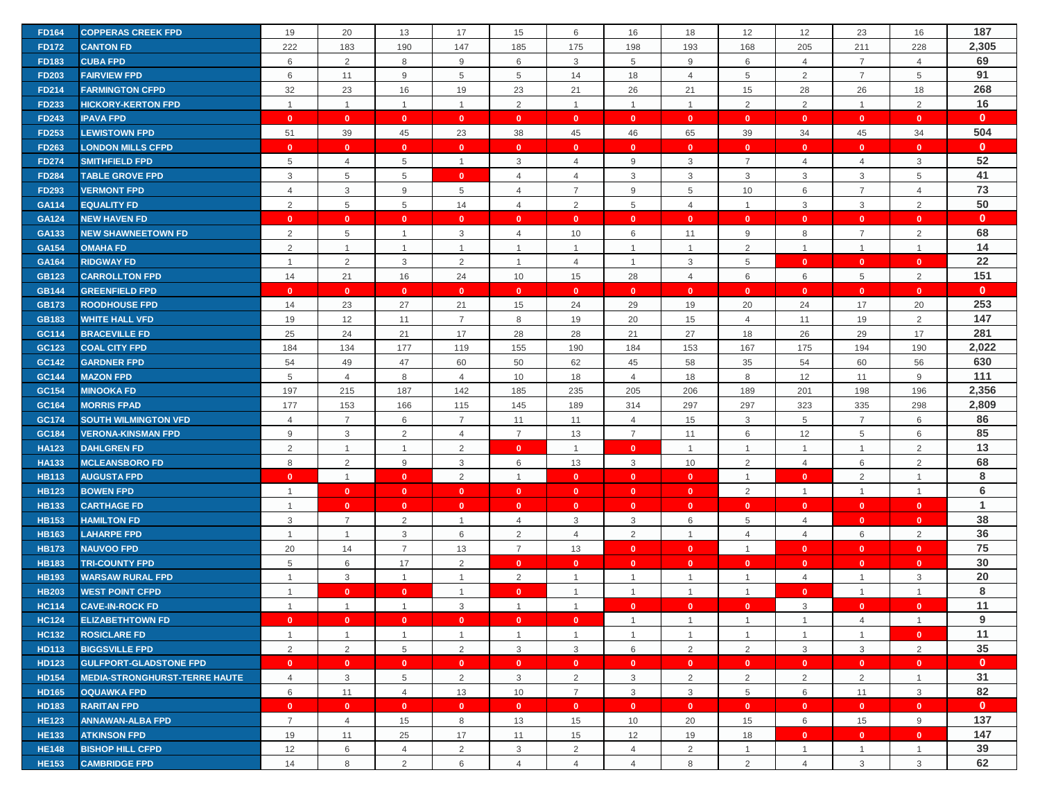| | | | | | | | | | | | | | | |
|---|---|---|---|---|---|---|---|---|---|---|---|---|---|---|
| FD164 | COPPERAS CREEK FPD | 19 | 20 | 13 | 17 | 15 | 6 | 16 | 18 | 12 | 12 | 23 | 16 | 187 |
| FD172 | CANTON FD | 222 | 183 | 190 | 147 | 185 | 175 | 198 | 193 | 168 | 205 | 211 | 228 | 2,305 |
| FD183 | CUBA FPD | 6 | 2 | 8 | 9 | 6 | 3 | 5 | 9 | 6 | 4 | 7 | 4 | 69 |
| FD203 | FAIRVIEW FPD | 6 | 11 | 9 | 5 | 5 | 14 | 18 | 4 | 5 | 2 | 7 | 5 | 91 |
| FD214 | FARMINGTON CFPD | 32 | 23 | 16 | 19 | 23 | 21 | 26 | 21 | 15 | 28 | 26 | 18 | 268 |
| FD233 | HICKORY-KERTON FPD | 1 | 1 | 1 | 1 | 2 | 1 | 1 | 1 | 2 | 2 | 1 | 2 | 16 |
| FD243 | IPAVA FPD | 0 | 0 | 0 | 0 | 0 | 0 | 0 | 0 | 0 | 0 | 0 | 0 | 0 |
| FD253 | LEWISTOWN FPD | 51 | 39 | 45 | 23 | 38 | 45 | 46 | 65 | 39 | 34 | 45 | 34 | 504 |
| FD263 | LONDON MILLS CFPD | 0 | 0 | 0 | 0 | 0 | 0 | 0 | 0 | 0 | 0 | 0 | 0 | 0 |
| FD274 | SMITHFIELD FPD | 5 | 4 | 5 | 1 | 3 | 4 | 9 | 3 | 7 | 4 | 4 | 3 | 52 |
| FD284 | TABLE GROVE FPD | 3 | 5 | 5 | 0 | 4 | 4 | 3 | 3 | 3 | 3 | 3 | 5 | 41 |
| FD293 | VERMONT FPD | 4 | 3 | 9 | 5 | 4 | 7 | 9 | 5 | 10 | 6 | 7 | 4 | 73 |
| GA114 | EQUALITY FD | 2 | 5 | 5 | 14 | 4 | 2 | 5 | 4 | 1 | 3 | 3 | 2 | 50 |
| GA124 | NEW HAVEN FD | 0 | 0 | 0 | 0 | 0 | 0 | 0 | 0 | 0 | 0 | 0 | 0 | 0 |
| GA133 | NEW SHAWNEETOWN FD | 2 | 5 | 1 | 3 | 4 | 10 | 6 | 11 | 9 | 8 | 7 | 2 | 68 |
| GA154 | OMAHA FD | 2 | 1 | 1 | 1 | 1 | 1 | 1 | 1 | 2 | 1 | 1 | 1 | 14 |
| GA164 | RIDGWAY FD | 1 | 2 | 3 | 2 | 1 | 4 | 1 | 3 | 5 | 0 | 0 | 0 | 22 |
| GB123 | CARROLLTON FPD | 14 | 21 | 16 | 24 | 10 | 15 | 28 | 4 | 6 | 6 | 5 | 2 | 151 |
| GB144 | GREENFIELD FPD | 0 | 0 | 0 | 0 | 0 | 0 | 0 | 0 | 0 | 0 | 0 | 0 | 0 |
| GB173 | ROODHOUSE FPD | 14 | 23 | 27 | 21 | 15 | 24 | 29 | 19 | 20 | 24 | 17 | 20 | 253 |
| GB183 | WHITE HALL VFD | 19 | 12 | 11 | 7 | 8 | 19 | 20 | 15 | 4 | 11 | 19 | 2 | 147 |
| GC114 | BRACEVILLE FD | 25 | 24 | 21 | 17 | 28 | 28 | 21 | 27 | 18 | 26 | 29 | 17 | 281 |
| GC123 | COAL CITY FPD | 184 | 134 | 177 | 119 | 155 | 190 | 184 | 153 | 167 | 175 | 194 | 190 | 2,022 |
| GC142 | GARDNER FPD | 54 | 49 | 47 | 60 | 50 | 62 | 45 | 58 | 35 | 54 | 60 | 56 | 630 |
| GC144 | MAZON FPD | 5 | 4 | 8 | 4 | 10 | 18 | 4 | 18 | 8 | 12 | 11 | 9 | 111 |
| GC154 | MINOOKA FD | 197 | 215 | 187 | 142 | 185 | 235 | 205 | 206 | 189 | 201 | 198 | 196 | 2,356 |
| GC164 | MORRIS FPAD | 177 | 153 | 166 | 115 | 145 | 189 | 314 | 297 | 297 | 323 | 335 | 298 | 2,809 |
| GC174 | SOUTH WILMINGTON VFD | 4 | 7 | 6 | 7 | 11 | 11 | 4 | 15 | 3 | 5 | 7 | 6 | 86 |
| GC184 | VERONA-KINSMAN FPD | 9 | 3 | 2 | 4 | 7 | 13 | 7 | 11 | 6 | 12 | 5 | 6 | 85 |
| HA123 | DAHLGREN FD | 2 | 1 | 1 | 2 | 0 | 1 | 0 | 1 | 1 | 1 | 1 | 2 | 13 |
| HA133 | MCLEANSBORO FD | 8 | 2 | 9 | 3 | 6 | 13 | 3 | 10 | 2 | 4 | 6 | 2 | 68 |
| HB113 | AUGUSTA FPD | 0 | 1 | 0 | 2 | 1 | 0 | 0 | 0 | 1 | 0 | 2 | 1 | 8 |
| HB123 | BOWEN FPD | 1 | 0 | 0 | 0 | 0 | 0 | 0 | 0 | 2 | 1 | 1 | 1 | 6 |
| HB133 | CARTHAGE FD | 1 | 0 | 0 | 0 | 0 | 0 | 0 | 0 | 0 | 0 | 0 | 0 | 1 |
| HB153 | HAMILTON FD | 3 | 7 | 2 | 1 | 4 | 3 | 3 | 6 | 5 | 4 | 0 | 0 | 38 |
| HB163 | LAHARPE FPD | 1 | 1 | 3 | 6 | 2 | 4 | 2 | 1 | 4 | 4 | 6 | 2 | 36 |
| HB173 | NAUVOO FPD | 20 | 14 | 7 | 13 | 7 | 13 | 0 | 0 | 1 | 0 | 0 | 0 | 75 |
| HB183 | TRI-COUNTY FPD | 5 | 6 | 17 | 2 | 0 | 0 | 0 | 0 | 0 | 0 | 0 | 0 | 30 |
| HB193 | WARSAW RURAL FPD | 1 | 3 | 1 | 1 | 2 | 1 | 1 | 1 | 1 | 4 | 1 | 3 | 20 |
| HB203 | WEST POINT CFPD | 1 | 0 | 0 | 1 | 0 | 1 | 1 | 1 | 1 | 0 | 1 | 1 | 8 |
| HC114 | CAVE-IN-ROCK FD | 1 | 1 | 1 | 3 | 1 | 1 | 0 | 0 | 0 | 3 | 0 | 0 | 11 |
| HC124 | ELIZABETHTOWN FD | 0 | 0 | 0 | 0 | 0 | 0 | 1 | 1 | 1 | 1 | 4 | 1 | 9 |
| HC132 | ROSICLARE FD | 1 | 1 | 1 | 1 | 1 | 1 | 1 | 1 | 1 | 1 | 1 | 0 | 11 |
| HD113 | BIGGSVILLE FPD | 2 | 2 | 5 | 2 | 3 | 3 | 6 | 2 | 2 | 3 | 3 | 2 | 35 |
| HD123 | GULFPORT-GLADSTONE FPD | 0 | 0 | 0 | 0 | 0 | 0 | 0 | 0 | 0 | 0 | 0 | 0 | 0 |
| HD154 | MEDIA-STRONGHURST-TERRE HAUTE | 4 | 3 | 5 | 2 | 3 | 2 | 3 | 2 | 2 | 2 | 2 | 1 | 31 |
| HD165 | OQUAWKA FPD | 6 | 11 | 4 | 13 | 10 | 7 | 3 | 3 | 5 | 6 | 11 | 3 | 82 |
| HD183 | RARITAN FPD | 0 | 0 | 0 | 0 | 0 | 0 | 0 | 0 | 0 | 0 | 0 | 0 | 0 |
| HE123 | ANNAWAN-ALBA FPD | 7 | 4 | 15 | 8 | 13 | 15 | 10 | 20 | 15 | 6 | 15 | 9 | 137 |
| HE133 | ATKINSON FPD | 19 | 11 | 25 | 17 | 11 | 15 | 12 | 19 | 18 | 0 | 0 | 0 | 147 |
| HE148 | BISHOP HILL CFPD | 12 | 6 | 4 | 2 | 3 | 2 | 4 | 2 | 1 | 1 | 1 | 1 | 39 |
| HE153 | CAMBRIDGE FPD | 14 | 8 | 2 | 6 | 4 | 4 | 4 | 8 | 2 | 4 | 3 | 3 | 62 |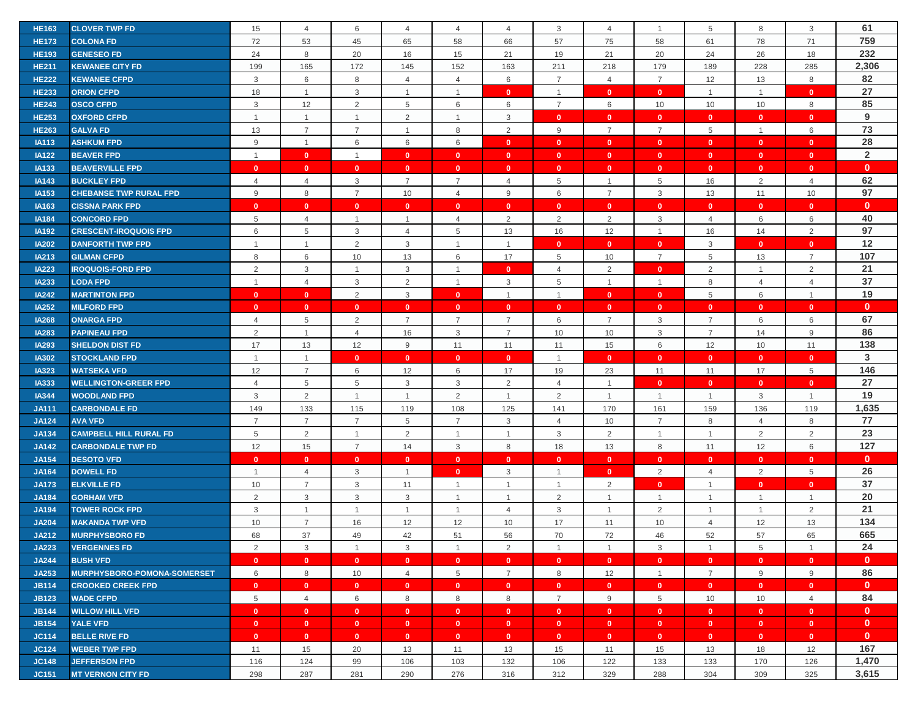| | | | | | | | | | | | | | | |
|---|---|---|---|---|---|---|---|---|---|---|---|---|---|---|
| HE163 | CLOVER TWP FD | 15 | 4 | 6 | 4 | 4 | 4 | 3 | 4 | 1 | 5 | 8 | 3 | 61 |
| HE173 | COLONA FD | 72 | 53 | 45 | 65 | 58 | 66 | 57 | 75 | 58 | 61 | 78 | 71 | 759 |
| HE193 | GENESEO FD | 24 | 8 | 20 | 16 | 15 | 21 | 19 | 21 | 20 | 24 | 26 | 18 | 232 |
| HE211 | KEWANEE CITY FD | 199 | 165 | 172 | 145 | 152 | 163 | 211 | 218 | 179 | 189 | 228 | 285 | 2,306 |
| HE222 | KEWANEE CFPD | 3 | 6 | 8 | 4 | 4 | 6 | 7 | 4 | 7 | 12 | 13 | 8 | 82 |
| HE233 | ORION CFPD | 18 | 1 | 3 | 1 | 1 | 0 | 1 | 0 | 0 | 1 | 1 | 0 | 27 |
| HE243 | OSCO CFPD | 3 | 12 | 2 | 5 | 6 | 6 | 7 | 6 | 10 | 10 | 10 | 8 | 85 |
| HE253 | OXFORD CFPD | 1 | 1 | 1 | 2 | 1 | 3 | 0 | 0 | 0 | 0 | 0 | 0 | 9 |
| HE263 | GALVA FD | 13 | 7 | 7 | 1 | 8 | 2 | 9 | 7 | 7 | 5 | 1 | 6 | 73 |
| IA113 | ASHKUM FPD | 9 | 1 | 6 | 6 | 6 | 0 | 0 | 0 | 0 | 0 | 0 | 0 | 28 |
| IA122 | BEAVER FPD | 1 | 0 | 1 | 0 | 0 | 0 | 0 | 0 | 0 | 0 | 0 | 0 | 2 |
| IA133 | BEAVERVILLE FPD | 0 | 0 | 0 | 0 | 0 | 0 | 0 | 0 | 0 | 0 | 0 | 0 | 0 |
| IA143 | BUCKLEY FPD | 4 | 4 | 3 | 7 | 7 | 4 | 5 | 1 | 5 | 16 | 2 | 4 | 62 |
| IA153 | CHEBANSE TWP RURAL FPD | 9 | 8 | 7 | 10 | 4 | 9 | 6 | 7 | 3 | 13 | 11 | 10 | 97 |
| IA163 | CISSNA PARK FPD | 0 | 0 | 0 | 0 | 0 | 0 | 0 | 0 | 0 | 0 | 0 | 0 | 0 |
| IA184 | CONCORD FPD | 5 | 4 | 1 | 1 | 4 | 2 | 2 | 2 | 3 | 4 | 6 | 6 | 40 |
| IA192 | CRESCENT-IROQUOIS FPD | 6 | 5 | 3 | 4 | 5 | 13 | 16 | 12 | 1 | 16 | 14 | 2 | 97 |
| IA202 | DANFORTH TWP FPD | 1 | 1 | 2 | 3 | 1 | 1 | 0 | 0 | 0 | 3 | 0 | 0 | 12 |
| IA213 | GILMAN CFPD | 8 | 6 | 10 | 13 | 6 | 17 | 5 | 10 | 7 | 5 | 13 | 7 | 107 |
| IA223 | IROQUOIS-FORD FPD | 2 | 3 | 1 | 3 | 1 | 0 | 4 | 2 | 0 | 2 | 1 | 2 | 21 |
| IA233 | LODA FPD | 1 | 4 | 3 | 2 | 1 | 3 | 5 | 1 | 1 | 8 | 4 | 4 | 37 |
| IA242 | MARTINTON FPD | 0 | 0 | 2 | 3 | 0 | 1 | 1 | 0 | 0 | 5 | 6 | 1 | 19 |
| IA252 | MILFORD FPD | 0 | 0 | 0 | 0 | 0 | 0 | 0 | 0 | 0 | 0 | 0 | 0 | 0 |
| IA268 | ONARGA FPD | 4 | 5 | 2 | 7 | 7 | 7 | 6 | 7 | 3 | 7 | 6 | 6 | 67 |
| IA283 | PAPINEAU FPD | 2 | 1 | 4 | 16 | 3 | 7 | 10 | 10 | 3 | 7 | 14 | 9 | 86 |
| IA293 | SHELDON DIST FD | 17 | 13 | 12 | 9 | 11 | 11 | 11 | 15 | 6 | 12 | 10 | 11 | 138 |
| IA302 | STOCKLAND FPD | 1 | 1 | 0 | 0 | 0 | 0 | 1 | 0 | 0 | 0 | 0 | 0 | 3 |
| IA323 | WATSEKA VFD | 12 | 7 | 6 | 12 | 6 | 17 | 19 | 23 | 11 | 11 | 17 | 5 | 146 |
| IA333 | WELLINGTON-GREER FPD | 4 | 5 | 5 | 3 | 3 | 2 | 4 | 1 | 0 | 0 | 0 | 0 | 27 |
| IA344 | WOODLAND FPD | 3 | 2 | 1 | 1 | 2 | 1 | 2 | 1 | 1 | 1 | 3 | 1 | 19 |
| JA111 | CARBONDALE FD | 149 | 133 | 115 | 119 | 108 | 125 | 141 | 170 | 161 | 159 | 136 | 119 | 1,635 |
| JA124 | AVA VFD | 7 | 7 | 7 | 5 | 7 | 3 | 4 | 10 | 7 | 8 | 4 | 8 | 77 |
| JA134 | CAMPBELL HILL RURAL FD | 5 | 2 | 1 | 2 | 1 | 1 | 3 | 2 | 1 | 1 | 2 | 2 | 23 |
| JA142 | CARBONDALE TWP FD | 12 | 15 | 7 | 14 | 3 | 8 | 18 | 13 | 8 | 11 | 12 | 6 | 127 |
| JA154 | DESOTO VFD | 0 | 0 | 0 | 0 | 0 | 0 | 0 | 0 | 0 | 0 | 0 | 0 | 0 |
| JA164 | DOWELL FD | 1 | 4 | 3 | 1 | 0 | 3 | 1 | 0 | 2 | 4 | 2 | 5 | 26 |
| JA173 | ELKVILLE FD | 10 | 7 | 3 | 11 | 1 | 1 | 1 | 2 | 0 | 1 | 0 | 0 | 37 |
| JA184 | GORHAM VFD | 2 | 3 | 3 | 3 | 1 | 1 | 2 | 1 | 1 | 1 | 1 | 1 | 20 |
| JA194 | TOWER ROCK FPD | 3 | 1 | 1 | 1 | 1 | 4 | 3 | 1 | 2 | 1 | 1 | 2 | 21 |
| JA204 | MAKANDA TWP VFD | 10 | 7 | 16 | 12 | 12 | 10 | 17 | 11 | 10 | 4 | 12 | 13 | 134 |
| JA212 | MURPHYSBORO FD | 68 | 37 | 49 | 42 | 51 | 56 | 70 | 72 | 46 | 52 | 57 | 65 | 665 |
| JA223 | VERGENNES FD | 2 | 3 | 1 | 3 | 1 | 2 | 1 | 1 | 3 | 1 | 5 | 1 | 24 |
| JA244 | BUSH VFD | 0 | 0 | 0 | 0 | 0 | 0 | 0 | 0 | 0 | 0 | 0 | 0 | 0 |
| JA253 | MURPHYSBORO-POMONA-SOMERSET | 6 | 8 | 10 | 4 | 5 | 7 | 8 | 12 | 1 | 7 | 9 | 9 | 86 |
| JB114 | CROOKED CREEK FPD | 0 | 0 | 0 | 0 | 0 | 0 | 0 | 0 | 0 | 0 | 0 | 0 | 0 |
| JB123 | WADE CFPD | 5 | 4 | 6 | 8 | 8 | 8 | 7 | 9 | 5 | 10 | 10 | 4 | 84 |
| JB144 | WILLOW HILL VFD | 0 | 0 | 0 | 0 | 0 | 0 | 0 | 0 | 0 | 0 | 0 | 0 | 0 |
| JB154 | YALE VFD | 0 | 0 | 0 | 0 | 0 | 0 | 0 | 0 | 0 | 0 | 0 | 0 | 0 |
| JC114 | BELLE RIVE FD | 0 | 0 | 0 | 0 | 0 | 0 | 0 | 0 | 0 | 0 | 0 | 0 | 0 |
| JC124 | WEBER TWP FPD | 11 | 15 | 20 | 13 | 11 | 13 | 15 | 11 | 15 | 13 | 18 | 12 | 167 |
| JC148 | JEFFERSON FPD | 116 | 124 | 99 | 106 | 103 | 132 | 106 | 122 | 133 | 133 | 170 | 126 | 1,470 |
| JC151 | MT VERNON CITY FD | 298 | 287 | 281 | 290 | 276 | 316 | 312 | 329 | 288 | 304 | 309 | 325 | 3,615 |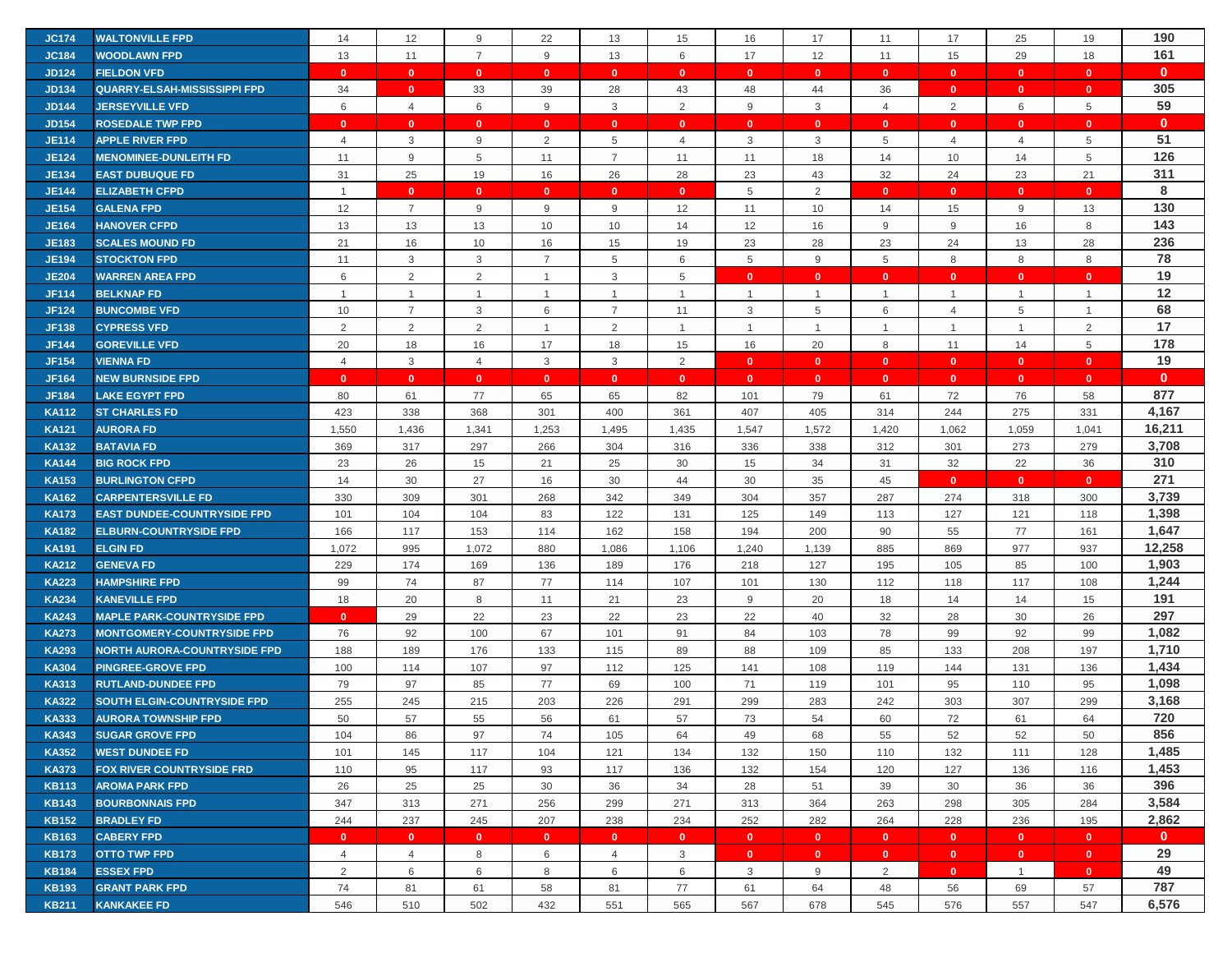| | | | | | | | | | | | | | | |
|---|---|---|---|---|---|---|---|---|---|---|---|---|---|---|
| JC174 | WALTONVILLE FPD | 14 | 12 | 9 | 22 | 13 | 15 | 16 | 17 | 11 | 17 | 25 | 19 | 190 |
| JC184 | WOODLAWN FPD | 13 | 11 | 7 | 9 | 13 | 6 | 17 | 12 | 11 | 15 | 29 | 18 | 161 |
| JD124 | FIELDON VFD | 0 | 0 | 0 | 0 | 0 | 0 | 0 | 0 | 0 | 0 | 0 | 0 | 0 |
| JD134 | QUARRY-ELSAH-MISSISSIPPI FPD | 34 | 0 | 33 | 39 | 28 | 43 | 48 | 44 | 36 | 0 | 0 | 0 | 305 |
| JD144 | JERSEYVILLE VFD | 6 | 4 | 6 | 9 | 3 | 2 | 9 | 3 | 4 | 2 | 6 | 5 | 59 |
| JD154 | ROSEDALE TWP FPD | 0 | 0 | 0 | 0 | 0 | 0 | 0 | 0 | 0 | 0 | 0 | 0 | 0 |
| JE114 | APPLE RIVER FPD | 4 | 3 | 9 | 2 | 5 | 4 | 3 | 3 | 5 | 4 | 4 | 5 | 51 |
| JE124 | MENOMINEE-DUNLEITH FD | 11 | 9 | 5 | 11 | 7 | 11 | 11 | 18 | 14 | 10 | 14 | 5 | 126 |
| JE134 | EAST DUBUQUE FD | 31 | 25 | 19 | 16 | 26 | 28 | 23 | 43 | 32 | 24 | 23 | 21 | 311 |
| JE144 | ELIZABETH CFPD | 1 | 0 | 0 | 0 | 0 | 0 | 5 | 2 | 0 | 0 | 0 | 0 | 8 |
| JE154 | GALENA FPD | 12 | 7 | 9 | 9 | 9 | 12 | 11 | 10 | 14 | 15 | 9 | 13 | 130 |
| JE164 | HANOVER CFPD | 13 | 13 | 13 | 10 | 10 | 14 | 12 | 16 | 9 | 9 | 16 | 8 | 143 |
| JE183 | SCALES MOUND FD | 21 | 16 | 10 | 16 | 15 | 19 | 23 | 28 | 23 | 24 | 13 | 28 | 236 |
| JE194 | STOCKTON FPD | 11 | 3 | 3 | 7 | 5 | 6 | 5 | 9 | 5 | 8 | 8 | 8 | 78 |
| JE204 | WARREN AREA FPD | 6 | 2 | 2 | 1 | 3 | 5 | 0 | 0 | 0 | 0 | 0 | 0 | 19 |
| JF114 | BELKNAP FD | 1 | 1 | 1 | 1 | 1 | 1 | 1 | 1 | 1 | 1 | 1 | 1 | 12 |
| JF124 | BUNCOMBE VFD | 10 | 7 | 3 | 6 | 7 | 11 | 3 | 5 | 6 | 4 | 5 | 1 | 68 |
| JF138 | CYPRESS VFD | 2 | 2 | 2 | 1 | 2 | 1 | 1 | 1 | 1 | 1 | 1 | 2 | 17 |
| JF144 | GOREVILLE VFD | 20 | 18 | 16 | 17 | 18 | 15 | 16 | 20 | 8 | 11 | 14 | 5 | 178 |
| JF154 | VIENNA FD | 4 | 3 | 4 | 3 | 3 | 2 | 0 | 0 | 0 | 0 | 0 | 0 | 19 |
| JF164 | NEW BURNSIDE FPD | 0 | 0 | 0 | 0 | 0 | 0 | 0 | 0 | 0 | 0 | 0 | 0 | 0 |
| JF184 | LAKE EGYPT FPD | 80 | 61 | 77 | 65 | 65 | 82 | 101 | 79 | 61 | 72 | 76 | 58 | 877 |
| KA112 | ST CHARLES FD | 423 | 338 | 368 | 301 | 400 | 361 | 407 | 405 | 314 | 244 | 275 | 331 | 4,167 |
| KA121 | AURORA FD | 1,550 | 1,436 | 1,341 | 1,253 | 1,495 | 1,435 | 1,547 | 1,572 | 1,420 | 1,062 | 1,059 | 1,041 | 16,211 |
| KA132 | BATAVIA FD | 369 | 317 | 297 | 266 | 304 | 316 | 336 | 338 | 312 | 301 | 273 | 279 | 3,708 |
| KA144 | BIG ROCK FPD | 23 | 26 | 15 | 21 | 25 | 30 | 15 | 34 | 31 | 32 | 22 | 36 | 310 |
| KA153 | BURLINGTON CFPD | 14 | 30 | 27 | 16 | 30 | 44 | 30 | 35 | 45 | 0 | 0 | 0 | 271 |
| KA162 | CARPENTERSVILLE FD | 330 | 309 | 301 | 268 | 342 | 349 | 304 | 357 | 287 | 274 | 318 | 300 | 3,739 |
| KA173 | EAST DUNDEE-COUNTRYSIDE FPD | 101 | 104 | 104 | 83 | 122 | 131 | 125 | 149 | 113 | 127 | 121 | 118 | 1,398 |
| KA182 | ELBURN-COUNTRYSIDE FPD | 166 | 117 | 153 | 114 | 162 | 158 | 194 | 200 | 90 | 55 | 77 | 161 | 1,647 |
| KA191 | ELGIN FD | 1,072 | 995 | 1,072 | 880 | 1,086 | 1,106 | 1,240 | 1,139 | 885 | 869 | 977 | 937 | 12,258 |
| KA212 | GENEVA FD | 229 | 174 | 169 | 136 | 189 | 176 | 218 | 127 | 195 | 105 | 85 | 100 | 1,903 |
| KA223 | HAMPSHIRE FPD | 99 | 74 | 87 | 77 | 114 | 107 | 101 | 130 | 112 | 118 | 117 | 108 | 1,244 |
| KA234 | KANEVILLE FPD | 18 | 20 | 8 | 11 | 21 | 23 | 9 | 20 | 18 | 14 | 14 | 15 | 191 |
| KA243 | MAPLE PARK-COUNTRYSIDE FPD | 0 | 29 | 22 | 23 | 22 | 23 | 22 | 40 | 32 | 28 | 30 | 26 | 297 |
| KA273 | MONTGOMERY-COUNTRYSIDE FPD | 76 | 92 | 100 | 67 | 101 | 91 | 84 | 103 | 78 | 99 | 92 | 99 | 1,082 |
| KA293 | NORTH AURORA-COUNTRYSIDE FPD | 188 | 189 | 176 | 133 | 115 | 89 | 88 | 109 | 85 | 133 | 208 | 197 | 1,710 |
| KA304 | PINGREE-GROVE FPD | 100 | 114 | 107 | 97 | 112 | 125 | 141 | 108 | 119 | 144 | 131 | 136 | 1,434 |
| KA313 | RUTLAND-DUNDEE FPD | 79 | 97 | 85 | 77 | 69 | 100 | 71 | 119 | 101 | 95 | 110 | 95 | 1,098 |
| KA322 | SOUTH ELGIN-COUNTRYSIDE FPD | 255 | 245 | 215 | 203 | 226 | 291 | 299 | 283 | 242 | 303 | 307 | 299 | 3,168 |
| KA333 | AURORA TOWNSHIP FPD | 50 | 57 | 55 | 56 | 61 | 57 | 73 | 54 | 60 | 72 | 61 | 64 | 720 |
| KA343 | SUGAR GROVE FPD | 104 | 86 | 97 | 74 | 105 | 64 | 49 | 68 | 55 | 52 | 52 | 50 | 856 |
| KA352 | WEST DUNDEE FD | 101 | 145 | 117 | 104 | 121 | 134 | 132 | 150 | 110 | 132 | 111 | 128 | 1,485 |
| KA373 | FOX RIVER COUNTRYSIDE FRD | 110 | 95 | 117 | 93 | 117 | 136 | 132 | 154 | 120 | 127 | 136 | 116 | 1,453 |
| KB113 | AROMA PARK FPD | 26 | 25 | 25 | 30 | 36 | 34 | 28 | 51 | 39 | 30 | 36 | 36 | 396 |
| KB143 | BOURBONNAIS FPD | 347 | 313 | 271 | 256 | 299 | 271 | 313 | 364 | 263 | 298 | 305 | 284 | 3,584 |
| KB152 | BRADLEY FD | 244 | 237 | 245 | 207 | 238 | 234 | 252 | 282 | 264 | 228 | 236 | 195 | 2,862 |
| KB163 | CABERY FPD | 0 | 0 | 0 | 0 | 0 | 0 | 0 | 0 | 0 | 0 | 0 | 0 | 0 |
| KB173 | OTTO TWP FPD | 4 | 4 | 8 | 6 | 4 | 3 | 0 | 0 | 0 | 0 | 0 | 0 | 29 |
| KB184 | ESSEX FPD | 2 | 6 | 6 | 8 | 6 | 6 | 3 | 9 | 2 | 0 | 1 | 0 | 49 |
| KB193 | GRANT PARK FPD | 74 | 81 | 61 | 58 | 81 | 77 | 61 | 64 | 48 | 56 | 69 | 57 | 787 |
| KB211 | KANKAKEE FD | 546 | 510 | 502 | 432 | 551 | 565 | 567 | 678 | 545 | 576 | 557 | 547 | 6,576 |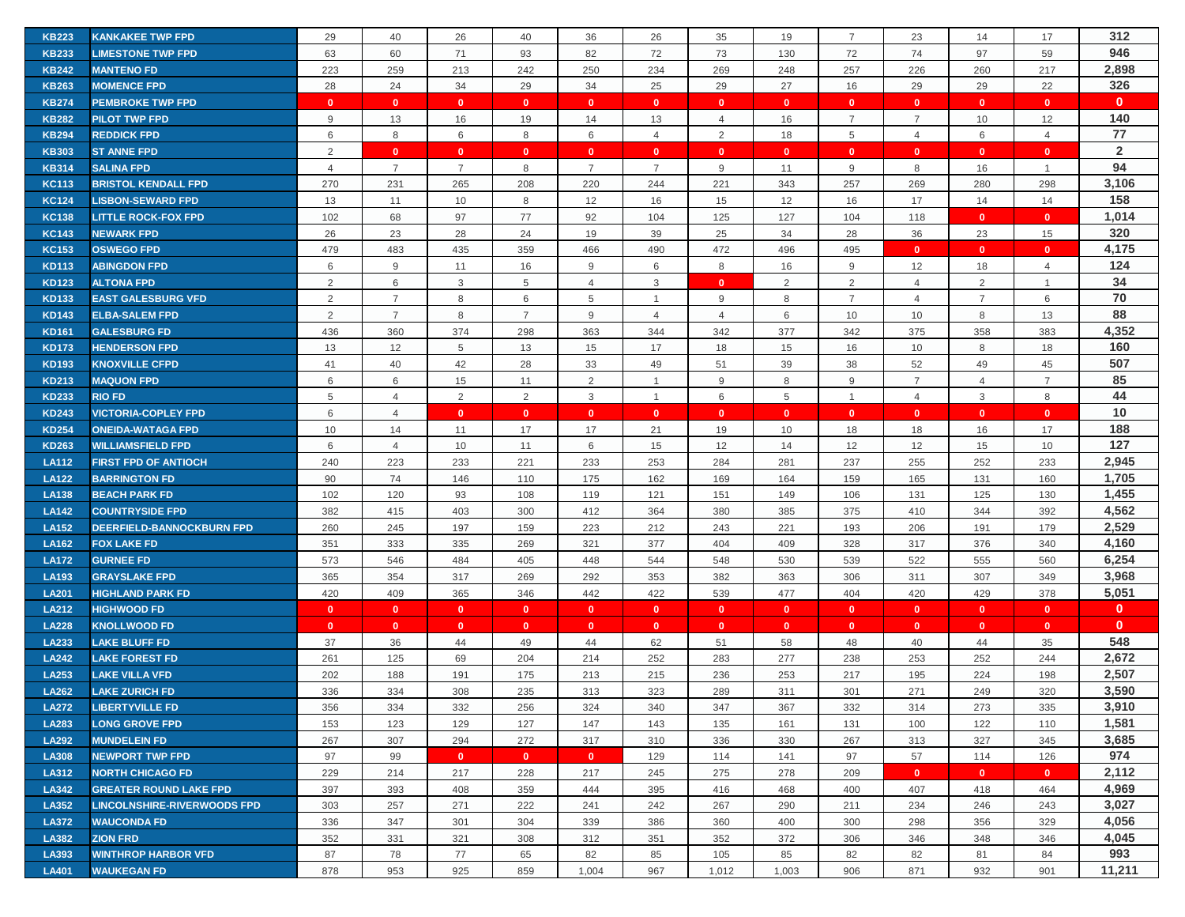| | | | | | | | | | | | | | | |
|---|---|---|---|---|---|---|---|---|---|---|---|---|---|---|
| KB223 | KANKAKEE TWP FPD | 29 | 40 | 26 | 40 | 36 | 26 | 35 | 19 | 7 | 23 | 14 | 17 | 312 |
| KB233 | LIMESTONE TWP FPD | 63 | 60 | 71 | 93 | 82 | 72 | 73 | 130 | 72 | 74 | 97 | 59 | 946 |
| KB242 | MANTENO FD | 223 | 259 | 213 | 242 | 250 | 234 | 269 | 248 | 257 | 226 | 260 | 217 | 2,898 |
| KB263 | MOMENCE FPD | 28 | 24 | 34 | 29 | 34 | 25 | 29 | 27 | 16 | 29 | 29 | 22 | 326 |
| KB274 | PEMBROKE TWP FPD | 0 | 0 | 0 | 0 | 0 | 0 | 0 | 0 | 0 | 0 | 0 | 0 | 0 |
| KB282 | PILOT TWP FPD | 9 | 13 | 16 | 19 | 14 | 13 | 4 | 16 | 7 | 7 | 10 | 12 | 140 |
| KB294 | REDDICK FPD | 6 | 8 | 6 | 8 | 6 | 4 | 2 | 18 | 5 | 4 | 6 | 4 | 77 |
| KB303 | ST ANNE FPD | 2 | 0 | 0 | 0 | 0 | 0 | 0 | 0 | 0 | 0 | 0 | 0 | 2 |
| KB314 | SALINA FPD | 4 | 7 | 7 | 8 | 7 | 7 | 9 | 11 | 9 | 8 | 16 | 1 | 94 |
| KC113 | BRISTOL KENDALL FPD | 270 | 231 | 265 | 208 | 220 | 244 | 221 | 343 | 257 | 269 | 280 | 298 | 3,106 |
| KC124 | LISBON-SEWARD FPD | 13 | 11 | 10 | 8 | 12 | 16 | 15 | 12 | 16 | 17 | 14 | 14 | 158 |
| KC138 | LITTLE ROCK-FOX FPD | 102 | 68 | 97 | 77 | 92 | 104 | 125 | 127 | 104 | 118 | 0 | 0 | 1,014 |
| KC143 | NEWARK FPD | 26 | 23 | 28 | 24 | 19 | 39 | 25 | 34 | 28 | 36 | 23 | 15 | 320 |
| KC153 | OSWEGO FPD | 479 | 483 | 435 | 359 | 466 | 490 | 472 | 496 | 495 | 0 | 0 | 0 | 4,175 |
| KD113 | ABINGDON FPD | 6 | 9 | 11 | 16 | 9 | 6 | 8 | 16 | 9 | 12 | 18 | 4 | 124 |
| KD123 | ALTONA FPD | 2 | 6 | 3 | 5 | 4 | 3 | 0 | 2 | 2 | 4 | 2 | 1 | 34 |
| KD133 | EAST GALESBURG VFD | 2 | 7 | 8 | 6 | 5 | 1 | 9 | 8 | 7 | 4 | 7 | 6 | 70 |
| KD143 | ELBA-SALEM FPD | 2 | 7 | 8 | 7 | 9 | 4 | 4 | 6 | 10 | 10 | 8 | 13 | 88 |
| KD161 | GALESBURG FD | 436 | 360 | 374 | 298 | 363 | 344 | 342 | 377 | 342 | 375 | 358 | 383 | 4,352 |
| KD173 | HENDERSON FPD | 13 | 12 | 5 | 13 | 15 | 17 | 18 | 15 | 16 | 10 | 8 | 18 | 160 |
| KD193 | KNOXVILLE CFPD | 41 | 40 | 42 | 28 | 33 | 49 | 51 | 39 | 38 | 52 | 49 | 45 | 507 |
| KD213 | MAQUON FPD | 6 | 6 | 15 | 11 | 2 | 1 | 9 | 8 | 9 | 7 | 4 | 7 | 85 |
| KD233 | RIO FD | 5 | 4 | 2 | 2 | 3 | 1 | 6 | 5 | 1 | 4 | 3 | 8 | 44 |
| KD243 | VICTORIA-COPLEY FPD | 6 | 4 | 0 | 0 | 0 | 0 | 0 | 0 | 0 | 0 | 0 | 0 | 10 |
| KD254 | ONEIDA-WATAGA FPD | 10 | 14 | 11 | 17 | 17 | 21 | 19 | 10 | 18 | 18 | 16 | 17 | 188 |
| KD263 | WILLIAMSFIELD FPD | 6 | 4 | 10 | 11 | 6 | 15 | 12 | 14 | 12 | 12 | 15 | 10 | 127 |
| LA112 | FIRST FPD OF ANTIOCH | 240 | 223 | 233 | 221 | 233 | 253 | 284 | 281 | 237 | 255 | 252 | 233 | 2,945 |
| LA122 | BARRINGTON FD | 90 | 74 | 146 | 110 | 175 | 162 | 169 | 164 | 159 | 165 | 131 | 160 | 1,705 |
| LA138 | BEACH PARK FD | 102 | 120 | 93 | 108 | 119 | 121 | 151 | 149 | 106 | 131 | 125 | 130 | 1,455 |
| LA142 | COUNTRYSIDE FPD | 382 | 415 | 403 | 300 | 412 | 364 | 380 | 385 | 375 | 410 | 344 | 392 | 4,562 |
| LA152 | DEERFIELD-BANNOCKBURN FPD | 260 | 245 | 197 | 159 | 223 | 212 | 243 | 221 | 193 | 206 | 191 | 179 | 2,529 |
| LA162 | FOX LAKE FD | 351 | 333 | 335 | 269 | 321 | 377 | 404 | 409 | 328 | 317 | 376 | 340 | 4,160 |
| LA172 | GURNEE FD | 573 | 546 | 484 | 405 | 448 | 544 | 548 | 530 | 539 | 522 | 555 | 560 | 6,254 |
| LA193 | GRAYSLAKE FPD | 365 | 354 | 317 | 269 | 292 | 353 | 382 | 363 | 306 | 311 | 307 | 349 | 3,968 |
| LA201 | HIGHLAND PARK FD | 420 | 409 | 365 | 346 | 442 | 422 | 539 | 477 | 404 | 420 | 429 | 378 | 5,051 |
| LA212 | HIGHWOOD FD | 0 | 0 | 0 | 0 | 0 | 0 | 0 | 0 | 0 | 0 | 0 | 0 | 0 |
| LA228 | KNOLLWOOD FD | 0 | 0 | 0 | 0 | 0 | 0 | 0 | 0 | 0 | 0 | 0 | 0 | 0 |
| LA233 | LAKE BLUFF FD | 37 | 36 | 44 | 49 | 44 | 62 | 51 | 58 | 48 | 40 | 44 | 35 | 548 |
| LA242 | LAKE FOREST FD | 261 | 125 | 69 | 204 | 214 | 252 | 283 | 277 | 238 | 253 | 252 | 244 | 2,672 |
| LA253 | LAKE VILLA VFD | 202 | 188 | 191 | 175 | 213 | 215 | 236 | 253 | 217 | 195 | 224 | 198 | 2,507 |
| LA262 | LAKE ZURICH FD | 336 | 334 | 308 | 235 | 313 | 323 | 289 | 311 | 301 | 271 | 249 | 320 | 3,590 |
| LA272 | LIBERTYVILLE FD | 356 | 334 | 332 | 256 | 324 | 340 | 347 | 367 | 332 | 314 | 273 | 335 | 3,910 |
| LA283 | LONG GROVE FPD | 153 | 123 | 129 | 127 | 147 | 143 | 135 | 161 | 131 | 100 | 122 | 110 | 1,581 |
| LA292 | MUNDELEIN FD | 267 | 307 | 294 | 272 | 317 | 310 | 336 | 330 | 267 | 313 | 327 | 345 | 3,685 |
| LA308 | NEWPORT TWP FPD | 97 | 99 | 0 | 0 | 0 | 129 | 114 | 141 | 97 | 57 | 114 | 126 | 974 |
| LA312 | NORTH CHICAGO FD | 229 | 214 | 217 | 228 | 217 | 245 | 275 | 278 | 209 | 0 | 0 | 0 | 2,112 |
| LA342 | GREATER ROUND LAKE FPD | 397 | 393 | 408 | 359 | 444 | 395 | 416 | 468 | 400 | 407 | 418 | 464 | 4,969 |
| LA352 | LINCOLNSHIRE-RIVERWOODS FPD | 303 | 257 | 271 | 222 | 241 | 242 | 267 | 290 | 211 | 234 | 246 | 243 | 3,027 |
| LA372 | WAUCONDA FD | 336 | 347 | 301 | 304 | 339 | 386 | 360 | 400 | 300 | 298 | 356 | 329 | 4,056 |
| LA382 | ZION FRD | 352 | 331 | 321 | 308 | 312 | 351 | 352 | 372 | 306 | 346 | 348 | 346 | 4,045 |
| LA393 | WINTHROP HARBOR VFD | 87 | 78 | 77 | 65 | 82 | 85 | 105 | 85 | 82 | 82 | 81 | 84 | 993 |
| LA401 | WAUKEGAN FD | 878 | 953 | 925 | 859 | 1,004 | 967 | 1,012 | 1,003 | 906 | 871 | 932 | 901 | 11,211 |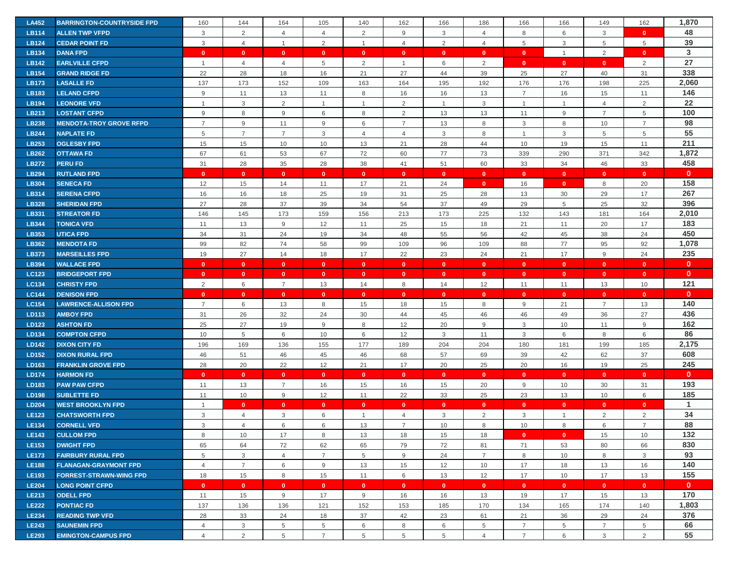| | | | | | | | | | | | | | | |
|---|---|---|---|---|---|---|---|---|---|---|---|---|---|---|
| LA452 | BARRINGTON-COUNTRYSIDE FPD | 160 | 144 | 164 | 105 | 140 | 162 | 166 | 186 | 166 | 166 | 149 | 162 | 1,870 |
| LB114 | ALLEN TWP VFPD | 3 | 2 | 4 | 4 | 2 | 9 | 3 | 4 | 8 | 6 | 3 | 0 | 48 |
| LB124 | CEDAR POINT FD | 3 | 4 | 1 | 2 | 1 | 4 | 2 | 4 | 5 | 3 | 5 | 5 | 39 |
| LB134 | DANA FPD | 0 | 0 | 0 | 0 | 0 | 0 | 0 | 0 | 0 | 1 | 2 | 0 | 3 |
| LB142 | EARLVILLE CFPD | 1 | 4 | 4 | 5 | 2 | 1 | 6 | 2 | 0 | 0 | 0 | 2 | 27 |
| LB154 | GRAND RIDGE FD | 22 | 28 | 18 | 16 | 21 | 27 | 44 | 39 | 25 | 27 | 40 | 31 | 338 |
| LB173 | LASALLE FD | 137 | 173 | 152 | 109 | 163 | 164 | 195 | 192 | 176 | 176 | 198 | 225 | 2,060 |
| LB183 | LELAND CFPD | 9 | 11 | 13 | 11 | 8 | 16 | 16 | 13 | 7 | 16 | 15 | 11 | 146 |
| LB194 | LEONORE VFD | 1 | 3 | 2 | 1 | 1 | 2 | 1 | 3 | 1 | 1 | 4 | 2 | 22 |
| LB213 | LOSTANT CFPD | 9 | 8 | 9 | 6 | 8 | 2 | 13 | 13 | 11 | 9 | 7 | 5 | 100 |
| LB238 | MENDOTA-TROY GROVE RFPD | 7 | 9 | 11 | 9 | 6 | 7 | 13 | 8 | 3 | 8 | 10 | 7 | 98 |
| LB244 | NAPLATE FD | 5 | 7 | 7 | 3 | 4 | 4 | 3 | 8 | 1 | 3 | 5 | 5 | 55 |
| LB253 | OGLESBY FPD | 15 | 15 | 10 | 10 | 13 | 21 | 28 | 44 | 10 | 19 | 15 | 11 | 211 |
| LB262 | OTTAWA FD | 67 | 61 | 53 | 67 | 72 | 60 | 77 | 73 | 339 | 290 | 371 | 342 | 1,872 |
| LB272 | PERU FD | 31 | 28 | 35 | 28 | 38 | 41 | 51 | 60 | 33 | 34 | 46 | 33 | 458 |
| LB294 | RUTLAND FPD | 0 | 0 | 0 | 0 | 0 | 0 | 0 | 0 | 0 | 0 | 0 | 0 | 0 |
| LB304 | SENECA FD | 12 | 15 | 14 | 11 | 17 | 21 | 24 | 0 | 16 | 0 | 8 | 20 | 158 |
| LB314 | SERENA CFPD | 16 | 16 | 18 | 25 | 19 | 31 | 25 | 28 | 13 | 30 | 29 | 17 | 267 |
| LB328 | SHERIDAN FPD | 27 | 28 | 37 | 39 | 34 | 54 | 37 | 49 | 29 | 5 | 25 | 32 | 396 |
| LB331 | STREATOR FD | 146 | 145 | 173 | 159 | 156 | 213 | 173 | 225 | 132 | 143 | 181 | 164 | 2,010 |
| LB344 | TONICA VFD | 11 | 13 | 9 | 12 | 11 | 25 | 15 | 18 | 21 | 11 | 20 | 17 | 183 |
| LB353 | UTICA FPD | 34 | 31 | 24 | 19 | 34 | 48 | 55 | 56 | 42 | 45 | 38 | 24 | 450 |
| LB362 | MENDOTA FD | 99 | 82 | 74 | 58 | 99 | 109 | 96 | 109 | 88 | 77 | 95 | 92 | 1,078 |
| LB373 | MARSEILLES FPD | 19 | 27 | 14 | 18 | 17 | 22 | 23 | 24 | 21 | 17 | 9 | 24 | 235 |
| LB394 | WALLACE FPD | 0 | 0 | 0 | 0 | 0 | 0 | 0 | 0 | 0 | 0 | 0 | 0 | 0 |
| LC123 | BRIDGEPORT FPD | 0 | 0 | 0 | 0 | 0 | 0 | 0 | 0 | 0 | 0 | 0 | 0 | 0 |
| LC134 | CHRISTY FPD | 2 | 6 | 7 | 13 | 14 | 8 | 14 | 12 | 11 | 11 | 13 | 10 | 121 |
| LC144 | DENISON FPD | 0 | 0 | 0 | 0 | 0 | 0 | 0 | 0 | 0 | 0 | 0 | 0 | 0 |
| LC154 | LAWRENCE-ALLISON FPD | 7 | 6 | 13 | 8 | 15 | 18 | 15 | 8 | 9 | 21 | 7 | 13 | 140 |
| LD113 | AMBOY FPD | 31 | 26 | 32 | 24 | 30 | 44 | 45 | 46 | 46 | 49 | 36 | 27 | 436 |
| LD123 | ASHTON FD | 25 | 27 | 19 | 9 | 8 | 12 | 20 | 9 | 3 | 10 | 11 | 9 | 162 |
| LD134 | COMPTON CFPD | 10 | 5 | 6 | 10 | 6 | 12 | 3 | 11 | 3 | 6 | 8 | 6 | 86 |
| LD142 | DIXON CITY FD | 196 | 169 | 136 | 155 | 177 | 189 | 204 | 204 | 180 | 181 | 199 | 185 | 2,175 |
| LD152 | DIXON RURAL FPD | 46 | 51 | 46 | 45 | 46 | 68 | 57 | 69 | 39 | 42 | 62 | 37 | 608 |
| LD163 | FRANKLIN GROVE FPD | 28 | 20 | 22 | 12 | 21 | 17 | 20 | 25 | 20 | 16 | 19 | 25 | 245 |
| LD174 | HARMON FD | 0 | 0 | 0 | 0 | 0 | 0 | 0 | 0 | 0 | 0 | 0 | 0 | 0 |
| LD183 | PAW PAW CFPD | 11 | 13 | 7 | 16 | 15 | 16 | 15 | 20 | 9 | 10 | 30 | 31 | 193 |
| LD198 | SUBLETTE FD | 11 | 10 | 9 | 12 | 11 | 22 | 33 | 25 | 23 | 13 | 10 | 6 | 185 |
| LD204 | WEST BROOKLYN FPD | 1 | 0 | 0 | 0 | 0 | 0 | 0 | 0 | 0 | 0 | 0 | 0 | 1 |
| LE123 | CHATSWORTH FPD | 3 | 4 | 3 | 6 | 1 | 4 | 3 | 2 | 3 | 1 | 2 | 2 | 34 |
| LE134 | CORNELL VFD | 3 | 4 | 6 | 6 | 13 | 7 | 10 | 8 | 10 | 8 | 6 | 7 | 88 |
| LE143 | CULLOM FPD | 8 | 10 | 17 | 8 | 13 | 18 | 15 | 18 | 0 | 0 | 15 | 10 | 132 |
| LE153 | DWIGHT FPD | 65 | 64 | 72 | 62 | 65 | 79 | 72 | 81 | 71 | 53 | 80 | 66 | 830 |
| LE173 | FAIRBURY RURAL FPD | 5 | 3 | 4 | 7 | 5 | 9 | 24 | 7 | 8 | 10 | 8 | 3 | 93 |
| LE188 | FLANAGAN-GRAYMONT FPD | 4 | 7 | 6 | 9 | 13 | 15 | 12 | 10 | 17 | 18 | 13 | 16 | 140 |
| LE193 | FORREST-STRAWN-WING FPD | 18 | 15 | 8 | 15 | 11 | 6 | 13 | 12 | 17 | 10 | 17 | 13 | 155 |
| LE204 | LONG POINT CFPD | 0 | 0 | 0 | 0 | 0 | 0 | 0 | 0 | 0 | 0 | 0 | 0 | 0 |
| LE213 | ODELL FPD | 11 | 15 | 9 | 17 | 9 | 16 | 16 | 13 | 19 | 17 | 15 | 13 | 170 |
| LE222 | PONTIAC FD | 137 | 136 | 136 | 121 | 152 | 153 | 185 | 170 | 134 | 165 | 174 | 140 | 1,803 |
| LE234 | READING TWP VFD | 28 | 33 | 24 | 18 | 37 | 42 | 23 | 61 | 21 | 36 | 29 | 24 | 376 |
| LE243 | SAUNEMIN FPD | 4 | 3 | 5 | 5 | 6 | 8 | 6 | 5 | 7 | 5 | 7 | 5 | 66 |
| LE293 | EMINGTON-CAMPUS FPD | 4 | 2 | 5 | 7 | 5 | 5 | 5 | 4 | 7 | 6 | 3 | 2 | 55 |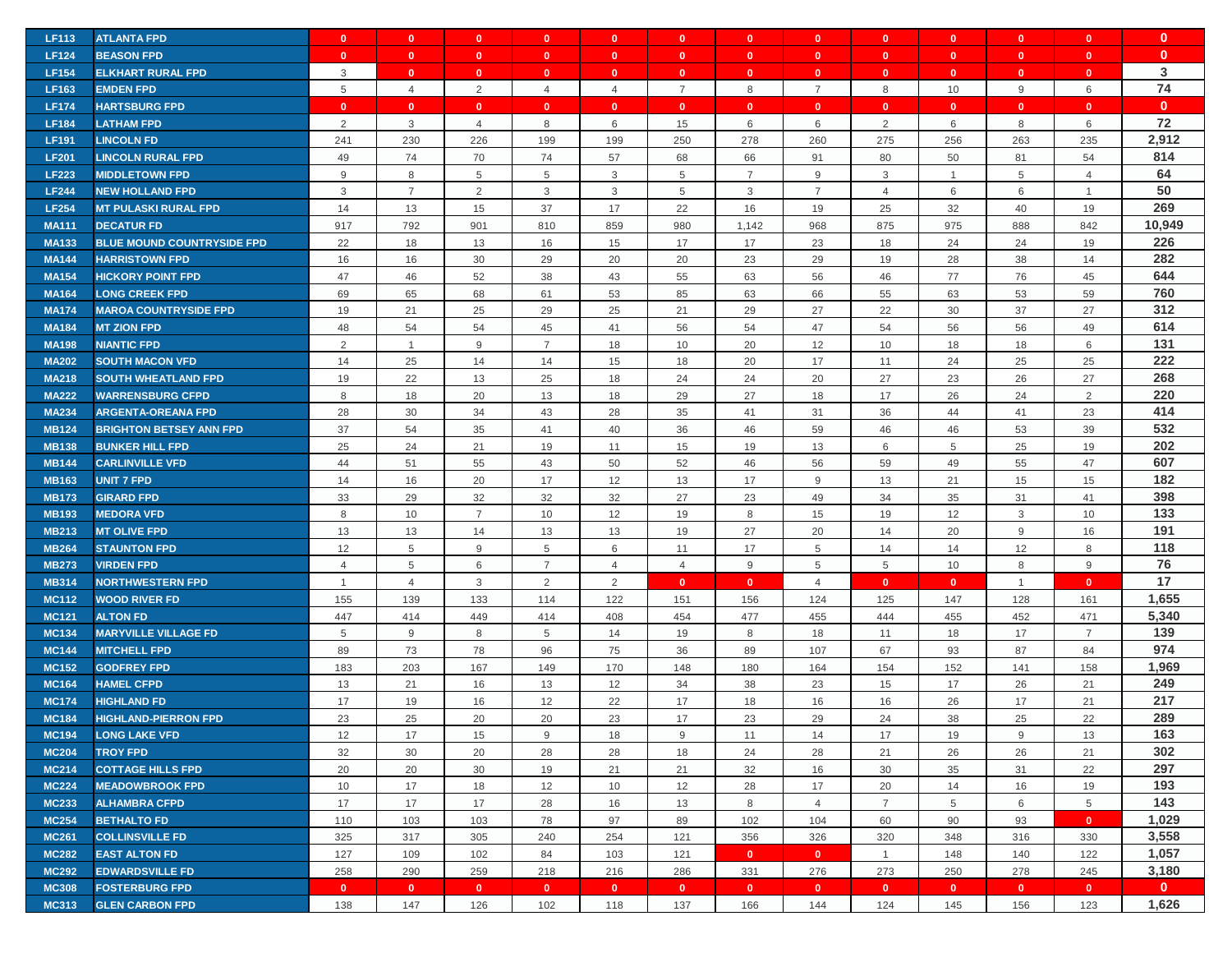| | | | | | | | | | | | | | | |
|---|---|---|---|---|---|---|---|---|---|---|---|---|---|---|
| LF113 | ATLANTA FPD | 0 | 0 | 0 | 0 | 0 | 0 | 0 | 0 | 0 | 0 | 0 | 0 | 0 |
| LF124 | BEASON FPD | 0 | 0 | 0 | 0 | 0 | 0 | 0 | 0 | 0 | 0 | 0 | 0 | 0 |
| LF154 | ELKHART RURAL FPD | 3 | 0 | 0 | 0 | 0 | 0 | 0 | 0 | 0 | 0 | 0 | 0 | 3 |
| LF163 | EMDEN FPD | 5 | 4 | 2 | 4 | 4 | 7 | 8 | 7 | 8 | 10 | 9 | 6 | 74 |
| LF174 | HARTSBURG FPD | 0 | 0 | 0 | 0 | 0 | 0 | 0 | 0 | 0 | 0 | 0 | 0 | 0 |
| LF184 | LATHAM FPD | 2 | 3 | 4 | 8 | 6 | 15 | 6 | 6 | 2 | 6 | 8 | 6 | 72 |
| LF191 | LINCOLN FD | 241 | 230 | 226 | 199 | 199 | 250 | 278 | 260 | 275 | 256 | 263 | 235 | 2,912 |
| LF201 | LINCOLN RURAL FPD | 49 | 74 | 70 | 74 | 57 | 68 | 66 | 91 | 80 | 50 | 81 | 54 | 814 |
| LF223 | MIDDLETOWN FPD | 9 | 8 | 5 | 5 | 3 | 5 | 7 | 9 | 3 | 1 | 5 | 4 | 64 |
| LF244 | NEW HOLLAND FPD | 3 | 7 | 2 | 3 | 3 | 5 | 3 | 7 | 4 | 6 | 6 | 1 | 50 |
| LF254 | MT PULASKI RURAL FPD | 14 | 13 | 15 | 37 | 17 | 22 | 16 | 19 | 25 | 32 | 40 | 19 | 269 |
| MA111 | DECATUR FD | 917 | 792 | 901 | 810 | 859 | 980 | 1,142 | 968 | 875 | 975 | 888 | 842 | 10,949 |
| MA133 | BLUE MOUND COUNTRYSIDE FPD | 22 | 18 | 13 | 16 | 15 | 17 | 17 | 23 | 18 | 24 | 24 | 19 | 226 |
| MA144 | HARRISTOWN FPD | 16 | 16 | 30 | 29 | 20 | 20 | 23 | 29 | 19 | 28 | 38 | 14 | 282 |
| MA154 | HICKORY POINT FPD | 47 | 46 | 52 | 38 | 43 | 55 | 63 | 56 | 46 | 77 | 76 | 45 | 644 |
| MA164 | LONG CREEK FPD | 69 | 65 | 68 | 61 | 53 | 85 | 63 | 66 | 55 | 63 | 53 | 59 | 760 |
| MA174 | MAROA COUNTRYSIDE FPD | 19 | 21 | 25 | 29 | 25 | 21 | 29 | 27 | 22 | 30 | 37 | 27 | 312 |
| MA184 | MT ZION FPD | 48 | 54 | 54 | 45 | 41 | 56 | 54 | 47 | 54 | 56 | 56 | 49 | 614 |
| MA198 | NIANTIC FPD | 2 | 1 | 9 | 7 | 18 | 10 | 20 | 12 | 10 | 18 | 18 | 6 | 131 |
| MA202 | SOUTH MACON VFD | 14 | 25 | 14 | 14 | 15 | 18 | 20 | 17 | 11 | 24 | 25 | 25 | 222 |
| MA218 | SOUTH WHEATLAND FPD | 19 | 22 | 13 | 25 | 18 | 24 | 24 | 20 | 27 | 23 | 26 | 27 | 268 |
| MA222 | WARRENSBURG CFPD | 8 | 18 | 20 | 13 | 18 | 29 | 27 | 18 | 17 | 26 | 24 | 2 | 220 |
| MA234 | ARGENTA-OREANA FPD | 28 | 30 | 34 | 43 | 28 | 35 | 41 | 31 | 36 | 44 | 41 | 23 | 414 |
| MB124 | BRIGHTON BETSEY ANN FPD | 37 | 54 | 35 | 41 | 40 | 36 | 46 | 59 | 46 | 46 | 53 | 39 | 532 |
| MB138 | BUNKER HILL FPD | 25 | 24 | 21 | 19 | 11 | 15 | 19 | 13 | 6 | 5 | 25 | 19 | 202 |
| MB144 | CARLINVILLE VFD | 44 | 51 | 55 | 43 | 50 | 52 | 46 | 56 | 59 | 49 | 55 | 47 | 607 |
| MB163 | UNIT 7 FPD | 14 | 16 | 20 | 17 | 12 | 13 | 17 | 9 | 13 | 21 | 15 | 15 | 182 |
| MB173 | GIRARD FPD | 33 | 29 | 32 | 32 | 32 | 27 | 23 | 49 | 34 | 35 | 31 | 41 | 398 |
| MB193 | MEDORA VFD | 8 | 10 | 7 | 10 | 12 | 19 | 8 | 15 | 19 | 12 | 3 | 10 | 133 |
| MB213 | MT OLIVE FPD | 13 | 13 | 14 | 13 | 13 | 19 | 27 | 20 | 14 | 20 | 9 | 16 | 191 |
| MB264 | STAUNTON FPD | 12 | 5 | 9 | 5 | 6 | 11 | 17 | 5 | 14 | 14 | 12 | 8 | 118 |
| MB273 | VIRDEN FPD | 4 | 5 | 6 | 7 | 4 | 4 | 9 | 5 | 5 | 10 | 8 | 9 | 76 |
| MB314 | NORTHWESTERN FPD | 1 | 4 | 3 | 2 | 2 | 0 | 0 | 4 | 0 | 0 | 1 | 0 | 17 |
| MC112 | WOOD RIVER FD | 155 | 139 | 133 | 114 | 122 | 151 | 156 | 124 | 125 | 147 | 128 | 161 | 1,655 |
| MC121 | ALTON FD | 447 | 414 | 449 | 414 | 408 | 454 | 477 | 455 | 444 | 455 | 452 | 471 | 5,340 |
| MC134 | MARYVILLE VILLAGE FD | 5 | 9 | 8 | 5 | 14 | 19 | 8 | 18 | 11 | 18 | 17 | 7 | 139 |
| MC144 | MITCHELL FPD | 89 | 73 | 78 | 96 | 75 | 36 | 89 | 107 | 67 | 93 | 87 | 84 | 974 |
| MC152 | GODFREY FPD | 183 | 203 | 167 | 149 | 170 | 148 | 180 | 164 | 154 | 152 | 141 | 158 | 1,969 |
| MC164 | HAMEL CFPD | 13 | 21 | 16 | 13 | 12 | 34 | 38 | 23 | 15 | 17 | 26 | 21 | 249 |
| MC174 | HIGHLAND FD | 17 | 19 | 16 | 12 | 22 | 17 | 18 | 16 | 16 | 26 | 17 | 21 | 217 |
| MC184 | HIGHLAND-PIERRON FPD | 23 | 25 | 20 | 20 | 23 | 17 | 23 | 29 | 24 | 38 | 25 | 22 | 289 |
| MC194 | LONG LAKE VFD | 12 | 17 | 15 | 9 | 18 | 9 | 11 | 14 | 17 | 19 | 9 | 13 | 163 |
| MC204 | TROY FPD | 32 | 30 | 20 | 28 | 28 | 18 | 24 | 28 | 21 | 26 | 26 | 21 | 302 |
| MC214 | COTTAGE HILLS FPD | 20 | 20 | 30 | 19 | 21 | 21 | 32 | 16 | 30 | 35 | 31 | 22 | 297 |
| MC224 | MEADOWBROOK FPD | 10 | 17 | 18 | 12 | 10 | 12 | 28 | 17 | 20 | 14 | 16 | 19 | 193 |
| MC233 | ALHAMBRA CFPD | 17 | 17 | 17 | 28 | 16 | 13 | 8 | 4 | 7 | 5 | 6 | 5 | 143 |
| MC254 | BETHALTO FD | 110 | 103 | 103 | 78 | 97 | 89 | 102 | 104 | 60 | 90 | 93 | 0 | 1,029 |
| MC261 | COLLINSVILLE FD | 325 | 317 | 305 | 240 | 254 | 121 | 356 | 326 | 320 | 348 | 316 | 330 | 3,558 |
| MC282 | EAST ALTON FD | 127 | 109 | 102 | 84 | 103 | 121 | 0 | 0 | 1 | 148 | 140 | 122 | 1,057 |
| MC292 | EDWARDSVILLE FD | 258 | 290 | 259 | 218 | 216 | 286 | 331 | 276 | 273 | 250 | 278 | 245 | 3,180 |
| MC308 | FOSTERBURG FPD | 0 | 0 | 0 | 0 | 0 | 0 | 0 | 0 | 0 | 0 | 0 | 0 | 0 |
| MC313 | GLEN CARBON FPD | 138 | 147 | 126 | 102 | 118 | 137 | 166 | 144 | 124 | 145 | 156 | 123 | 1,626 |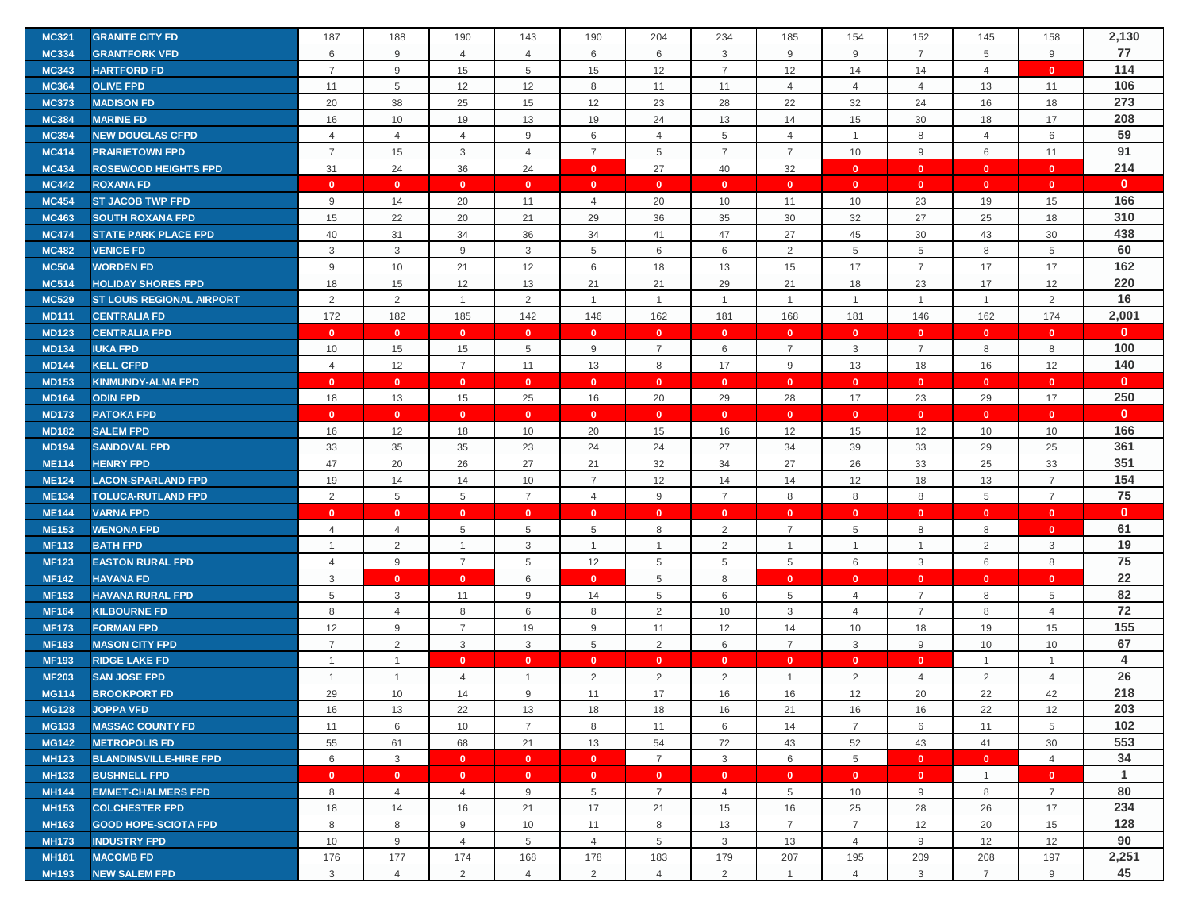| | | | | | | | | | | | | | | |
|---|---|---|---|---|---|---|---|---|---|---|---|---|---|---|
| MC321 | GRANITE CITY FD | 187 | 188 | 190 | 143 | 190 | 204 | 234 | 185 | 154 | 152 | 145 | 158 | 2,130 |
| MC334 | GRANTFORK VFD | 6 | 9 | 4 | 4 | 6 | 6 | 3 | 9 | 9 | 7 | 5 | 9 | 77 |
| MC343 | HARTFORD FD | 7 | 9 | 15 | 5 | 15 | 12 | 7 | 12 | 14 | 14 | 4 | 0 | 114 |
| MC364 | OLIVE FPD | 11 | 5 | 12 | 12 | 8 | 11 | 11 | 4 | 4 | 4 | 13 | 11 | 106 |
| MC373 | MADISON FD | 20 | 38 | 25 | 15 | 12 | 23 | 28 | 22 | 32 | 24 | 16 | 18 | 273 |
| MC384 | MARINE FD | 16 | 10 | 19 | 13 | 19 | 24 | 13 | 14 | 15 | 30 | 18 | 17 | 208 |
| MC394 | NEW DOUGLAS CFPD | 4 | 4 | 4 | 9 | 6 | 4 | 5 | 4 | 1 | 8 | 4 | 6 | 59 |
| MC414 | PRAIRIETOWN FPD | 7 | 15 | 3 | 4 | 7 | 5 | 7 | 7 | 10 | 9 | 6 | 11 | 91 |
| MC434 | ROSEWOOD HEIGHTS FPD | 31 | 24 | 36 | 24 | 0 | 27 | 40 | 32 | 0 | 0 | 0 | 0 | 214 |
| MC442 | ROXANA FD | 0 | 0 | 0 | 0 | 0 | 0 | 0 | 0 | 0 | 0 | 0 | 0 | 0 |
| MC454 | ST JACOB TWP FPD | 9 | 14 | 20 | 11 | 4 | 20 | 10 | 11 | 10 | 23 | 19 | 15 | 166 |
| MC463 | SOUTH ROXANA FPD | 15 | 22 | 20 | 21 | 29 | 36 | 35 | 30 | 32 | 27 | 25 | 18 | 310 |
| MC474 | STATE PARK PLACE FPD | 40 | 31 | 34 | 36 | 34 | 41 | 47 | 27 | 45 | 30 | 43 | 30 | 438 |
| MC482 | VENICE FD | 3 | 3 | 9 | 3 | 5 | 6 | 6 | 2 | 5 | 5 | 8 | 5 | 60 |
| MC504 | WORDEN FD | 9 | 10 | 21 | 12 | 6 | 18 | 13 | 15 | 17 | 7 | 17 | 17 | 162 |
| MC514 | HOLIDAY SHORES FPD | 18 | 15 | 12 | 13 | 21 | 21 | 29 | 21 | 18 | 23 | 17 | 12 | 220 |
| MC529 | ST LOUIS REGIONAL AIRPORT | 2 | 2 | 1 | 2 | 1 | 1 | 1 | 1 | 1 | 1 | 1 | 2 | 16 |
| MD111 | CENTRALIA FD | 172 | 182 | 185 | 142 | 146 | 162 | 181 | 168 | 181 | 146 | 162 | 174 | 2,001 |
| MD123 | CENTRALIA FPD | 0 | 0 | 0 | 0 | 0 | 0 | 0 | 0 | 0 | 0 | 0 | 0 | 0 |
| MD134 | IUKA FPD | 10 | 15 | 15 | 5 | 9 | 7 | 6 | 7 | 3 | 7 | 8 | 8 | 100 |
| MD144 | KELL CFPD | 4 | 12 | 7 | 11 | 13 | 8 | 17 | 9 | 13 | 18 | 16 | 12 | 140 |
| MD153 | KINMUNDY-ALMA FPD | 0 | 0 | 0 | 0 | 0 | 0 | 0 | 0 | 0 | 0 | 0 | 0 | 0 |
| MD164 | ODIN FPD | 18 | 13 | 15 | 25 | 16 | 20 | 29 | 28 | 17 | 23 | 29 | 17 | 250 |
| MD173 | PATOKA FPD | 0 | 0 | 0 | 0 | 0 | 0 | 0 | 0 | 0 | 0 | 0 | 0 | 0 |
| MD182 | SALEM FPD | 16 | 12 | 18 | 10 | 20 | 15 | 16 | 12 | 15 | 12 | 10 | 10 | 166 |
| MD194 | SANDOVAL FPD | 33 | 35 | 35 | 23 | 24 | 24 | 27 | 34 | 39 | 33 | 29 | 25 | 361 |
| ME114 | HENRY FPD | 47 | 20 | 26 | 27 | 21 | 32 | 34 | 27 | 26 | 33 | 25 | 33 | 351 |
| ME124 | LACON-SPARLAND FPD | 19 | 14 | 14 | 10 | 7 | 12 | 14 | 14 | 12 | 18 | 13 | 7 | 154 |
| ME134 | TOLUCA-RUTLAND FPD | 2 | 5 | 5 | 7 | 4 | 9 | 7 | 8 | 8 | 8 | 5 | 7 | 75 |
| ME144 | VARNA FPD | 0 | 0 | 0 | 0 | 0 | 0 | 0 | 0 | 0 | 0 | 0 | 0 | 0 |
| ME153 | WENONA FPD | 4 | 4 | 5 | 5 | 5 | 8 | 2 | 7 | 5 | 8 | 8 | 0 | 61 |
| MF113 | BATH FPD | 1 | 2 | 1 | 3 | 1 | 1 | 2 | 1 | 1 | 1 | 2 | 3 | 19 |
| MF123 | EASTON RURAL FPD | 4 | 9 | 7 | 5 | 12 | 5 | 5 | 5 | 6 | 3 | 6 | 8 | 75 |
| MF142 | HAVANA FD | 3 | 0 | 0 | 6 | 0 | 5 | 8 | 0 | 0 | 0 | 0 | 0 | 22 |
| MF153 | HAVANA RURAL FPD | 5 | 3 | 11 | 9 | 14 | 5 | 6 | 5 | 4 | 7 | 8 | 5 | 82 |
| MF164 | KILBOURNE FD | 8 | 4 | 8 | 6 | 8 | 2 | 10 | 3 | 4 | 7 | 8 | 4 | 72 |
| MF173 | FORMAN FPD | 12 | 9 | 7 | 19 | 9 | 11 | 12 | 14 | 10 | 18 | 19 | 15 | 155 |
| MF183 | MASON CITY FPD | 7 | 2 | 3 | 3 | 5 | 2 | 6 | 7 | 3 | 9 | 10 | 10 | 67 |
| MF193 | RIDGE LAKE FD | 1 | 1 | 0 | 0 | 0 | 0 | 0 | 0 | 0 | 0 | 1 | 1 | 4 |
| MF203 | SAN JOSE FPD | 1 | 1 | 4 | 1 | 2 | 2 | 2 | 1 | 2 | 4 | 2 | 4 | 26 |
| MG114 | BROOKPORT FD | 29 | 10 | 14 | 9 | 11 | 17 | 16 | 16 | 12 | 20 | 22 | 42 | 218 |
| MG128 | JOPPA VFD | 16 | 13 | 22 | 13 | 18 | 18 | 16 | 21 | 16 | 16 | 22 | 12 | 203 |
| MG133 | MASSAC COUNTY FD | 11 | 6 | 10 | 7 | 8 | 11 | 6 | 14 | 7 | 6 | 11 | 5 | 102 |
| MG142 | METROPOLIS FD | 55 | 61 | 68 | 21 | 13 | 54 | 72 | 43 | 52 | 43 | 41 | 30 | 553 |
| MH123 | BLANDINSVILLE-HIRE FPD | 6 | 3 | 0 | 0 | 0 | 7 | 3 | 6 | 5 | 0 | 0 | 4 | 34 |
| MH133 | BUSHNELL FPD | 0 | 0 | 0 | 0 | 0 | 0 | 0 | 0 | 0 | 0 | 1 | 0 | 1 |
| MH144 | EMMET-CHALMERS FPD | 8 | 4 | 4 | 9 | 5 | 7 | 4 | 5 | 10 | 9 | 8 | 7 | 80 |
| MH153 | COLCHESTER FPD | 18 | 14 | 16 | 21 | 17 | 21 | 15 | 16 | 25 | 28 | 26 | 17 | 234 |
| MH163 | GOOD HOPE-SCIOTA FPD | 8 | 8 | 9 | 10 | 11 | 8 | 13 | 7 | 7 | 12 | 20 | 15 | 128 |
| MH173 | INDUSTRY FPD | 10 | 9 | 4 | 5 | 4 | 5 | 3 | 13 | 4 | 9 | 12 | 12 | 90 |
| MH181 | MACOMB FD | 176 | 177 | 174 | 168 | 178 | 183 | 179 | 207 | 195 | 209 | 208 | 197 | 2,251 |
| MH193 | NEW SALEM FPD | 3 | 4 | 2 | 4 | 2 | 4 | 2 | 1 | 4 | 3 | 7 | 9 | 45 |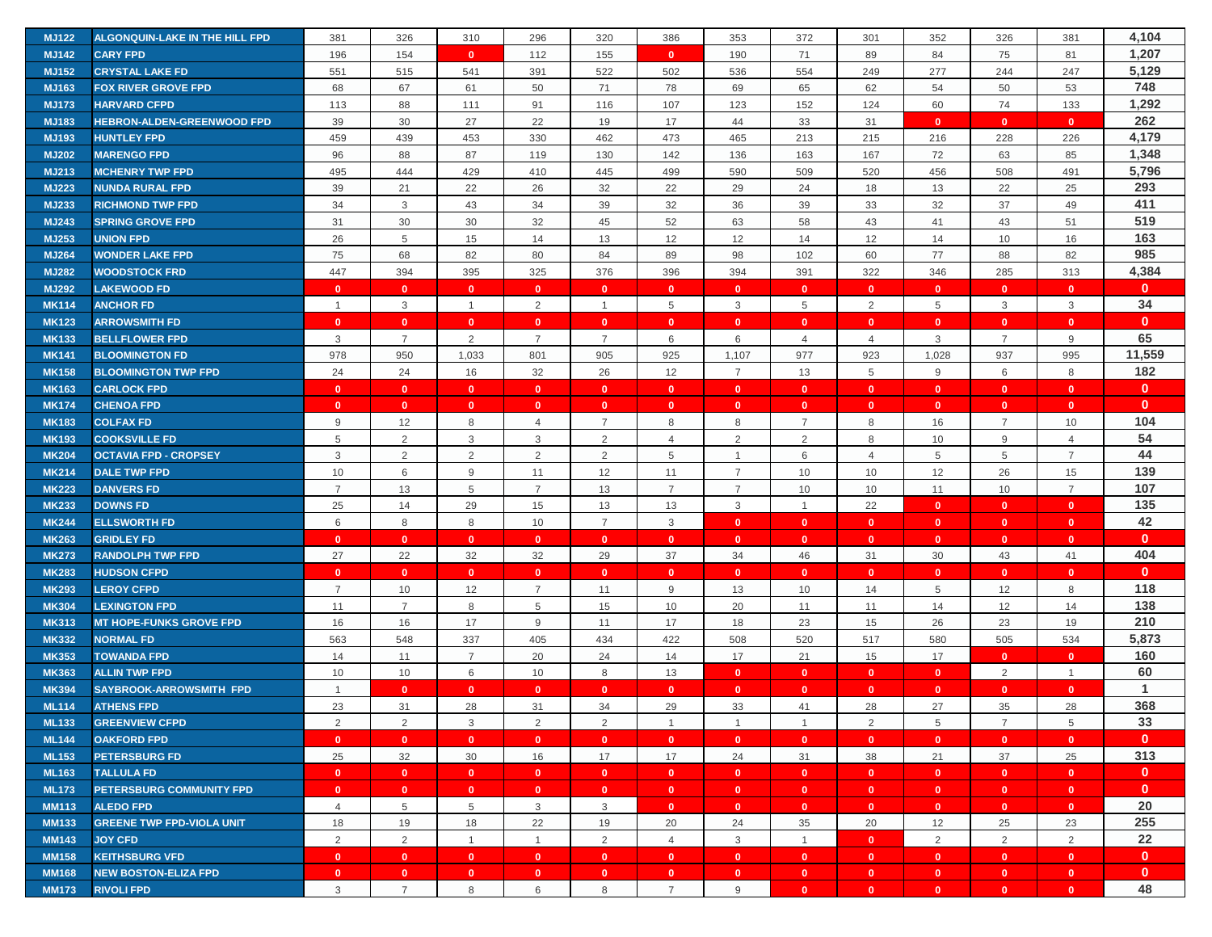| MJ122 | ALGONQUIN-LAKE IN THE HILL FPD | 381 | 326 | 310 | 296 | 320 | 386 | 353 | 372 | 301 | 352 | 326 | 381 | 4,104 |
|---|---|---|---|---|---|---|---|---|---|---|---|---|---|---|
| MJ142 | CARY FPD | 196 | 154 | 0 | 112 | 155 | 0 | 190 | 71 | 89 | 84 | 75 | 81 | 1,207 |
| MJ152 | CRYSTAL LAKE FD | 551 | 515 | 541 | 391 | 522 | 502 | 536 | 554 | 249 | 277 | 244 | 247 | 5,129 |
| MJ163 | FOX RIVER GROVE FPD | 68 | 67 | 61 | 50 | 71 | 78 | 69 | 65 | 62 | 54 | 50 | 53 | 748 |
| MJ173 | HARVARD CFPD | 113 | 88 | 111 | 91 | 116 | 107 | 123 | 152 | 124 | 60 | 74 | 133 | 1,292 |
| MJ183 | HEBRON-ALDEN-GREENWOOD FPD | 39 | 30 | 27 | 22 | 19 | 17 | 44 | 33 | 31 | 0 | 0 | 0 | 262 |
| MJ193 | HUNTLEY FPD | 459 | 439 | 453 | 330 | 462 | 473 | 465 | 213 | 215 | 216 | 228 | 226 | 4,179 |
| MJ202 | MARENGO FPD | 96 | 88 | 87 | 119 | 130 | 142 | 136 | 163 | 167 | 72 | 63 | 85 | 1,348 |
| MJ213 | MCHENRY TWP FPD | 495 | 444 | 429 | 410 | 445 | 499 | 590 | 509 | 520 | 456 | 508 | 491 | 5,796 |
| MJ223 | NUNDA RURAL FPD | 39 | 21 | 22 | 26 | 32 | 22 | 29 | 24 | 18 | 13 | 22 | 25 | 293 |
| MJ233 | RICHMOND TWP FPD | 34 | 3 | 43 | 34 | 39 | 32 | 36 | 39 | 33 | 32 | 37 | 49 | 411 |
| MJ243 | SPRING GROVE FPD | 31 | 30 | 30 | 32 | 45 | 52 | 63 | 58 | 43 | 41 | 43 | 51 | 519 |
| MJ253 | UNION FPD | 26 | 5 | 15 | 14 | 13 | 12 | 12 | 14 | 12 | 14 | 10 | 16 | 163 |
| MJ264 | WONDER LAKE FPD | 75 | 68 | 82 | 80 | 84 | 89 | 98 | 102 | 60 | 77 | 88 | 82 | 985 |
| MJ282 | WOODSTOCK FRD | 447 | 394 | 395 | 325 | 376 | 396 | 394 | 391 | 322 | 346 | 285 | 313 | 4,384 |
| MJ292 | LAKEWOOD FD | 0 | 0 | 0 | 0 | 0 | 0 | 0 | 0 | 0 | 0 | 0 | 0 | 0 |
| MK114 | ANCHOR FD | 1 | 3 | 1 | 2 | 1 | 5 | 3 | 5 | 2 | 5 | 3 | 3 | 34 |
| MK123 | ARROWSMITH FD | 0 | 0 | 0 | 0 | 0 | 0 | 0 | 0 | 0 | 0 | 0 | 0 | 0 |
| MK133 | BELLFLOWER FPD | 3 | 7 | 2 | 7 | 7 | 6 | 6 | 4 | 4 | 3 | 7 | 9 | 65 |
| MK141 | BLOOMINGTON FD | 978 | 950 | 1,033 | 801 | 905 | 925 | 1,107 | 977 | 923 | 1,028 | 937 | 995 | 11,559 |
| MK158 | BLOOMINGTON TWP FPD | 24 | 24 | 16 | 32 | 26 | 12 | 7 | 13 | 5 | 9 | 6 | 8 | 182 |
| MK163 | CARLOCK FPD | 0 | 0 | 0 | 0 | 0 | 0 | 0 | 0 | 0 | 0 | 0 | 0 | 0 |
| MK174 | CHENOA FPD | 0 | 0 | 0 | 0 | 0 | 0 | 0 | 0 | 0 | 0 | 0 | 0 | 0 |
| MK183 | COLFAX FD | 9 | 12 | 8 | 4 | 7 | 8 | 8 | 7 | 8 | 16 | 7 | 10 | 104 |
| MK193 | COOKSVILLE FD | 5 | 2 | 3 | 3 | 2 | 4 | 2 | 2 | 8 | 10 | 9 | 4 | 54 |
| MK204 | OCTAVIA FPD - CROPSEY | 3 | 2 | 2 | 2 | 2 | 5 | 1 | 6 | 4 | 5 | 5 | 7 | 44 |
| MK214 | DALE TWP FPD | 10 | 6 | 9 | 11 | 12 | 11 | 7 | 10 | 10 | 12 | 26 | 15 | 139 |
| MK223 | DANVERS FD | 7 | 13 | 5 | 7 | 13 | 7 | 7 | 10 | 10 | 11 | 10 | 7 | 107 |
| MK233 | DOWNS FD | 25 | 14 | 29 | 15 | 13 | 13 | 3 | 1 | 22 | 0 | 0 | 0 | 135 |
| MK244 | ELLSWORTH FD | 6 | 8 | 8 | 10 | 7 | 3 | 0 | 0 | 0 | 0 | 0 | 0 | 42 |
| MK263 | GRIDLEY FD | 0 | 0 | 0 | 0 | 0 | 0 | 0 | 0 | 0 | 0 | 0 | 0 | 0 |
| MK273 | RANDOLPH TWP FPD | 27 | 22 | 32 | 32 | 29 | 37 | 34 | 46 | 31 | 30 | 43 | 41 | 404 |
| MK283 | HUDSON CFPD | 0 | 0 | 0 | 0 | 0 | 0 | 0 | 0 | 0 | 0 | 0 | 0 | 0 |
| MK293 | LEROY CFPD | 7 | 10 | 12 | 7 | 11 | 9 | 13 | 10 | 14 | 5 | 12 | 8 | 118 |
| MK304 | LEXINGTON FPD | 11 | 7 | 8 | 5 | 15 | 10 | 20 | 11 | 11 | 14 | 12 | 14 | 138 |
| MK313 | MT HOPE-FUNKS GROVE FPD | 16 | 16 | 17 | 9 | 11 | 17 | 18 | 23 | 15 | 26 | 23 | 19 | 210 |
| MK332 | NORMAL FD | 563 | 548 | 337 | 405 | 434 | 422 | 508 | 520 | 517 | 580 | 505 | 534 | 5,873 |
| MK353 | TOWANDA FPD | 14 | 11 | 7 | 20 | 24 | 14 | 17 | 21 | 15 | 17 | 0 | 0 | 160 |
| MK363 | ALLIN TWP FPD | 10 | 10 | 6 | 10 | 8 | 13 | 0 | 0 | 0 | 0 | 2 | 1 | 60 |
| MK394 | SAYBROOK-ARROWSMITH FPD | 1 | 0 | 0 | 0 | 0 | 0 | 0 | 0 | 0 | 0 | 0 | 0 | 1 |
| ML114 | ATHENS FPD | 23 | 31 | 28 | 31 | 34 | 29 | 33 | 41 | 28 | 27 | 35 | 28 | 368 |
| ML133 | GREENVIEW CFPD | 2 | 2 | 3 | 2 | 2 | 1 | 1 | 1 | 2 | 5 | 7 | 5 | 33 |
| ML144 | OAKFORD FPD | 0 | 0 | 0 | 0 | 0 | 0 | 0 | 0 | 0 | 0 | 0 | 0 | 0 |
| ML153 | PETERSBURG FD | 25 | 32 | 30 | 16 | 17 | 17 | 24 | 31 | 38 | 21 | 37 | 25 | 313 |
| ML163 | TALLULA FD | 0 | 0 | 0 | 0 | 0 | 0 | 0 | 0 | 0 | 0 | 0 | 0 | 0 |
| ML173 | PETERSBURG COMMUNITY FPD | 0 | 0 | 0 | 0 | 0 | 0 | 0 | 0 | 0 | 0 | 0 | 0 | 0 |
| MM113 | ALEDO FPD | 4 | 5 | 5 | 3 | 3 | 0 | 0 | 0 | 0 | 0 | 0 | 0 | 20 |
| MM133 | GREENE TWP FPD-VIOLA UNIT | 18 | 19 | 18 | 22 | 19 | 20 | 24 | 35 | 20 | 12 | 25 | 23 | 255 |
| MM143 | JOY CFD | 2 | 2 | 1 | 1 | 2 | 4 | 3 | 1 | 0 | 2 | 2 | 2 | 22 |
| MM158 | KEITHSBURG VFD | 0 | 0 | 0 | 0 | 0 | 0 | 0 | 0 | 0 | 0 | 0 | 0 | 0 |
| MM168 | NEW BOSTON-ELIZA FPD | 0 | 0 | 0 | 0 | 0 | 0 | 0 | 0 | 0 | 0 | 0 | 0 | 0 |
| MM173 | RIVOLI FPD | 3 | 7 | 8 | 6 | 8 | 7 | 9 | 0 | 0 | 0 | 0 | 0 | 48 |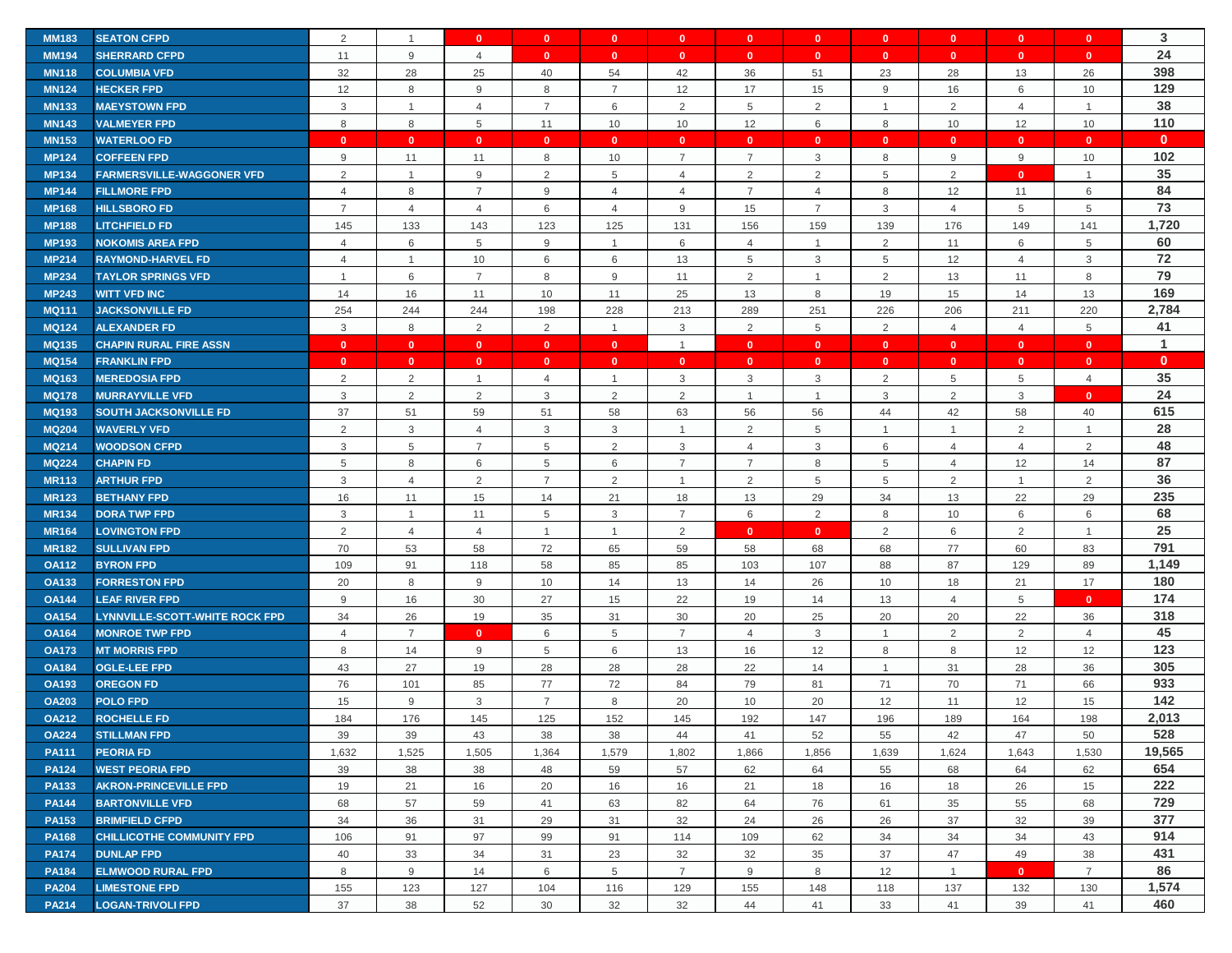| | | | | | | | | | | | | | | |
|---|---|---|---|---|---|---|---|---|---|---|---|---|---|---|
| MM183 | SEATON CFPD | 2 | 1 | 0 | 0 | 0 | 0 | 0 | 0 | 0 | 0 | 0 | 0 | **3** |
| MM194 | SHERRARD CFPD | 11 | 9 | 4 | 0 | 0 | 0 | 0 | 0 | 0 | 0 | 0 | 0 | **24** |
| MN118 | COLUMBIA VFD | 32 | 28 | 25 | 40 | 54 | 42 | 36 | 51 | 23 | 28 | 13 | 26 | **398** |
| MN124 | HECKER FPD | 12 | 8 | 9 | 8 | 7 | 12 | 17 | 15 | 9 | 16 | 6 | 10 | **129** |
| MN133 | MAEYSTOWN FPD | 3 | 1 | 4 | 7 | 6 | 2 | 5 | 2 | 1 | 2 | 4 | 1 | **38** |
| MN143 | VALMEYER FPD | 8 | 8 | 5 | 11 | 10 | 10 | 12 | 6 | 8 | 10 | 12 | 10 | **110** |
| MN153 | WATERLOO FD | 0 | 0 | 0 | 0 | 0 | 0 | 0 | 0 | 0 | 0 | 0 | 0 | **0** |
| MP124 | COFFEEN FPD | 9 | 11 | 11 | 8 | 10 | 7 | 7 | 3 | 8 | 9 | 9 | 10 | **102** |
| MP134 | FARMERSVILLE-WAGGONER VFD | 2 | 1 | 9 | 2 | 5 | 4 | 2 | 2 | 5 | 2 | 0 | 1 | **35** |
| MP144 | FILLMORE FPD | 4 | 8 | 7 | 9 | 4 | 4 | 7 | 4 | 8 | 12 | 11 | 6 | **84** |
| MP168 | HILLSBORO FD | 7 | 4 | 4 | 6 | 4 | 9 | 15 | 7 | 3 | 4 | 5 | 5 | **73** |
| MP188 | LITCHFIELD FD | 145 | 133 | 143 | 123 | 125 | 131 | 156 | 159 | 139 | 176 | 149 | 141 | **1,720** |
| MP193 | NOKOMIS AREA FPD | 4 | 6 | 5 | 9 | 1 | 6 | 4 | 1 | 2 | 11 | 6 | 5 | **60** |
| MP214 | RAYMOND-HARVEL FD | 4 | 1 | 10 | 6 | 6 | 13 | 5 | 3 | 5 | 12 | 4 | 3 | **72** |
| MP234 | TAYLOR SPRINGS VFD | 1 | 6 | 7 | 8 | 9 | 11 | 2 | 1 | 2 | 13 | 11 | 8 | **79** |
| MP243 | WITT VFD INC | 14 | 16 | 11 | 10 | 11 | 25 | 13 | 8 | 19 | 15 | 14 | 13 | **169** |
| MQ111 | JACKSONVILLE FD | 254 | 244 | 244 | 198 | 228 | 213 | 289 | 251 | 226 | 206 | 211 | 220 | **2,784** |
| MQ124 | ALEXANDER FD | 3 | 8 | 2 | 2 | 1 | 3 | 2 | 5 | 2 | 4 | 4 | 5 | **41** |
| MQ135 | CHAPIN RURAL FIRE ASSN | 0 | 0 | 0 | 0 | 0 | 1 | 0 | 0 | 0 | 0 | 0 | 0 | **1** |
| MQ154 | FRANKLIN FPD | 0 | 0 | 0 | 0 | 0 | 0 | 0 | 0 | 0 | 0 | 0 | 0 | **0** |
| MQ163 | MEREDOSIA FPD | 2 | 2 | 1 | 4 | 1 | 3 | 3 | 3 | 2 | 5 | 5 | 4 | **35** |
| MQ178 | MURRAYVILLE VFD | 3 | 2 | 2 | 3 | 2 | 2 | 1 | 1 | 3 | 2 | 3 | 0 | **24** |
| MQ193 | SOUTH JACKSONVILLE FD | 37 | 51 | 59 | 51 | 58 | 63 | 56 | 56 | 44 | 42 | 58 | 40 | **615** |
| MQ204 | WAVERLY VFD | 2 | 3 | 4 | 3 | 3 | 1 | 2 | 5 | 1 | 1 | 2 | 1 | **28** |
| MQ214 | WOODSON CFPD | 3 | 5 | 7 | 5 | 2 | 3 | 4 | 3 | 6 | 4 | 4 | 2 | **48** |
| MQ224 | CHAPIN FD | 5 | 8 | 6 | 5 | 6 | 7 | 7 | 8 | 5 | 4 | 12 | 14 | **87** |
| MR113 | ARTHUR FPD | 3 | 4 | 2 | 7 | 2 | 1 | 2 | 5 | 5 | 2 | 1 | 2 | **36** |
| MR123 | BETHANY FPD | 16 | 11 | 15 | 14 | 21 | 18 | 13 | 29 | 34 | 13 | 22 | 29 | **235** |
| MR134 | DORA TWP FPD | 3 | 1 | 11 | 5 | 3 | 7 | 6 | 2 | 8 | 10 | 6 | 6 | **68** |
| MR164 | LOVINGTON FPD | 2 | 4 | 4 | 1 | 1 | 2 | 0 | 0 | 2 | 6 | 2 | 1 | **25** |
| MR182 | SULLIVAN FPD | 70 | 53 | 58 | 72 | 65 | 59 | 58 | 68 | 68 | 77 | 60 | 83 | **791** |
| OA112 | BYRON FPD | 109 | 91 | 118 | 58 | 85 | 85 | 103 | 107 | 88 | 87 | 129 | 89 | **1,149** |
| OA133 | FORRESTON FPD | 20 | 8 | 9 | 10 | 14 | 13 | 14 | 26 | 10 | 18 | 21 | 17 | **180** |
| OA144 | LEAF RIVER FPD | 9 | 16 | 30 | 27 | 15 | 22 | 19 | 14 | 13 | 4 | 5 | 0 | **174** |
| OA154 | LYNNVILLE-SCOTT-WHITE ROCK FPD | 34 | 26 | 19 | 35 | 31 | 30 | 20 | 25 | 20 | 20 | 22 | 36 | **318** |
| OA164 | MONROE TWP FPD | 4 | 7 | 0 | 6 | 5 | 7 | 4 | 3 | 1 | 2 | 2 | 4 | **45** |
| OA173 | MT MORRIS FPD | 8 | 14 | 9 | 5 | 6 | 13 | 16 | 12 | 8 | 8 | 12 | 12 | **123** |
| OA184 | OGLE-LEE FPD | 43 | 27 | 19 | 28 | 28 | 28 | 22 | 14 | 1 | 31 | 28 | 36 | **305** |
| OA193 | OREGON FD | 76 | 101 | 85 | 77 | 72 | 84 | 79 | 81 | 71 | 70 | 71 | 66 | **933** |
| OA203 | POLO FPD | 15 | 9 | 3 | 7 | 8 | 20 | 10 | 20 | 12 | 11 | 12 | 15 | **142** |
| OA212 | ROCHELLE FD | 184 | 176 | 145 | 125 | 152 | 145 | 192 | 147 | 196 | 189 | 164 | 198 | **2,013** |
| OA224 | STILLMAN FPD | 39 | 39 | 43 | 38 | 38 | 44 | 41 | 52 | 55 | 42 | 47 | 50 | **528** |
| PA111 | PEORIA FD | 1,632 | 1,525 | 1,505 | 1,364 | 1,579 | 1,802 | 1,866 | 1,856 | 1,639 | 1,624 | 1,643 | 1,530 | **19,565** |
| PA124 | WEST PEORIA FPD | 39 | 38 | 38 | 48 | 59 | 57 | 62 | 64 | 55 | 68 | 64 | 62 | **654** |
| PA133 | AKRON-PRINCEVILLE FPD | 19 | 21 | 16 | 20 | 16 | 16 | 21 | 18 | 16 | 18 | 26 | 15 | **222** |
| PA144 | BARTONVILLE VFD | 68 | 57 | 59 | 41 | 63 | 82 | 64 | 76 | 61 | 35 | 55 | 68 | **729** |
| PA153 | BRIMFIELD CFPD | 34 | 36 | 31 | 29 | 31 | 32 | 24 | 26 | 26 | 37 | 32 | 39 | **377** |
| PA168 | CHILLICOTHE COMMUNITY FPD | 106 | 91 | 97 | 99 | 91 | 114 | 109 | 62 | 34 | 34 | 34 | 43 | **914** |
| PA174 | DUNLAP FPD | 40 | 33 | 34 | 31 | 23 | 32 | 32 | 35 | 37 | 47 | 49 | 38 | **431** |
| PA184 | ELMWOOD RURAL FPD | 8 | 9 | 14 | 6 | 5 | 7 | 9 | 8 | 12 | 1 | 0 | 7 | **86** |
| PA204 | LIMESTONE FPD | 155 | 123 | 127 | 104 | 116 | 129 | 155 | 148 | 118 | 137 | 132 | 130 | **1,574** |
| PA214 | LOGAN-TRIVOLI FPD | 37 | 38 | 52 | 30 | 32 | 32 | 44 | 41 | 33 | 41 | 39 | 41 | **460** |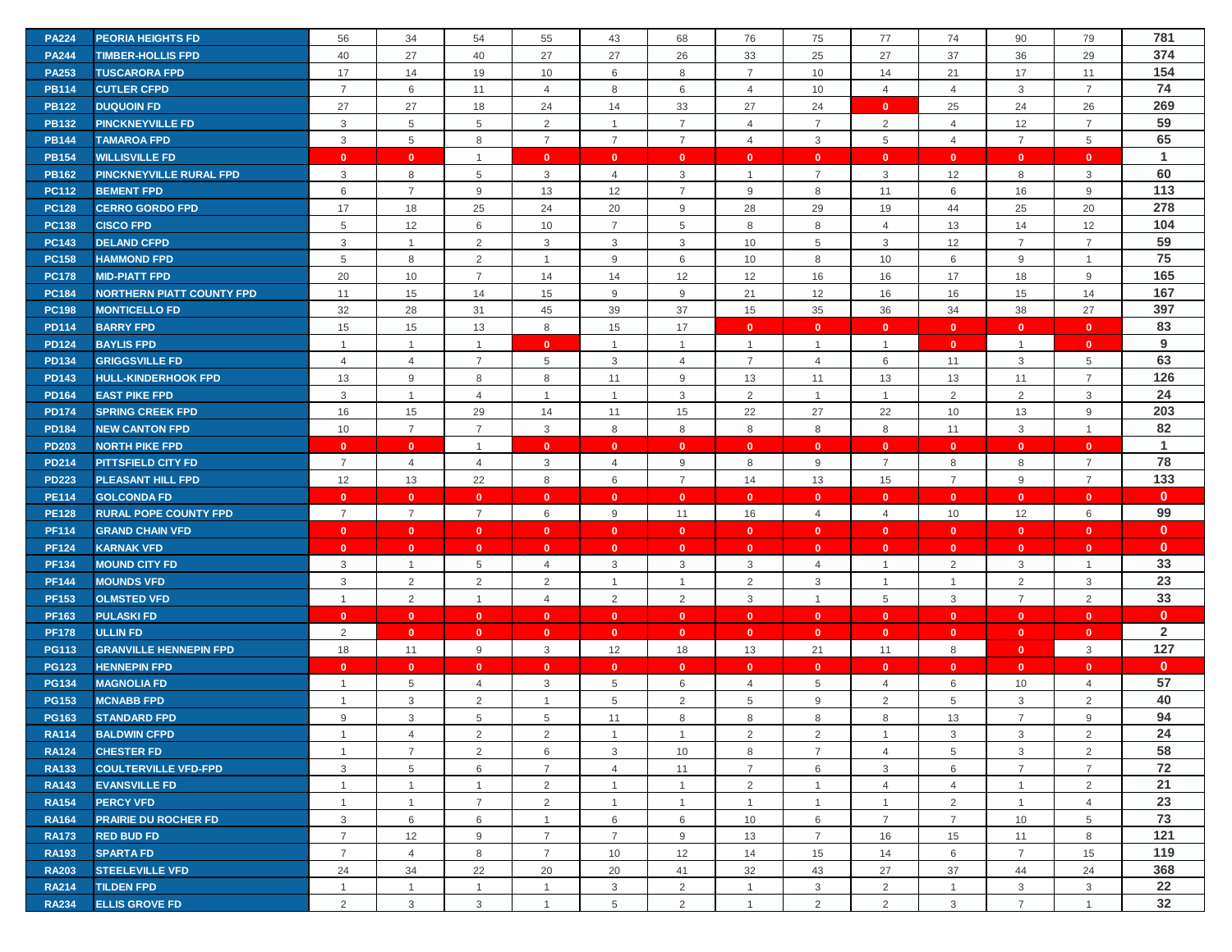| | | | | | | | | | | | | | | |
|---|---|---|---|---|---|---|---|---|---|---|---|---|---|---|
| PA224 | PEORIA HEIGHTS FD | 56 | 34 | 54 | 55 | 43 | 68 | 76 | 75 | 77 | 74 | 90 | 79 | 781 |
| PA244 | TIMBER-HOLLIS FPD | 40 | 27 | 40 | 27 | 27 | 26 | 33 | 25 | 27 | 37 | 36 | 29 | 374 |
| PA253 | TUSCARORA FPD | 17 | 14 | 19 | 10 | 6 | 8 | 7 | 10 | 14 | 21 | 17 | 11 | 154 |
| PB114 | CUTLER CFPD | 7 | 6 | 11 | 4 | 8 | 6 | 4 | 10 | 4 | 4 | 3 | 7 | 74 |
| PB122 | DUQUOIN FD | 27 | 27 | 18 | 24 | 14 | 33 | 27 | 24 | 0 | 25 | 24 | 26 | 269 |
| PB132 | PINCKNEYVILLE FD | 3 | 5 | 5 | 2 | 1 | 7 | 4 | 7 | 2 | 4 | 12 | 7 | 59 |
| PB144 | TAMAROA FPD | 3 | 5 | 8 | 7 | 7 | 7 | 4 | 3 | 5 | 4 | 7 | 5 | 65 |
| PB154 | WILLISVILLE FD | 0 | 0 | 1 | 0 | 0 | 0 | 0 | 0 | 0 | 0 | 0 | 0 | 1 |
| PB162 | PINCKNEYVILLE RURAL FPD | 3 | 8 | 5 | 3 | 4 | 3 | 1 | 7 | 3 | 12 | 8 | 3 | 60 |
| PC112 | BEMENT FPD | 6 | 7 | 9 | 13 | 12 | 7 | 9 | 8 | 11 | 6 | 16 | 9 | 113 |
| PC128 | CERRO GORDO FPD | 17 | 18 | 25 | 24 | 20 | 9 | 28 | 29 | 19 | 44 | 25 | 20 | 278 |
| PC138 | CISCO FPD | 5 | 12 | 6 | 10 | 7 | 5 | 8 | 8 | 4 | 13 | 14 | 12 | 104 |
| PC143 | DELAND CFPD | 3 | 1 | 2 | 3 | 3 | 3 | 10 | 5 | 3 | 12 | 7 | 7 | 59 |
| PC158 | HAMMOND FPD | 5 | 8 | 2 | 1 | 9 | 6 | 10 | 8 | 10 | 6 | 9 | 1 | 75 |
| PC178 | MID-PIATT FPD | 20 | 10 | 7 | 14 | 14 | 12 | 12 | 16 | 16 | 17 | 18 | 9 | 165 |
| PC184 | NORTHERN PIATT COUNTY FPD | 11 | 15 | 14 | 15 | 9 | 9 | 21 | 12 | 16 | 16 | 15 | 14 | 167 |
| PC198 | MONTICELLO FD | 32 | 28 | 31 | 45 | 39 | 37 | 15 | 35 | 36 | 34 | 38 | 27 | 397 |
| PD114 | BARRY FPD | 15 | 15 | 13 | 8 | 15 | 17 | 0 | 0 | 0 | 0 | 0 | 0 | 83 |
| PD124 | BAYLIS FPD | 1 | 1 | 1 | 0 | 1 | 1 | 1 | 1 | 1 | 0 | 1 | 0 | 9 |
| PD134 | GRIGGSVILLE FD | 4 | 4 | 7 | 5 | 3 | 4 | 7 | 4 | 6 | 11 | 3 | 5 | 63 |
| PD143 | HULL-KINDERHOOK FPD | 13 | 9 | 8 | 8 | 11 | 9 | 13 | 11 | 13 | 13 | 11 | 7 | 126 |
| PD164 | EAST PIKE FPD | 3 | 1 | 4 | 1 | 1 | 3 | 2 | 1 | 1 | 2 | 2 | 3 | 24 |
| PD174 | SPRING CREEK FPD | 16 | 15 | 29 | 14 | 11 | 15 | 22 | 27 | 22 | 10 | 13 | 9 | 203 |
| PD184 | NEW CANTON FPD | 10 | 7 | 7 | 3 | 8 | 8 | 8 | 8 | 8 | 11 | 3 | 1 | 82 |
| PD203 | NORTH PIKE FPD | 0 | 0 | 1 | 0 | 0 | 0 | 0 | 0 | 0 | 0 | 0 | 0 | 1 |
| PD214 | PITTSFIELD CITY FD | 7 | 4 | 4 | 3 | 4 | 9 | 8 | 9 | 7 | 8 | 8 | 7 | 78 |
| PD223 | PLEASANT HILL FPD | 12 | 13 | 22 | 8 | 6 | 7 | 14 | 13 | 15 | 7 | 9 | 7 | 133 |
| PE114 | GOLCONDA FD | 0 | 0 | 0 | 0 | 0 | 0 | 0 | 0 | 0 | 0 | 0 | 0 | 0 |
| PE128 | RURAL POPE COUNTY FPD | 7 | 7 | 7 | 6 | 9 | 11 | 16 | 4 | 4 | 10 | 12 | 6 | 99 |
| PF114 | GRAND CHAIN VFD | 0 | 0 | 0 | 0 | 0 | 0 | 0 | 0 | 0 | 0 | 0 | 0 | 0 |
| PF124 | KARNAK VFD | 0 | 0 | 0 | 0 | 0 | 0 | 0 | 0 | 0 | 0 | 0 | 0 | 0 |
| PF134 | MOUND CITY FD | 3 | 1 | 5 | 4 | 3 | 3 | 3 | 4 | 1 | 2 | 3 | 1 | 33 |
| PF144 | MOUNDS VFD | 3 | 2 | 2 | 2 | 1 | 1 | 2 | 3 | 1 | 1 | 2 | 3 | 23 |
| PF153 | OLMSTED VFD | 1 | 2 | 1 | 4 | 2 | 2 | 3 | 1 | 5 | 3 | 7 | 2 | 33 |
| PF163 | PULASKI FD | 0 | 0 | 0 | 0 | 0 | 0 | 0 | 0 | 0 | 0 | 0 | 0 | 0 |
| PF178 | ULLIN FD | 2 | 0 | 0 | 0 | 0 | 0 | 0 | 0 | 0 | 0 | 0 | 0 | 2 |
| PG113 | GRANVILLE HENNEPIN FPD | 18 | 11 | 9 | 3 | 12 | 18 | 13 | 21 | 11 | 8 | 0 | 3 | 127 |
| PG123 | HENNEPIN FPD | 0 | 0 | 0 | 0 | 0 | 0 | 0 | 0 | 0 | 0 | 0 | 0 | 0 |
| PG134 | MAGNOLIA FD | 1 | 5 | 4 | 3 | 5 | 6 | 4 | 5 | 4 | 6 | 10 | 4 | 57 |
| PG153 | MCNABB FPD | 1 | 3 | 2 | 1 | 5 | 2 | 5 | 9 | 2 | 5 | 3 | 2 | 40 |
| PG163 | STANDARD FPD | 9 | 3 | 5 | 5 | 11 | 8 | 8 | 8 | 8 | 13 | 7 | 9 | 94 |
| RA114 | BALDWIN CFPD | 1 | 4 | 2 | 2 | 1 | 1 | 2 | 2 | 1 | 3 | 3 | 2 | 24 |
| RA124 | CHESTER FD | 1 | 7 | 2 | 6 | 3 | 10 | 8 | 7 | 4 | 5 | 3 | 2 | 58 |
| RA133 | COULTERVILLE VFD-FPD | 3 | 5 | 6 | 7 | 4 | 11 | 7 | 6 | 3 | 6 | 7 | 7 | 72 |
| RA143 | EVANSVILLE FD | 1 | 1 | 1 | 2 | 1 | 1 | 2 | 1 | 4 | 4 | 1 | 2 | 21 |
| RA154 | PERCY VFD | 1 | 1 | 7 | 2 | 1 | 1 | 1 | 1 | 1 | 2 | 1 | 4 | 23 |
| RA164 | PRAIRIE DU ROCHER FD | 3 | 6 | 6 | 1 | 6 | 6 | 10 | 6 | 7 | 7 | 10 | 5 | 73 |
| RA173 | RED BUD FD | 7 | 12 | 9 | 7 | 7 | 9 | 13 | 7 | 16 | 15 | 11 | 8 | 121 |
| RA193 | SPARTA FD | 7 | 4 | 8 | 7 | 10 | 12 | 14 | 15 | 14 | 6 | 7 | 15 | 119 |
| RA203 | STEELEVILLE VFD | 24 | 34 | 22 | 20 | 20 | 41 | 32 | 43 | 27 | 37 | 44 | 24 | 368 |
| RA214 | TILDEN FPD | 1 | 1 | 1 | 1 | 3 | 2 | 1 | 3 | 2 | 1 | 3 | 3 | 22 |
| RA234 | ELLIS GROVE FD | 2 | 3 | 3 | 1 | 5 | 2 | 1 | 2 | 2 | 3 | 7 | 1 | 32 |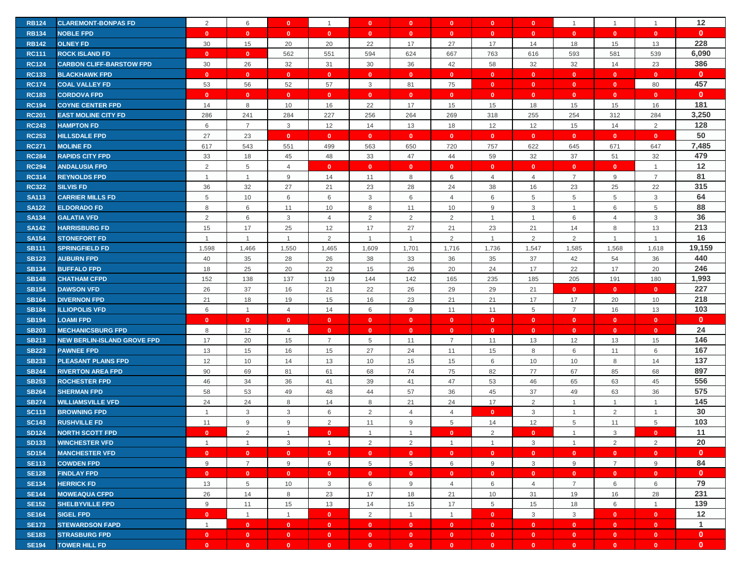| RB124 | CLAREMONT-BONPAS FD | 2 | 6 | 0 | 1 | 0 | 0 | 0 | 0 | 0 | 1 | 1 | 1 | 12 |
|---|---|---|---|---|---|---|---|---|---|---|---|---|---|---|
| RB134 | NOBLE FPD | 0 | 0 | 0 | 0 | 0 | 0 | 0 | 0 | 0 | 0 | 0 | 0 | 0 |
| RB142 | OLNEY FD | 30 | 15 | 20 | 20 | 22 | 17 | 27 | 17 | 14 | 18 | 15 | 13 | 228 |
| RC111 | ROCK ISLAND FD | 0 | 0 | 562 | 551 | 594 | 624 | 667 | 763 | 616 | 593 | 581 | 539 | 6,090 |
| RC124 | CARBON CLIFF-BARSTOW FPD | 30 | 26 | 32 | 31 | 30 | 36 | 42 | 58 | 32 | 32 | 14 | 23 | 386 |
| RC133 | BLACKHAWK FPD | 0 | 0 | 0 | 0 | 0 | 0 | 0 | 0 | 0 | 0 | 0 | 0 | 0 |
| RC174 | COAL VALLEY FD | 53 | 56 | 52 | 57 | 3 | 81 | 75 | 0 | 0 | 0 | 0 | 80 | 457 |
| RC183 | CORDOVA FPD | 0 | 0 | 0 | 0 | 0 | 0 | 0 | 0 | 0 | 0 | 0 | 0 | 0 |
| RC194 | COYNE CENTER FPD | 14 | 8 | 10 | 16 | 22 | 17 | 15 | 15 | 18 | 15 | 15 | 16 | 181 |
| RC201 | EAST MOLINE CITY FD | 286 | 241 | 284 | 227 | 256 | 264 | 269 | 318 | 255 | 254 | 312 | 284 | 3,250 |
| RC243 | HAMPTON FD | 6 | 7 | 3 | 12 | 14 | 13 | 18 | 12 | 12 | 15 | 14 | 2 | 128 |
| RC253 | HILLSDALE FPD | 27 | 23 | 0 | 0 | 0 | 0 | 0 | 0 | 0 | 0 | 0 | 0 | 50 |
| RC271 | MOLINE FD | 617 | 543 | 551 | 499 | 563 | 650 | 720 | 757 | 622 | 645 | 671 | 647 | 7,485 |
| RC284 | RAPIDS CITY FPD | 33 | 18 | 45 | 48 | 33 | 47 | 44 | 59 | 32 | 37 | 51 | 32 | 479 |
| RC294 | ANDALUSIA FPD | 2 | 5 | 4 | 0 | 0 | 0 | 0 | 0 | 0 | 0 | 0 | 1 | 12 |
| RC314 | REYNOLDS FPD | 1 | 1 | 9 | 14 | 11 | 8 | 6 | 4 | 4 | 7 | 9 | 7 | 81 |
| RC322 | SILVIS FD | 36 | 32 | 27 | 21 | 23 | 28 | 24 | 38 | 16 | 23 | 25 | 22 | 315 |
| SA113 | CARRIER MILLS FD | 5 | 10 | 6 | 6 | 3 | 6 | 4 | 6 | 5 | 5 | 5 | 3 | 64 |
| SA122 | ELDORADO FD | 8 | 6 | 11 | 10 | 8 | 11 | 10 | 9 | 3 | 1 | 6 | 5 | 88 |
| SA134 | GALATIA VFD | 2 | 6 | 3 | 4 | 2 | 2 | 2 | 1 | 1 | 6 | 4 | 3 | 36 |
| SA142 | HARRISBURG FD | 15 | 17 | 25 | 12 | 17 | 27 | 21 | 23 | 21 | 14 | 8 | 13 | 213 |
| SA154 | STONEFORT FD | 1 | 1 | 1 | 2 | 1 | 1 | 2 | 1 | 2 | 2 | 1 | 1 | 16 |
| SB111 | SPRINGFIELD FD | 1,598 | 1,466 | 1,550 | 1,465 | 1,609 | 1,701 | 1,716 | 1,736 | 1,547 | 1,585 | 1,568 | 1,618 | 19,159 |
| SB123 | AUBURN FPD | 40 | 35 | 28 | 26 | 38 | 33 | 36 | 35 | 37 | 42 | 54 | 36 | 440 |
| SB134 | BUFFALO FPD | 18 | 25 | 20 | 22 | 15 | 26 | 20 | 24 | 17 | 22 | 17 | 20 | 246 |
| SB148 | CHATHAM CFPD | 152 | 138 | 137 | 119 | 144 | 142 | 165 | 235 | 185 | 205 | 191 | 180 | 1,993 |
| SB154 | DAWSON VFD | 26 | 37 | 16 | 21 | 22 | 26 | 29 | 29 | 21 | 0 | 0 | 0 | 227 |
| SB164 | DIVERNON FPD | 21 | 18 | 19 | 15 | 16 | 23 | 21 | 21 | 17 | 17 | 20 | 10 | 218 |
| SB184 | ILLIOPOLIS VFD | 6 | 1 | 4 | 14 | 6 | 9 | 11 | 11 | 5 | 7 | 16 | 13 | 103 |
| SB194 | LOAMI FPD | 0 | 0 | 0 | 0 | 0 | 0 | 0 | 0 | 0 | 0 | 0 | 0 | 0 |
| SB203 | MECHANICSBURG FPD | 8 | 12 | 4 | 0 | 0 | 0 | 0 | 0 | 0 | 0 | 0 | 0 | 24 |
| SB213 | NEW BERLIN-ISLAND GROVE FPD | 17 | 20 | 15 | 7 | 5 | 11 | 7 | 11 | 13 | 12 | 13 | 15 | 146 |
| SB223 | PAWNEE FPD | 13 | 15 | 16 | 15 | 27 | 24 | 11 | 15 | 8 | 6 | 11 | 6 | 167 |
| SB233 | PLEASANT PLAINS FPD | 12 | 10 | 14 | 13 | 10 | 15 | 15 | 6 | 10 | 10 | 8 | 14 | 137 |
| SB244 | RIVERTON AREA FPD | 90 | 69 | 81 | 61 | 68 | 74 | 75 | 82 | 77 | 67 | 85 | 68 | 897 |
| SB253 | ROCHESTER FPD | 46 | 34 | 36 | 41 | 39 | 41 | 47 | 53 | 46 | 65 | 63 | 45 | 556 |
| SB264 | SHERMAN FPD | 58 | 53 | 49 | 48 | 44 | 57 | 36 | 45 | 37 | 49 | 63 | 36 | 575 |
| SB274 | WILLIAMSVILLE VFD | 24 | 24 | 8 | 14 | 8 | 21 | 24 | 17 | 2 | 1 | 1 | 1 | 145 |
| SC113 | BROWNING FPD | 1 | 3 | 3 | 6 | 2 | 4 | 4 | 0 | 3 | 1 | 2 | 1 | 30 |
| SC143 | RUSHVILLE FD | 11 | 9 | 9 | 2 | 11 | 9 | 5 | 14 | 12 | 5 | 11 | 5 | 103 |
| SD124 | NORTH SCOTT FPD | 0 | 2 | 1 | 0 | 1 | 1 | 0 | 2 | 0 | 1 | 3 | 0 | 11 |
| SD133 | WINCHESTER VFD | 1 | 1 | 3 | 1 | 2 | 2 | 1 | 1 | 3 | 1 | 2 | 2 | 20 |
| SD154 | MANCHESTER VFD | 0 | 0 | 0 | 0 | 0 | 0 | 0 | 0 | 0 | 0 | 0 | 0 | 0 |
| SE113 | COWDEN FPD | 9 | 7 | 9 | 6 | 5 | 5 | 6 | 9 | 3 | 9 | 7 | 9 | 84 |
| SE128 | FINDLAY FPD | 0 | 0 | 0 | 0 | 0 | 0 | 0 | 0 | 0 | 0 | 0 | 0 | 0 |
| SE134 | HERRICK FD | 13 | 5 | 10 | 3 | 6 | 9 | 4 | 6 | 4 | 7 | 6 | 6 | 79 |
| SE144 | MOWEAQUA CFPD | 26 | 14 | 8 | 23 | 17 | 18 | 21 | 10 | 31 | 19 | 16 | 28 | 231 |
| SE152 | SHELBYVILLE FPD | 9 | 11 | 15 | 13 | 14 | 15 | 17 | 5 | 15 | 18 | 6 | 1 | 139 |
| SE164 | SIGEL FPD | 0 | 1 | 1 | 0 | 2 | 1 | 1 | 0 | 3 | 3 | 0 | 0 | 12 |
| SE173 | STEWARDSON FAPD | 1 | 0 | 0 | 0 | 0 | 0 | 0 | 0 | 0 | 0 | 0 | 0 | 1 |
| SE183 | STRASBURG FPD | 0 | 0 | 0 | 0 | 0 | 0 | 0 | 0 | 0 | 0 | 0 | 0 | 0 |
| SE194 | TOWER HILL FD | 0 | 0 | 0 | 0 | 0 | 0 | 0 | 0 | 0 | 0 | 0 | 0 | 0 |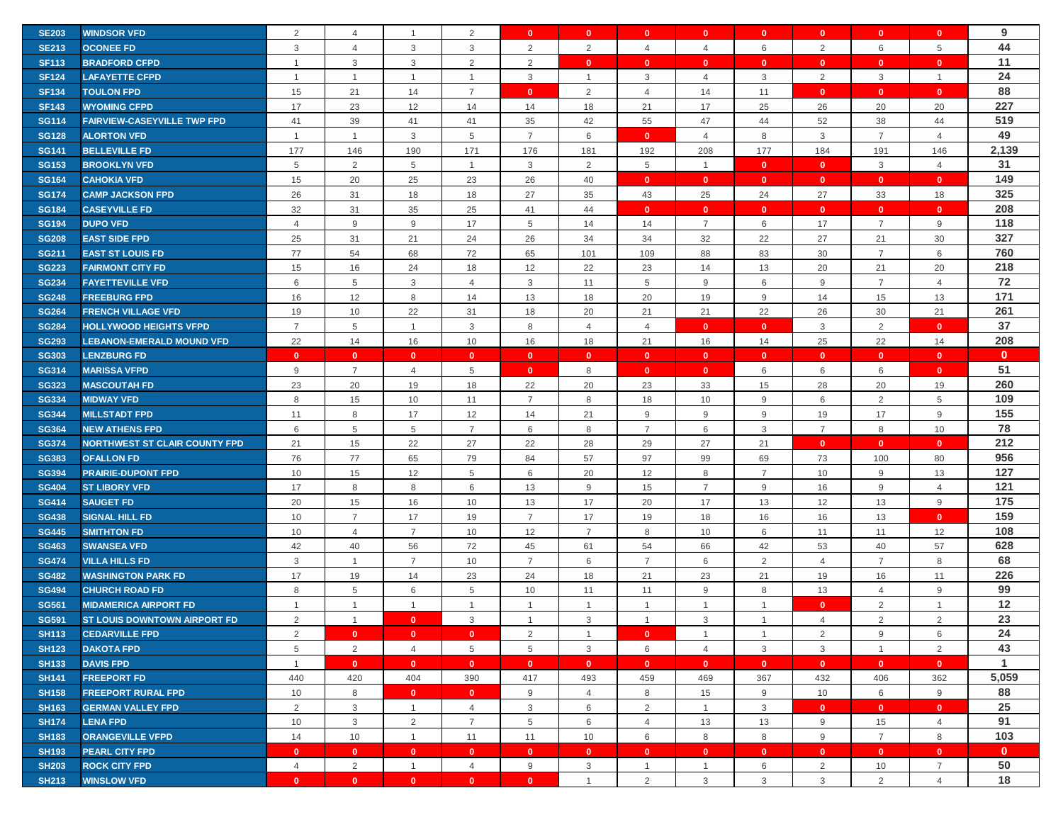| SE203 | WINDSOR VFD | 2 | 4 | 1 | 2 | 0 | 0 | 0 | 0 | 0 | 0 | 0 | 0 | 9 |
|---|---|---|---|---|---|---|---|---|---|---|---|---|---|---|
| SE213 | OCONEE FD | 3 | 4 | 3 | 3 | 2 | 2 | 4 | 4 | 6 | 2 | 6 | 5 | 44 |
| SF113 | BRADFORD CFPD | 1 | 3 | 3 | 2 | 2 | 0 | 0 | 0 | 0 | 0 | 0 | 0 | 11 |
| SF124 | LAFAYETTE CFPD | 1 | 1 | 1 | 1 | 3 | 1 | 3 | 4 | 3 | 2 | 3 | 1 | 24 |
| SF134 | TOULON FPD | 15 | 21 | 14 | 7 | 0 | 2 | 4 | 14 | 11 | 0 | 0 | 0 | 88 |
| SF143 | WYOMING CFPD | 17 | 23 | 12 | 14 | 14 | 18 | 21 | 17 | 25 | 26 | 20 | 20 | 227 |
| SG114 | FAIRVIEW-CASEYVILLE TWP FPD | 41 | 39 | 41 | 41 | 35 | 42 | 55 | 47 | 44 | 52 | 38 | 44 | 519 |
| SG128 | ALORTON VFD | 1 | 1 | 3 | 5 | 7 | 6 | 0 | 4 | 8 | 3 | 7 | 4 | 49 |
| SG141 | BELLEVILLE FD | 177 | 146 | 190 | 171 | 176 | 181 | 192 | 208 | 177 | 184 | 191 | 146 | 2,139 |
| SG153 | BROOKLYN VFD | 5 | 2 | 5 | 1 | 3 | 2 | 5 | 1 | 0 | 0 | 3 | 4 | 31 |
| SG164 | CAHOKIA VFD | 15 | 20 | 25 | 23 | 26 | 40 | 0 | 0 | 0 | 0 | 0 | 0 | 149 |
| SG174 | CAMP JACKSON FPD | 26 | 31 | 18 | 18 | 27 | 35 | 43 | 25 | 24 | 27 | 33 | 18 | 325 |
| SG184 | CASEYVILLE FD | 32 | 31 | 35 | 25 | 41 | 44 | 0 | 0 | 0 | 0 | 0 | 0 | 208 |
| SG194 | DUPO VFD | 4 | 9 | 9 | 17 | 5 | 14 | 14 | 7 | 6 | 17 | 7 | 9 | 118 |
| SG208 | EAST SIDE FPD | 25 | 31 | 21 | 24 | 26 | 34 | 34 | 32 | 22 | 27 | 21 | 30 | 327 |
| SG211 | EAST ST LOUIS FD | 77 | 54 | 68 | 72 | 65 | 101 | 109 | 88 | 83 | 30 | 7 | 6 | 760 |
| SG223 | FAIRMONT CITY FD | 15 | 16 | 24 | 18 | 12 | 22 | 23 | 14 | 13 | 20 | 21 | 20 | 218 |
| SG234 | FAYETTEVILLE VFD | 6 | 5 | 3 | 4 | 3 | 11 | 5 | 9 | 6 | 9 | 7 | 4 | 72 |
| SG248 | FREEBURG FPD | 16 | 12 | 8 | 14 | 13 | 18 | 20 | 19 | 9 | 14 | 15 | 13 | 171 |
| SG264 | FRENCH VILLAGE VFD | 19 | 10 | 22 | 31 | 18 | 20 | 21 | 21 | 22 | 26 | 30 | 21 | 261 |
| SG284 | HOLLYWOOD HEIGHTS VFPD | 7 | 5 | 1 | 3 | 8 | 4 | 4 | 0 | 0 | 3 | 2 | 0 | 37 |
| SG293 | LEBANON-EMERALD MOUND VFD | 22 | 14 | 16 | 10 | 16 | 18 | 21 | 16 | 14 | 25 | 22 | 14 | 208 |
| SG303 | LENZBURG FD | 0 | 0 | 0 | 0 | 0 | 0 | 0 | 0 | 0 | 0 | 0 | 0 | 0 |
| SG314 | MARISSA VFPD | 9 | 7 | 4 | 5 | 0 | 8 | 0 | 0 | 6 | 6 | 6 | 0 | 51 |
| SG323 | MASCOUTAH FD | 23 | 20 | 19 | 18 | 22 | 20 | 23 | 33 | 15 | 28 | 20 | 19 | 260 |
| SG334 | MIDWAY VFD | 8 | 15 | 10 | 11 | 7 | 8 | 18 | 10 | 9 | 6 | 2 | 5 | 109 |
| SG344 | MILLSTADT FPD | 11 | 8 | 17 | 12 | 14 | 21 | 9 | 9 | 9 | 19 | 17 | 9 | 155 |
| SG364 | NEW ATHENS FPD | 6 | 5 | 5 | 7 | 6 | 8 | 7 | 6 | 3 | 7 | 8 | 10 | 78 |
| SG374 | NORTHWEST ST CLAIR COUNTY FPD | 21 | 15 | 22 | 27 | 22 | 28 | 29 | 27 | 21 | 0 | 0 | 0 | 212 |
| SG383 | OFALLON FD | 76 | 77 | 65 | 79 | 84 | 57 | 97 | 99 | 69 | 73 | 100 | 80 | 956 |
| SG394 | PRAIRIE-DUPONT FPD | 10 | 15 | 12 | 5 | 6 | 20 | 12 | 8 | 7 | 10 | 9 | 13 | 127 |
| SG404 | ST LIBORY VFD | 17 | 8 | 8 | 6 | 13 | 9 | 15 | 7 | 9 | 16 | 9 | 4 | 121 |
| SG414 | SAUGET FD | 20 | 15 | 16 | 10 | 13 | 17 | 20 | 17 | 13 | 12 | 13 | 9 | 175 |
| SG438 | SIGNAL HILL FD | 10 | 7 | 17 | 19 | 7 | 17 | 19 | 18 | 16 | 16 | 13 | 0 | 159 |
| SG445 | SMITHTON FD | 10 | 4 | 7 | 10 | 12 | 7 | 8 | 10 | 6 | 11 | 11 | 12 | 108 |
| SG463 | SWANSEA VFD | 42 | 40 | 56 | 72 | 45 | 61 | 54 | 66 | 42 | 53 | 40 | 57 | 628 |
| SG474 | VILLA HILLS FD | 3 | 1 | 7 | 10 | 7 | 6 | 7 | 6 | 2 | 4 | 7 | 8 | 68 |
| SG482 | WASHINGTON PARK FD | 17 | 19 | 14 | 23 | 24 | 18 | 21 | 23 | 21 | 19 | 16 | 11 | 226 |
| SG494 | CHURCH ROAD FD | 8 | 5 | 6 | 5 | 10 | 11 | 11 | 9 | 8 | 13 | 4 | 9 | 99 |
| SG561 | MIDAMERICA AIRPORT FD | 1 | 1 | 1 | 1 | 1 | 1 | 1 | 1 | 1 | 0 | 2 | 1 | 12 |
| SG591 | ST LOUIS DOWNTOWN AIRPORT FD | 2 | 1 | 0 | 3 | 1 | 3 | 1 | 3 | 1 | 4 | 2 | 2 | 23 |
| SH113 | CEDARVILLE FPD | 2 | 0 | 0 | 0 | 2 | 1 | 0 | 1 | 1 | 2 | 9 | 6 | 24 |
| SH123 | DAKOTA FPD | 5 | 2 | 4 | 5 | 5 | 3 | 6 | 4 | 3 | 3 | 1 | 2 | 43 |
| SH133 | DAVIS FPD | 1 | 0 | 0 | 0 | 0 | 0 | 0 | 0 | 0 | 0 | 0 | 0 | 1 |
| SH141 | FREEPORT FD | 440 | 420 | 404 | 390 | 417 | 493 | 459 | 469 | 367 | 432 | 406 | 362 | 5,059 |
| SH158 | FREEPORT RURAL FPD | 10 | 8 | 0 | 0 | 9 | 4 | 8 | 15 | 9 | 10 | 6 | 9 | 88 |
| SH163 | GERMAN VALLEY FPD | 2 | 3 | 1 | 4 | 3 | 6 | 2 | 1 | 3 | 0 | 0 | 0 | 25 |
| SH174 | LENA FPD | 10 | 3 | 2 | 7 | 5 | 6 | 4 | 13 | 13 | 9 | 15 | 4 | 91 |
| SH183 | ORANGEVILLE VFPD | 14 | 10 | 1 | 11 | 11 | 10 | 6 | 8 | 8 | 9 | 7 | 8 | 103 |
| SH193 | PEARL CITY FPD | 0 | 0 | 0 | 0 | 0 | 0 | 0 | 0 | 0 | 0 | 0 | 0 | 0 |
| SH203 | ROCK CITY FPD | 4 | 2 | 1 | 4 | 9 | 3 | 1 | 1 | 6 | 2 | 10 | 7 | 50 |
| SH213 | WINSLOW VFD | 0 | 0 | 0 | 0 | 0 | 1 | 2 | 3 | 3 | 3 | 2 | 4 | 18 |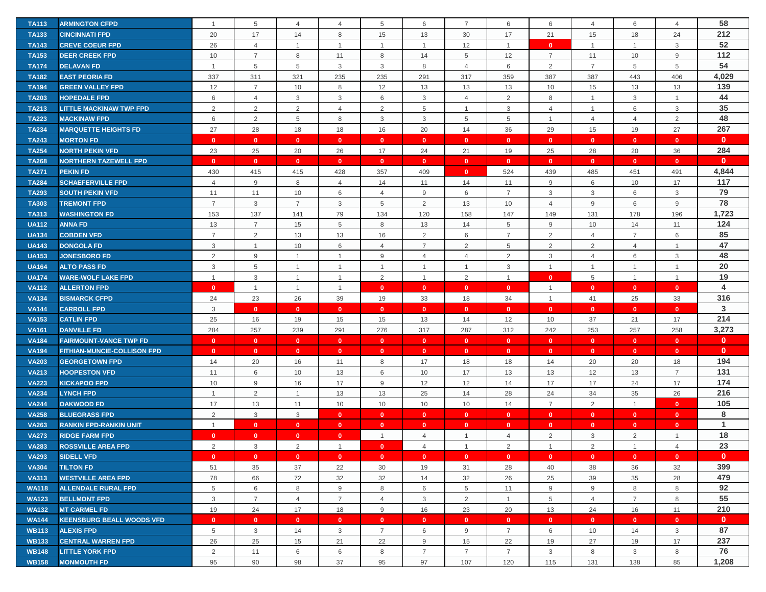| | | | | | | | | | | | | | | |
|---|---|---|---|---|---|---|---|---|---|---|---|---|---|---|
| TA113 | ARMINGTON CFPD | 1 | 5 | 4 | 4 | 5 | 6 | 7 | 6 | 6 | 4 | 6 | 4 | 58 |
| TA133 | CINCINNATI FPD | 20 | 17 | 14 | 8 | 15 | 13 | 30 | 17 | 21 | 15 | 18 | 24 | 212 |
| TA143 | CREVE COEUR FPD | 26 | 4 | 1 | 1 | 1 | 1 | 12 | 1 | 0 | 1 | 1 | 3 | 52 |
| TA153 | DEER CREEK FPD | 10 | 7 | 8 | 11 | 8 | 14 | 5 | 12 | 7 | 11 | 10 | 9 | 112 |
| TA174 | DELAVAN FD | 1 | 5 | 5 | 3 | 3 | 8 | 4 | 6 | 2 | 7 | 5 | 5 | 54 |
| TA182 | EAST PEORIA FD | 337 | 311 | 321 | 235 | 235 | 291 | 317 | 359 | 387 | 387 | 443 | 406 | 4,029 |
| TA194 | GREEN VALLEY FPD | 12 | 7 | 10 | 8 | 12 | 13 | 13 | 13 | 10 | 15 | 13 | 13 | 139 |
| TA203 | HOPEDALE FPD | 6 | 4 | 3 | 3 | 6 | 3 | 4 | 2 | 8 | 1 | 3 | 1 | 44 |
| TA213 | LITTLE MACKINAW TWP FPD | 2 | 2 | 2 | 4 | 2 | 5 | 1 | 3 | 4 | 1 | 6 | 3 | 35 |
| TA223 | MACKINAW FPD | 6 | 2 | 5 | 8 | 3 | 3 | 5 | 5 | 1 | 4 | 4 | 2 | 48 |
| TA234 | MARQUETTE HEIGHTS FD | 27 | 28 | 18 | 18 | 16 | 20 | 14 | 36 | 29 | 15 | 19 | 27 | 267 |
| TA243 | MORTON FD | 0 | 0 | 0 | 0 | 0 | 0 | 0 | 0 | 0 | 0 | 0 | 0 | 0 |
| TA254 | NORTH PEKIN VFD | 23 | 25 | 20 | 26 | 17 | 24 | 21 | 19 | 25 | 28 | 20 | 36 | 284 |
| TA268 | NORTHERN TAZEWELL FPD | 0 | 0 | 0 | 0 | 0 | 0 | 0 | 0 | 0 | 0 | 0 | 0 | 0 |
| TA271 | PEKIN FD | 430 | 415 | 415 | 428 | 357 | 409 | 0 | 524 | 439 | 485 | 451 | 491 | 4,844 |
| TA284 | SCHAEFERVILLE FPD | 4 | 9 | 8 | 4 | 14 | 11 | 14 | 11 | 9 | 6 | 10 | 17 | 117 |
| TA293 | SOUTH PEKIN VFD | 11 | 11 | 10 | 6 | 4 | 9 | 6 | 7 | 3 | 3 | 6 | 3 | 79 |
| TA303 | TREMONT FPD | 7 | 3 | 7 | 3 | 5 | 2 | 13 | 10 | 4 | 9 | 6 | 9 | 78 |
| TA313 | WASHINGTON FD | 153 | 137 | 141 | 79 | 134 | 120 | 158 | 147 | 149 | 131 | 178 | 196 | 1,723 |
| UA112 | ANNA FD | 13 | 7 | 15 | 5 | 8 | 13 | 14 | 5 | 9 | 10 | 14 | 11 | 124 |
| UA134 | COBDEN VFD | 7 | 2 | 13 | 13 | 16 | 2 | 6 | 7 | 2 | 4 | 7 | 6 | 85 |
| UA143 | DONGOLA FD | 3 | 1 | 10 | 6 | 4 | 7 | 2 | 5 | 2 | 2 | 4 | 1 | 47 |
| UA153 | JONESBORO FD | 2 | 9 | 1 | 1 | 9 | 4 | 4 | 2 | 3 | 4 | 6 | 3 | 48 |
| UA164 | ALTO PASS FD | 3 | 5 | 1 | 1 | 1 | 1 | 1 | 3 | 1 | 1 | 1 | 1 | 20 |
| UA174 | WARE-WOLF LAKE FPD | 1 | 3 | 1 | 1 | 2 | 1 | 2 | 1 | 0 | 5 | 1 | 1 | 19 |
| VA112 | ALLERTON FPD | 0 | 1 | 1 | 1 | 0 | 0 | 0 | 0 | 1 | 0 | 0 | 0 | 4 |
| VA134 | BISMARCK CFPD | 24 | 23 | 26 | 39 | 19 | 33 | 18 | 34 | 1 | 41 | 25 | 33 | 316 |
| VA144 | CARROLL FPD | 3 | 0 | 0 | 0 | 0 | 0 | 0 | 0 | 0 | 0 | 0 | 0 | 3 |
| VA153 | CATLIN FPD | 25 | 16 | 19 | 15 | 15 | 13 | 14 | 12 | 10 | 37 | 21 | 17 | 214 |
| VA161 | DANVILLE FD | 284 | 257 | 239 | 291 | 276 | 317 | 287 | 312 | 242 | 253 | 257 | 258 | 3,273 |
| VA184 | FAIRMOUNT-VANCE TWP FD | 0 | 0 | 0 | 0 | 0 | 0 | 0 | 0 | 0 | 0 | 0 | 0 | 0 |
| VA194 | FITHIAN-MUNCIE-COLLISON FPD | 0 | 0 | 0 | 0 | 0 | 0 | 0 | 0 | 0 | 0 | 0 | 0 | 0 |
| VA203 | GEORGETOWN FPD | 14 | 20 | 16 | 11 | 8 | 17 | 18 | 18 | 14 | 20 | 20 | 18 | 194 |
| VA213 | HOOPESTON VFD | 11 | 6 | 10 | 13 | 6 | 10 | 17 | 13 | 13 | 12 | 13 | 7 | 131 |
| VA223 | KICKAPOO FPD | 10 | 9 | 16 | 17 | 9 | 12 | 12 | 14 | 17 | 17 | 24 | 17 | 174 |
| VA234 | LYNCH FPD | 1 | 2 | 1 | 13 | 13 | 25 | 14 | 28 | 24 | 34 | 35 | 26 | 216 |
| VA244 | OAKWOOD FD | 17 | 13 | 11 | 10 | 10 | 10 | 10 | 14 | 7 | 2 | 1 | 0 | 105 |
| VA258 | BLUEGRASS FPD | 2 | 3 | 3 | 0 | 0 | 0 | 0 | 0 | 0 | 0 | 0 | 0 | 8 |
| VA263 | RANKIN FPD-RANKIN UNIT | 1 | 0 | 0 | 0 | 0 | 0 | 0 | 0 | 0 | 0 | 0 | 0 | 1 |
| VA273 | RIDGE FARM FPD | 0 | 0 | 0 | 0 | 1 | 4 | 1 | 4 | 2 | 3 | 2 | 1 | 18 |
| VA283 | ROSSVILLE AREA FPD | 2 | 3 | 2 | 1 | 0 | 4 | 1 | 2 | 1 | 2 | 1 | 4 | 23 |
| VA293 | SIDELL VFD | 0 | 0 | 0 | 0 | 0 | 0 | 0 | 0 | 0 | 0 | 0 | 0 | 0 |
| VA304 | TILTON FD | 51 | 35 | 37 | 22 | 30 | 19 | 31 | 28 | 40 | 38 | 36 | 32 | 399 |
| VA313 | WESTVILLE AREA FPD | 78 | 66 | 72 | 32 | 32 | 14 | 32 | 26 | 25 | 39 | 35 | 28 | 479 |
| WA118 | ALLENDALE RURAL FPD | 5 | 6 | 8 | 9 | 8 | 6 | 5 | 11 | 9 | 9 | 8 | 8 | 92 |
| WA123 | BELLMONT FPD | 3 | 7 | 4 | 7 | 4 | 3 | 2 | 1 | 5 | 4 | 7 | 8 | 55 |
| WA132 | MT CARMEL FD | 19 | 24 | 17 | 18 | 9 | 16 | 23 | 20 | 13 | 24 | 16 | 11 | 210 |
| WA144 | KEENSBURG BEALL WOODS VFD | 0 | 0 | 0 | 0 | 0 | 0 | 0 | 0 | 0 | 0 | 0 | 0 | 0 |
| WB113 | ALEXIS FPD | 5 | 3 | 14 | 3 | 7 | 6 | 9 | 7 | 6 | 10 | 14 | 3 | 87 |
| WB133 | CENTRAL WARREN FPD | 26 | 25 | 15 | 21 | 22 | 9 | 15 | 22 | 19 | 27 | 19 | 17 | 237 |
| WB148 | LITTLE YORK FPD | 2 | 11 | 6 | 6 | 8 | 7 | 7 | 7 | 3 | 8 | 3 | 8 | 76 |
| WB158 | MONMOUTH FD | 95 | 90 | 98 | 37 | 95 | 97 | 107 | 120 | 115 | 131 | 138 | 85 | 1,208 |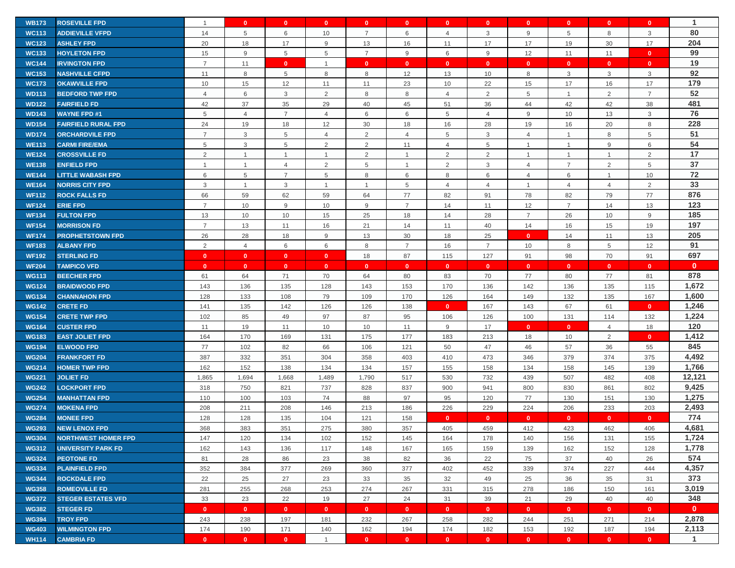| WB173 | ROSEVILLE FPD | 1 | 0 | 0 | 0 | 0 | 0 | 0 | 0 | 0 | 0 | 0 | 0 | 1 |
|---|---|---|---|---|---|---|---|---|---|---|---|---|---|---|
| WC113 | ADDIEVILLE VFPD | 14 | 5 | 6 | 10 | 7 | 6 | 4 | 3 | 9 | 5 | 8 | 3 | 80 |
| WC123 | ASHLEY FPD | 20 | 18 | 17 | 9 | 13 | 16 | 11 | 17 | 17 | 19 | 30 | 17 | 204 |
| WC133 | HOYLETON FPD | 15 | 9 | 5 | 5 | 7 | 9 | 6 | 9 | 12 | 11 | 11 | 0 | 99 |
| WC144 | IRVINGTON FPD | 7 | 11 | 0 | 1 | 0 | 0 | 0 | 0 | 0 | 0 | 0 | 0 | 19 |
| WC153 | NASHVILLE CFPD | 11 | 8 | 5 | 8 | 8 | 12 | 13 | 10 | 8 | 3 | 3 | 3 | 92 |
| WC173 | OKAWVILLE FPD | 10 | 15 | 12 | 11 | 11 | 23 | 10 | 22 | 15 | 17 | 16 | 17 | 179 |
| WD113 | BEDFORD TWP FPD | 4 | 6 | 3 | 2 | 8 | 8 | 4 | 2 | 5 | 1 | 2 | 7 | 52 |
| WD122 | FAIRFIELD FD | 42 | 37 | 35 | 29 | 40 | 45 | 51 | 36 | 44 | 42 | 42 | 38 | 481 |
| WD143 | WAYNE FPD #1 | 5 | 4 | 7 | 4 | 6 | 6 | 5 | 4 | 9 | 10 | 13 | 3 | 76 |
| WD154 | FAIRFIELD RURAL FPD | 24 | 19 | 18 | 12 | 30 | 18 | 16 | 28 | 19 | 16 | 20 | 8 | 228 |
| WD174 | ORCHARDVILE FPD | 7 | 3 | 5 | 4 | 2 | 4 | 5 | 3 | 4 | 1 | 8 | 5 | 51 |
| WE113 | CARMI FIRE/EMA | 5 | 3 | 5 | 2 | 2 | 11 | 4 | 5 | 1 | 1 | 9 | 6 | 54 |
| WE124 | CROSSVILLE FD | 2 | 1 | 1 | 1 | 2 | 1 | 2 | 2 | 1 | 1 | 1 | 2 | 17 |
| WE138 | ENFIELD FPD | 1 | 1 | 4 | 2 | 5 | 1 | 2 | 3 | 4 | 7 | 2 | 5 | 37 |
| WE144 | LITTLE WABASH FPD | 6 | 5 | 7 | 5 | 8 | 6 | 8 | 6 | 4 | 6 | 1 | 10 | 72 |
| WE164 | NORRIS CITY FPD | 3 | 1 | 3 | 1 | 1 | 5 | 4 | 4 | 1 | 4 | 4 | 2 | 33 |
| WF112 | ROCK FALLS FD | 66 | 59 | 62 | 59 | 64 | 77 | 82 | 91 | 78 | 82 | 79 | 77 | 876 |
| WF124 | ERIE FPD | 7 | 10 | 9 | 10 | 9 | 7 | 14 | 11 | 12 | 7 | 14 | 13 | 123 |
| WF134 | FULTON FPD | 13 | 10 | 10 | 15 | 25 | 18 | 14 | 28 | 7 | 26 | 10 | 9 | 185 |
| WF154 | MORRISON FD | 7 | 13 | 11 | 16 | 21 | 14 | 11 | 40 | 14 | 16 | 15 | 19 | 197 |
| WF174 | PROPHETSTOWN FPD | 26 | 28 | 18 | 9 | 13 | 30 | 18 | 25 | 0 | 14 | 11 | 13 | 205 |
| WF183 | ALBANY FPD | 2 | 4 | 6 | 6 | 8 | 7 | 16 | 7 | 10 | 8 | 5 | 12 | 91 |
| WF192 | STERLING FD | 0 | 0 | 0 | 0 | 18 | 87 | 115 | 127 | 91 | 98 | 70 | 91 | 697 |
| WF204 | TAMPICO VFD | 0 | 0 | 0 | 0 | 0 | 0 | 0 | 0 | 0 | 0 | 0 | 0 | 0 |
| WG113 | BEECHER FPD | 61 | 64 | 71 | 70 | 64 | 80 | 83 | 70 | 77 | 80 | 77 | 81 | 878 |
| WG124 | BRAIDWOOD FPD | 143 | 136 | 135 | 128 | 143 | 153 | 170 | 136 | 142 | 136 | 135 | 115 | 1,672 |
| WG134 | CHANNAHON FPD | 128 | 133 | 108 | 79 | 109 | 170 | 126 | 164 | 149 | 132 | 135 | 167 | 1,600 |
| WG142 | CRETE FD | 141 | 135 | 142 | 126 | 126 | 138 | 0 | 167 | 143 | 67 | 61 | 0 | 1,246 |
| WG154 | CRETE TWP FPD | 102 | 85 | 49 | 97 | 87 | 95 | 106 | 126 | 100 | 131 | 114 | 132 | 1,224 |
| WG164 | CUSTER FPD | 11 | 19 | 11 | 10 | 10 | 11 | 9 | 17 | 0 | 0 | 4 | 18 | 120 |
| WG183 | EAST JOLIET FPD | 164 | 170 | 169 | 131 | 175 | 177 | 183 | 213 | 18 | 10 | 2 | 0 | 1,412 |
| WG194 | ELWOOD FPD | 77 | 102 | 82 | 66 | 106 | 121 | 50 | 47 | 46 | 57 | 36 | 55 | 845 |
| WG204 | FRANKFORT FD | 387 | 332 | 351 | 304 | 358 | 403 | 410 | 473 | 346 | 379 | 374 | 375 | 4,492 |
| WG214 | HOMER TWP FPD | 162 | 152 | 138 | 134 | 134 | 157 | 155 | 158 | 134 | 158 | 145 | 139 | 1,766 |
| WG221 | JOLIET FD | 1,865 | 1,694 | 1,668 | 1,489 | 1,790 | 517 | 530 | 732 | 439 | 507 | 482 | 408 | 12,121 |
| WG242 | LOCKPORT FPD | 318 | 750 | 821 | 737 | 828 | 837 | 900 | 941 | 800 | 830 | 861 | 802 | 9,425 |
| WG254 | MANHATTAN FPD | 110 | 100 | 103 | 74 | 88 | 97 | 95 | 120 | 77 | 130 | 151 | 130 | 1,275 |
| WG274 | MOKENA FPD | 208 | 211 | 208 | 146 | 213 | 186 | 226 | 229 | 224 | 206 | 233 | 203 | 2,493 |
| WG284 | MONEE FPD | 128 | 128 | 135 | 104 | 121 | 158 | 0 | 0 | 0 | 0 | 0 | 0 | 774 |
| WG293 | NEW LENOX FPD | 368 | 383 | 351 | 275 | 380 | 357 | 405 | 459 | 412 | 423 | 462 | 406 | 4,681 |
| WG304 | NORTHWEST HOMER FPD | 147 | 120 | 134 | 102 | 152 | 145 | 164 | 178 | 140 | 156 | 131 | 155 | 1,724 |
| WG312 | UNIVERSITY PARK FD | 162 | 143 | 136 | 117 | 148 | 167 | 165 | 159 | 139 | 162 | 152 | 128 | 1,778 |
| WG324 | PEOTONE FD | 81 | 28 | 86 | 23 | 38 | 82 | 36 | 22 | 75 | 37 | 40 | 26 | 574 |
| WG334 | PLAINFIELD FPD | 352 | 384 | 377 | 269 | 360 | 377 | 402 | 452 | 339 | 374 | 227 | 444 | 4,357 |
| WG344 | ROCKDALE FPD | 22 | 25 | 27 | 23 | 33 | 35 | 32 | 49 | 25 | 36 | 35 | 31 | 373 |
| WG358 | ROMEOVILLE FD | 281 | 255 | 268 | 253 | 274 | 267 | 331 | 315 | 278 | 186 | 150 | 161 | 3,019 |
| WG372 | STEGER ESTATES VFD | 33 | 23 | 22 | 19 | 27 | 24 | 31 | 39 | 21 | 29 | 40 | 40 | 348 |
| WG382 | STEGER FD | 0 | 0 | 0 | 0 | 0 | 0 | 0 | 0 | 0 | 0 | 0 | 0 | 0 |
| WG394 | TROY FPD | 243 | 238 | 197 | 181 | 232 | 267 | 258 | 282 | 244 | 251 | 271 | 214 | 2,878 |
| WG403 | WILMINGTON FPD | 174 | 190 | 171 | 140 | 162 | 194 | 174 | 182 | 153 | 192 | 187 | 194 | 2,113 |
| WH114 | CAMBRIA FD | 0 | 0 | 0 | 1 | 0 | 0 | 0 | 0 | 0 | 0 | 0 | 0 | 1 |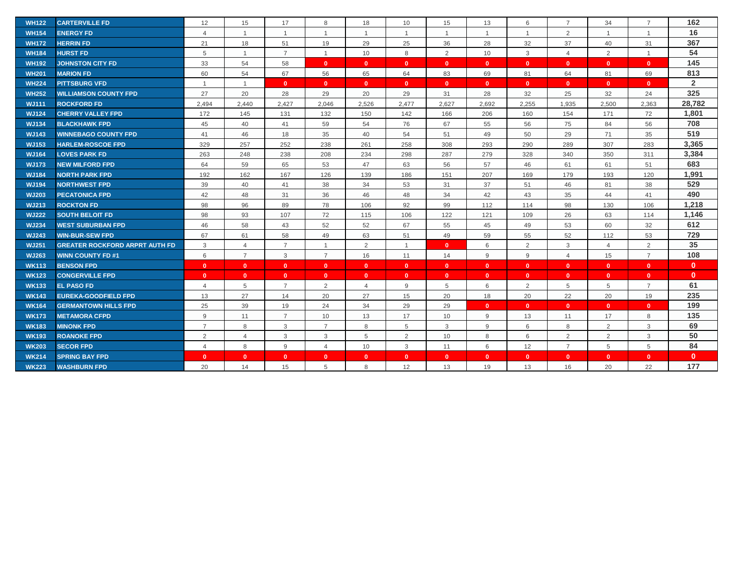| | | | | | | | | | | | | | | |
|---|---|---|---|---|---|---|---|---|---|---|---|---|---|---|
| WH122 | CARTERVILLE FD | 12 | 15 | 17 | 8 | 18 | 10 | 15 | 13 | 6 | 7 | 34 | 7 | 162 |
| WH154 | ENERGY FD | 4 | 1 | 1 | 1 | 1 | 1 | 1 | 1 | 1 | 2 | 1 | 1 | 16 |
| WH172 | HERRIN FD | 21 | 18 | 51 | 19 | 29 | 25 | 36 | 28 | 32 | 37 | 40 | 31 | 367 |
| WH184 | HURST FD | 5 | 1 | 7 | 1 | 10 | 8 | 2 | 10 | 3 | 4 | 2 | 1 | 54 |
| WH192 | JOHNSTON CITY FD | 33 | 54 | 58 | 0 | 0 | 0 | 0 | 0 | 0 | 0 | 0 | 0 | 145 |
| WH201 | MARION FD | 60 | 54 | 67 | 56 | 65 | 64 | 83 | 69 | 81 | 64 | 81 | 69 | 813 |
| WH224 | PITTSBURG VFD | 1 | 1 | 0 | 0 | 0 | 0 | 0 | 0 | 0 | 0 | 0 | 0 | 2 |
| WH252 | WILLIAMSON COUNTY FPD | 27 | 20 | 28 | 29 | 20 | 29 | 31 | 28 | 32 | 25 | 32 | 24 | 325 |
| WJ111 | ROCKFORD FD | 2,494 | 2,440 | 2,427 | 2,046 | 2,526 | 2,477 | 2,627 | 2,692 | 2,255 | 1,935 | 2,500 | 2,363 | 28,782 |
| WJ124 | CHERRY VALLEY FPD | 172 | 145 | 131 | 132 | 150 | 142 | 166 | 206 | 160 | 154 | 171 | 72 | 1,801 |
| WJ134 | BLACKHAWK FPD | 45 | 40 | 41 | 59 | 54 | 76 | 67 | 55 | 56 | 75 | 84 | 56 | 708 |
| WJ143 | WINNEBAGO COUNTY FPD | 41 | 46 | 18 | 35 | 40 | 54 | 51 | 49 | 50 | 29 | 71 | 35 | 519 |
| WJ153 | HARLEM-ROSCOE FPD | 329 | 257 | 252 | 238 | 261 | 258 | 308 | 293 | 290 | 289 | 307 | 283 | 3,365 |
| WJ164 | LOVES PARK FD | 263 | 248 | 238 | 208 | 234 | 298 | 287 | 279 | 328 | 340 | 350 | 311 | 3,384 |
| WJ173 | NEW MILFORD FPD | 64 | 59 | 65 | 53 | 47 | 63 | 56 | 57 | 46 | 61 | 61 | 51 | 683 |
| WJ184 | NORTH PARK FPD | 192 | 162 | 167 | 126 | 139 | 186 | 151 | 207 | 169 | 179 | 193 | 120 | 1,991 |
| WJ194 | NORTHWEST FPD | 39 | 40 | 41 | 38 | 34 | 53 | 31 | 37 | 51 | 46 | 81 | 38 | 529 |
| WJ203 | PECATONICA FPD | 42 | 48 | 31 | 36 | 46 | 48 | 34 | 42 | 43 | 35 | 44 | 41 | 490 |
| WJ213 | ROCKTON FD | 98 | 96 | 89 | 78 | 106 | 92 | 99 | 112 | 114 | 98 | 130 | 106 | 1,218 |
| WJ222 | SOUTH BELOIT FD | 98 | 93 | 107 | 72 | 115 | 106 | 122 | 121 | 109 | 26 | 63 | 114 | 1,146 |
| WJ234 | WEST SUBURBAN FPD | 46 | 58 | 43 | 52 | 52 | 67 | 55 | 45 | 49 | 53 | 60 | 32 | 612 |
| WJ243 | WIN-BUR-SEW FPD | 67 | 61 | 58 | 49 | 63 | 51 | 49 | 59 | 55 | 52 | 112 | 53 | 729 |
| WJ251 | GREATER ROCKFORD ARPRT AUTH FD | 3 | 4 | 7 | 1 | 2 | 1 | 0 | 6 | 2 | 3 | 4 | 2 | 35 |
| WJ263 | WINN COUNTY FD #1 | 6 | 7 | 3 | 7 | 16 | 11 | 14 | 9 | 9 | 4 | 15 | 7 | 108 |
| WK113 | BENSON FPD | 0 | 0 | 0 | 0 | 0 | 0 | 0 | 0 | 0 | 0 | 0 | 0 | 0 |
| WK123 | CONGERVILLE FPD | 0 | 0 | 0 | 0 | 0 | 0 | 0 | 0 | 0 | 0 | 0 | 0 | 0 |
| WK133 | EL PASO FD | 4 | 5 | 7 | 2 | 4 | 9 | 5 | 6 | 2 | 5 | 5 | 7 | 61 |
| WK143 | EUREKA-GOODFIELD FPD | 13 | 27 | 14 | 20 | 27 | 15 | 20 | 18 | 20 | 22 | 20 | 19 | 235 |
| WK164 | GERMANTOWN HILLS FPD | 25 | 39 | 19 | 24 | 34 | 29 | 29 | 0 | 0 | 0 | 0 | 0 | 199 |
| WK173 | METAMORA CFPD | 9 | 11 | 7 | 10 | 13 | 17 | 10 | 9 | 13 | 11 | 17 | 8 | 135 |
| WK183 | MINONK FPD | 7 | 8 | 3 | 7 | 8 | 5 | 3 | 9 | 6 | 8 | 2 | 3 | 69 |
| WK193 | ROANOKE FPD | 2 | 4 | 3 | 3 | 5 | 2 | 10 | 8 | 6 | 2 | 2 | 3 | 50 |
| WK203 | SECOR FPD | 4 | 8 | 9 | 4 | 10 | 3 | 11 | 6 | 12 | 7 | 5 | 5 | 84 |
| WK214 | SPRING BAY FPD | 0 | 0 | 0 | 0 | 0 | 0 | 0 | 0 | 0 | 0 | 0 | 0 | 0 |
| WK223 | WASHBURN FPD | 20 | 14 | 15 | 5 | 8 | 12 | 13 | 19 | 13 | 16 | 20 | 22 | 177 |